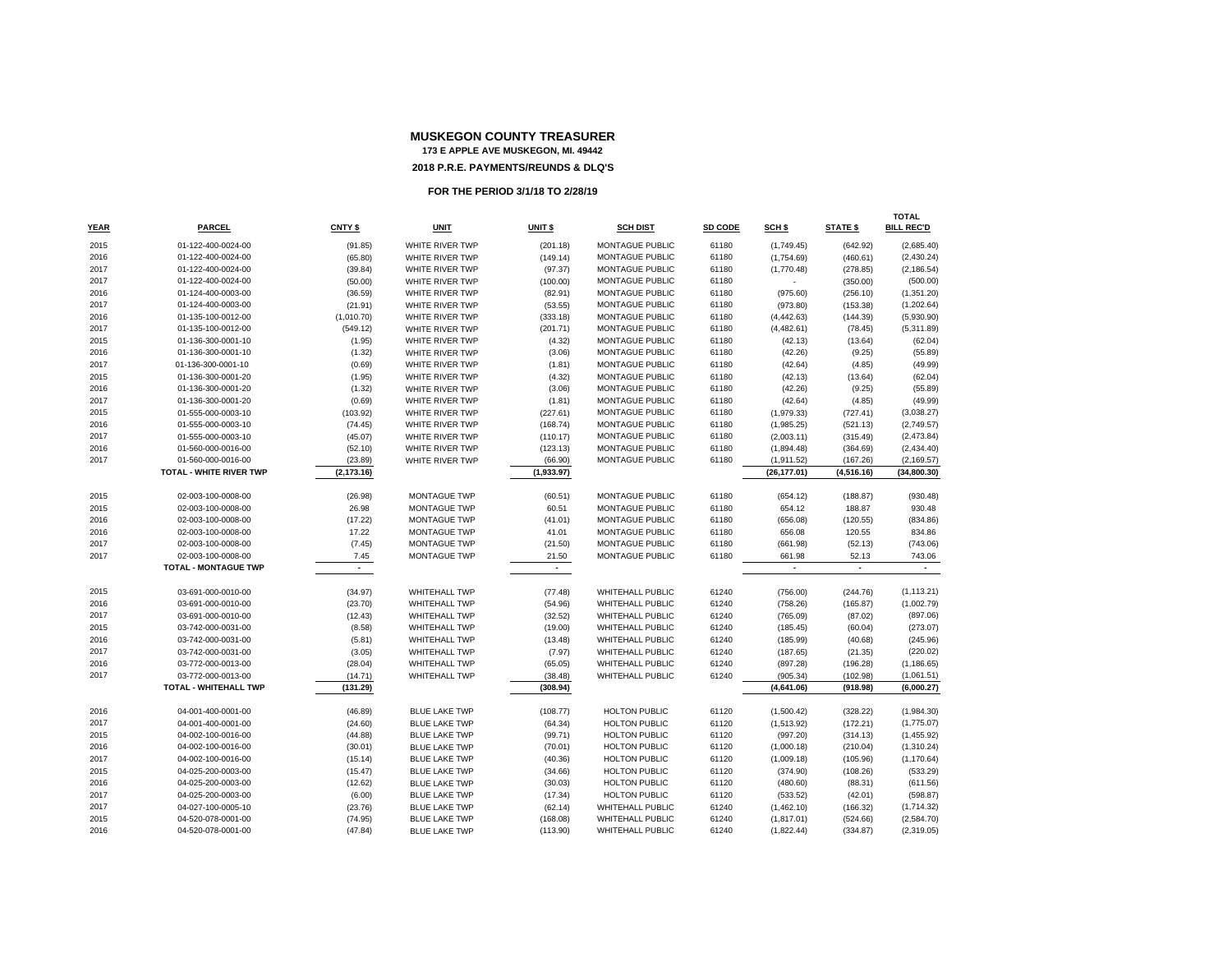# MUSKEGON COUNTY TREASURER

**173 E APPLE AVE MUSKEGON, MI. 49442**

**2018 P.R.E. PAYMENTS/REUNDS & DLQ'S**

**FOR THE PERIOD 3/1/18 TO 2/28/19**

| YEAR | PARCEL | CNTY $ | UNIT | UNIT $ | SCH DIST | SD CODE | SCH $ | STATE $ | TOTAL BILL REC'D |
|---|---|---|---|---|---|---|---|---|---|
| 2015 | 01-122-400-0024-00 | (91.85) | WHITE RIVER TWP | (201.18) | MONTAGUE PUBLIC | 61180 | (1,749.45) | (642.92) | (2,685.40) |
| 2016 | 01-122-400-0024-00 | (65.80) | WHITE RIVER TWP | (149.14) | MONTAGUE PUBLIC | 61180 | (1,754.69) | (460.61) | (2,430.24) |
| 2017 | 01-122-400-0024-00 | (39.84) | WHITE RIVER TWP | (97.37) | MONTAGUE PUBLIC | 61180 | (1,770.48) | (278.85) | (2,186.54) |
| 2017 | 01-122-400-0024-00 | (50.00) | WHITE RIVER TWP | (100.00) | MONTAGUE PUBLIC | 61180 | - | (350.00) | (500.00) |
| 2016 | 01-124-400-0003-00 | (36.59) | WHITE RIVER TWP | (82.91) | MONTAGUE PUBLIC | 61180 | (975.60) | (256.10) | (1,351.20) |
| 2017 | 01-124-400-0003-00 | (21.91) | WHITE RIVER TWP | (53.55) | MONTAGUE PUBLIC | 61180 | (973.80) | (153.38) | (1,202.64) |
| 2016 | 01-135-100-0012-00 | (1,010.70) | WHITE RIVER TWP | (333.18) | MONTAGUE PUBLIC | 61180 | (4,442.63) | (144.39) | (5,930.90) |
| 2017 | 01-135-100-0012-00 | (549.12) | WHITE RIVER TWP | (201.71) | MONTAGUE PUBLIC | 61180 | (4,482.61) | (78.45) | (5,311.89) |
| 2015 | 01-136-300-0001-10 | (1.95) | WHITE RIVER TWP | (4.32) | MONTAGUE PUBLIC | 61180 | (42.13) | (13.64) | (62.04) |
| 2016 | 01-136-300-0001-10 | (1.32) | WHITE RIVER TWP | (3.06) | MONTAGUE PUBLIC | 61180 | (42.26) | (9.25) | (55.89) |
| 2017 | 01-136-300-0001-10 | (0.69) | WHITE RIVER TWP | (1.81) | MONTAGUE PUBLIC | 61180 | (42.64) | (4.85) | (49.99) |
| 2015 | 01-136-300-0001-20 | (1.95) | WHITE RIVER TWP | (4.32) | MONTAGUE PUBLIC | 61180 | (42.13) | (13.64) | (62.04) |
| 2016 | 01-136-300-0001-20 | (1.32) | WHITE RIVER TWP | (3.06) | MONTAGUE PUBLIC | 61180 | (42.26) | (9.25) | (55.89) |
| 2017 | 01-136-300-0001-20 | (0.69) | WHITE RIVER TWP | (1.81) | MONTAGUE PUBLIC | 61180 | (42.64) | (4.85) | (49.99) |
| 2015 | 01-555-000-0003-10 | (103.92) | WHITE RIVER TWP | (227.61) | MONTAGUE PUBLIC | 61180 | (1,979.33) | (727.41) | (3,038.27) |
| 2016 | 01-555-000-0003-10 | (74.45) | WHITE RIVER TWP | (168.74) | MONTAGUE PUBLIC | 61180 | (1,985.25) | (521.13) | (2,749.57) |
| 2017 | 01-555-000-0003-10 | (45.07) | WHITE RIVER TWP | (110.17) | MONTAGUE PUBLIC | 61180 | (2,003.11) | (315.49) | (2,473.84) |
| 2016 | 01-560-000-0016-00 | (52.10) | WHITE RIVER TWP | (123.13) | MONTAGUE PUBLIC | 61180 | (1,894.48) | (364.69) | (2,434.40) |
| 2017 | 01-560-000-0016-00 | (23.89) | WHITE RIVER TWP | (66.90) | MONTAGUE PUBLIC | 61180 | (1,911.52) | (167.26) | (2,169.57) |
| | **TOTAL - WHITE RIVER TWP** | **(2,173.16)** | | **(1,933.97)** | | | **(26,177.01)** | **(4,516.16)** | **(34,800.30)** |
| 2015 | 02-003-100-0008-00 | (26.98) | MONTAGUE TWP | (60.51) | MONTAGUE PUBLIC | 61180 | (654.12) | (188.87) | (930.48) |
| 2015 | 02-003-100-0008-00 | 26.98 | MONTAGUE TWP | 60.51 | MONTAGUE PUBLIC | 61180 | 654.12 | 188.87 | 930.48 |
| 2016 | 02-003-100-0008-00 | (17.22) | MONTAGUE TWP | (41.01) | MONTAGUE PUBLIC | 61180 | (656.08) | (120.55) | (834.86) |
| 2016 | 02-003-100-0008-00 | 17.22 | MONTAGUE TWP | 41.01 | MONTAGUE PUBLIC | 61180 | 656.08 | 120.55 | 834.86 |
| 2017 | 02-003-100-0008-00 | (7.45) | MONTAGUE TWP | (21.50) | MONTAGUE PUBLIC | 61180 | (661.98) | (52.13) | (743.06) |
| 2017 | 02-003-100-0008-00 | 7.45 | MONTAGUE TWP | 21.50 | MONTAGUE PUBLIC | 61180 | 661.98 | 52.13 | 743.06 |
| | **TOTAL - MONTAGUE TWP** | **-** | | **-** | | | **-** | **-** | **-** |
| 2015 | 03-691-000-0010-00 | (34.97) | WHITEHALL TWP | (77.48) | WHITEHALL PUBLIC | 61240 | (756.00) | (244.76) | (1,113.21) |
| 2016 | 03-691-000-0010-00 | (23.70) | WHITEHALL TWP | (54.96) | WHITEHALL PUBLIC | 61240 | (758.26) | (165.87) | (1,002.79) |
| 2017 | 03-691-000-0010-00 | (12.43) | WHITEHALL TWP | (32.52) | WHITEHALL PUBLIC | 61240 | (765.09) | (87.02) | (897.06) |
| 2015 | 03-742-000-0031-00 | (8.58) | WHITEHALL TWP | (19.00) | WHITEHALL PUBLIC | 61240 | (185.45) | (60.04) | (273.07) |
| 2016 | 03-742-000-0031-00 | (5.81) | WHITEHALL TWP | (13.48) | WHITEHALL PUBLIC | 61240 | (185.99) | (40.68) | (245.96) |
| 2017 | 03-742-000-0031-00 | (3.05) | WHITEHALL TWP | (7.97) | WHITEHALL PUBLIC | 61240 | (187.65) | (21.35) | (220.02) |
| 2016 | 03-772-000-0013-00 | (28.04) | WHITEHALL TWP | (65.05) | WHITEHALL PUBLIC | 61240 | (897.28) | (196.28) | (1,186.65) |
| 2017 | 03-772-000-0013-00 | (14.71) | WHITEHALL TWP | (38.48) | WHITEHALL PUBLIC | 61240 | (905.34) | (102.98) | (1,061.51) |
| | **TOTAL - WHITEHALL TWP** | **(131.29)** | | **(308.94)** | | | **(4,641.06)** | **(918.98)** | **(6,000.27)** |
| 2016 | 04-001-400-0001-00 | (46.89) | BLUE LAKE TWP | (108.77) | HOLTON PUBLIC | 61120 | (1,500.42) | (328.22) | (1,984.30) |
| 2017 | 04-001-400-0001-00 | (24.60) | BLUE LAKE TWP | (64.34) | HOLTON PUBLIC | 61120 | (1,513.92) | (172.21) | (1,775.07) |
| 2015 | 04-002-100-0016-00 | (44.88) | BLUE LAKE TWP | (99.71) | HOLTON PUBLIC | 61120 | (997.20) | (314.13) | (1,455.92) |
| 2016 | 04-002-100-0016-00 | (30.01) | BLUE LAKE TWP | (70.01) | HOLTON PUBLIC | 61120 | (1,000.18) | (210.04) | (1,310.24) |
| 2017 | 04-002-100-0016-00 | (15.14) | BLUE LAKE TWP | (40.36) | HOLTON PUBLIC | 61120 | (1,009.18) | (105.96) | (1,170.64) |
| 2015 | 04-025-200-0003-00 | (15.47) | BLUE LAKE TWP | (34.66) | HOLTON PUBLIC | 61120 | (374.90) | (108.26) | (533.29) |
| 2016 | 04-025-200-0003-00 | (12.62) | BLUE LAKE TWP | (30.03) | HOLTON PUBLIC | 61120 | (480.60) | (88.31) | (611.56) |
| 2017 | 04-025-200-0003-00 | (6.00) | BLUE LAKE TWP | (17.34) | HOLTON PUBLIC | 61120 | (533.52) | (42.01) | (598.87) |
| 2017 | 04-027-100-0005-10 | (23.76) | BLUE LAKE TWP | (62.14) | WHITEHALL PUBLIC | 61240 | (1,462.10) | (166.32) | (1,714.32) |
| 2015 | 04-520-078-0001-00 | (74.95) | BLUE LAKE TWP | (168.08) | WHITEHALL PUBLIC | 61240 | (1,817.01) | (524.66) | (2,584.70) |
| 2016 | 04-520-078-0001-00 | (47.84) | BLUE LAKE TWP | (113.90) | WHITEHALL PUBLIC | 61240 | (1,822.44) | (334.87) | (2,319.05) |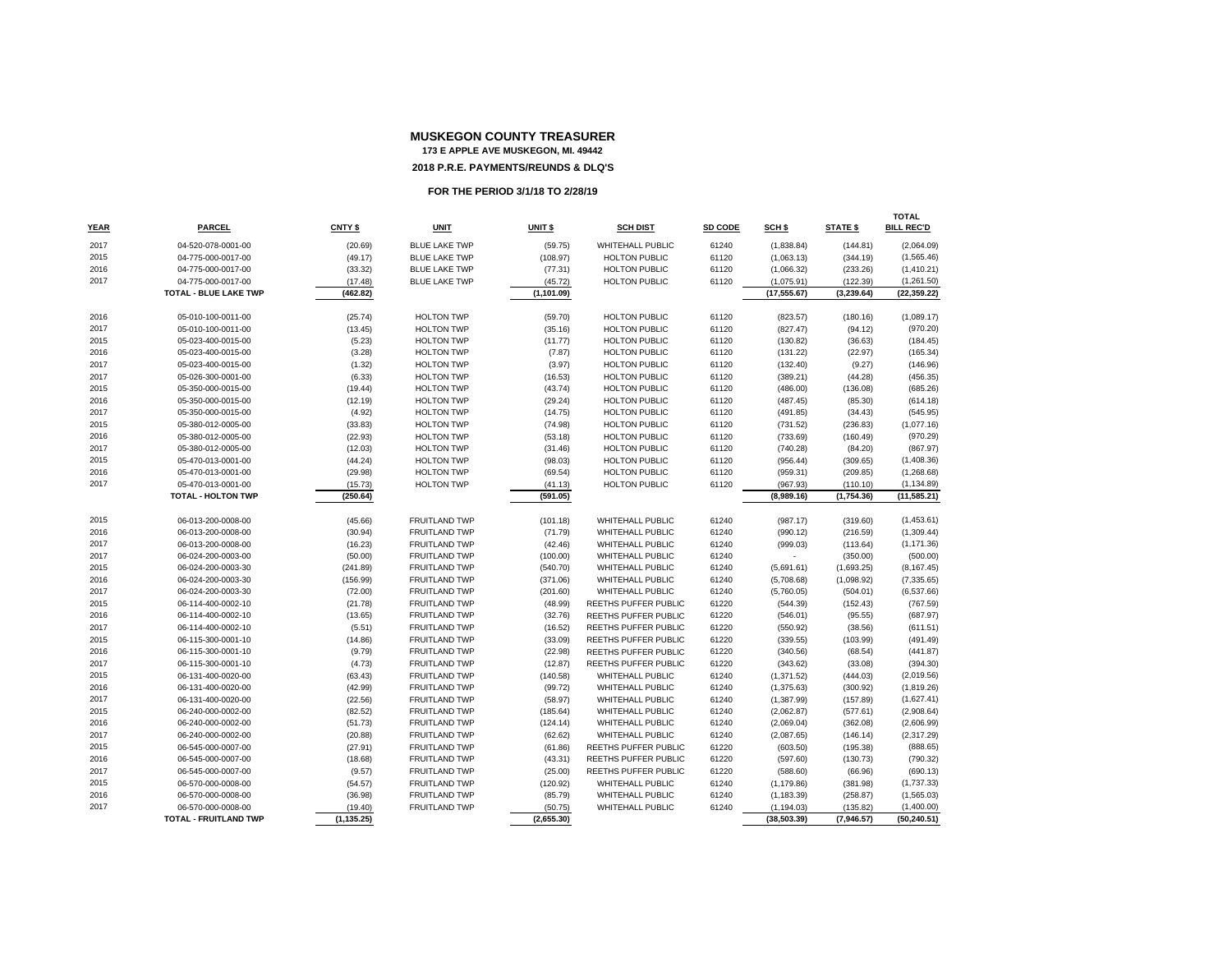# MUSKEGON COUNTY TREASURER

**173 E APPLE AVE MUSKEGON, MI. 49442**

**2018 P.R.E. PAYMENTS/REUNDS & DLQ'S**

**FOR THE PERIOD 3/1/18 TO 2/28/19**

| YEAR | PARCEL | CNTY $ | UNIT | UNIT $ | SCH DIST | SD CODE | SCH $ | STATE $ | TOTAL BILL REC'D |
|---|---|---|---|---|---|---|---|---|---|
| 2017 | 04-520-078-0001-00 | (20.69) | BLUE LAKE TWP | (59.75) | WHITEHALL PUBLIC | 61240 | (1,838.84) | (144.81) | (2,064.09) |
| 2015 | 04-775-000-0017-00 | (49.17) | BLUE LAKE TWP | (108.97) | HOLTON PUBLIC | 61120 | (1,063.13) | (344.19) | (1,565.46) |
| 2016 | 04-775-000-0017-00 | (33.32) | BLUE LAKE TWP | (77.31) | HOLTON PUBLIC | 61120 | (1,066.32) | (233.26) | (1,410.21) |
| 2017 | 04-775-000-0017-00 | (17.48) | BLUE LAKE TWP | (45.72) | HOLTON PUBLIC | 61120 | (1,075.91) | (122.39) | (1,261.50) |
| | **TOTAL - BLUE LAKE TWP** | **(462.82)** | | **(1,101.09)** | | | **(17,555.67)** | **(3,239.64)** | **(22,359.22)** |
| 2016 | 05-010-100-0011-00 | (25.74) | HOLTON TWP | (59.70) | HOLTON PUBLIC | 61120 | (823.57) | (180.16) | (1,089.17) |
| 2017 | 05-010-100-0011-00 | (13.45) | HOLTON TWP | (35.16) | HOLTON PUBLIC | 61120 | (827.47) | (94.12) | (970.20) |
| 2015 | 05-023-400-0015-00 | (5.23) | HOLTON TWP | (11.77) | HOLTON PUBLIC | 61120 | (130.82) | (36.63) | (184.45) |
| 2016 | 05-023-400-0015-00 | (3.28) | HOLTON TWP | (7.87) | HOLTON PUBLIC | 61120 | (131.22) | (22.97) | (165.34) |
| 2017 | 05-023-400-0015-00 | (1.32) | HOLTON TWP | (3.97) | HOLTON PUBLIC | 61120 | (132.40) | (9.27) | (146.96) |
| 2017 | 05-026-300-0001-00 | (6.33) | HOLTON TWP | (16.53) | HOLTON PUBLIC | 61120 | (389.21) | (44.28) | (456.35) |
| 2015 | 05-350-000-0015-00 | (19.44) | HOLTON TWP | (43.74) | HOLTON PUBLIC | 61120 | (486.00) | (136.08) | (685.26) |
| 2016 | 05-350-000-0015-00 | (12.19) | HOLTON TWP | (29.24) | HOLTON PUBLIC | 61120 | (487.45) | (85.30) | (614.18) |
| 2017 | 05-350-000-0015-00 | (4.92) | HOLTON TWP | (14.75) | HOLTON PUBLIC | 61120 | (491.85) | (34.43) | (545.95) |
| 2015 | 05-380-012-0005-00 | (33.83) | HOLTON TWP | (74.98) | HOLTON PUBLIC | 61120 | (731.52) | (236.83) | (1,077.16) |
| 2016 | 05-380-012-0005-00 | (22.93) | HOLTON TWP | (53.18) | HOLTON PUBLIC | 61120 | (733.69) | (160.49) | (970.29) |
| 2017 | 05-380-012-0005-00 | (12.03) | HOLTON TWP | (31.46) | HOLTON PUBLIC | 61120 | (740.28) | (84.20) | (867.97) |
| 2015 | 05-470-013-0001-00 | (44.24) | HOLTON TWP | (98.03) | HOLTON PUBLIC | 61120 | (956.44) | (309.65) | (1,408.36) |
| 2016 | 05-470-013-0001-00 | (29.98) | HOLTON TWP | (69.54) | HOLTON PUBLIC | 61120 | (959.31) | (209.85) | (1,268.68) |
| 2017 | 05-470-013-0001-00 | (15.73) | HOLTON TWP | (41.13) | HOLTON PUBLIC | 61120 | (967.93) | (110.10) | (1,134.89) |
| | **TOTAL - HOLTON TWP** | **(250.64)** | | **(591.05)** | | | **(8,989.16)** | **(1,754.36)** | **(11,585.21)** |
| 2015 | 06-013-200-0008-00 | (45.66) | FRUITLAND TWP | (101.18) | WHITEHALL PUBLIC | 61240 | (987.17) | (319.60) | (1,453.61) |
| 2016 | 06-013-200-0008-00 | (30.94) | FRUITLAND TWP | (71.79) | WHITEHALL PUBLIC | 61240 | (990.12) | (216.59) | (1,309.44) |
| 2017 | 06-013-200-0008-00 | (16.23) | FRUITLAND TWP | (42.46) | WHITEHALL PUBLIC | 61240 | (999.03) | (113.64) | (1,171.36) |
| 2017 | 06-024-200-0003-00 | (50.00) | FRUITLAND TWP | (100.00) | WHITEHALL PUBLIC | 61240 | - | (350.00) | (500.00) |
| 2015 | 06-024-200-0003-30 | (241.89) | FRUITLAND TWP | (540.70) | WHITEHALL PUBLIC | 61240 | (5,691.61) | (1,693.25) | (8,167.45) |
| 2016 | 06-024-200-0003-30 | (156.99) | FRUITLAND TWP | (371.06) | WHITEHALL PUBLIC | 61240 | (5,708.68) | (1,098.92) | (7,335.65) |
| 2017 | 06-024-200-0003-30 | (72.00) | FRUITLAND TWP | (201.60) | WHITEHALL PUBLIC | 61240 | (5,760.05) | (504.01) | (6,537.66) |
| 2015 | 06-114-400-0002-10 | (21.78) | FRUITLAND TWP | (48.99) | REETHS PUFFER PUBLIC | 61220 | (544.39) | (152.43) | (767.59) |
| 2016 | 06-114-400-0002-10 | (13.65) | FRUITLAND TWP | (32.76) | REETHS PUFFER PUBLIC | 61220 | (546.01) | (95.55) | (687.97) |
| 2017 | 06-114-400-0002-10 | (5.51) | FRUITLAND TWP | (16.52) | REETHS PUFFER PUBLIC | 61220 | (550.92) | (38.56) | (611.51) |
| 2015 | 06-115-300-0001-10 | (14.86) | FRUITLAND TWP | (33.09) | REETHS PUFFER PUBLIC | 61220 | (339.55) | (103.99) | (491.49) |
| 2016 | 06-115-300-0001-10 | (9.79) | FRUITLAND TWP | (22.98) | REETHS PUFFER PUBLIC | 61220 | (340.56) | (68.54) | (441.87) |
| 2017 | 06-115-300-0001-10 | (4.73) | FRUITLAND TWP | (12.87) | REETHS PUFFER PUBLIC | 61220 | (343.62) | (33.08) | (394.30) |
| 2015 | 06-131-400-0020-00 | (63.43) | FRUITLAND TWP | (140.58) | WHITEHALL PUBLIC | 61240 | (1,371.52) | (444.03) | (2,019.56) |
| 2016 | 06-131-400-0020-00 | (42.99) | FRUITLAND TWP | (99.72) | WHITEHALL PUBLIC | 61240 | (1,375.63) | (300.92) | (1,819.26) |
| 2017 | 06-131-400-0020-00 | (22.56) | FRUITLAND TWP | (58.97) | WHITEHALL PUBLIC | 61240 | (1,387.99) | (157.89) | (1,627.41) |
| 2015 | 06-240-000-0002-00 | (82.52) | FRUITLAND TWP | (185.64) | WHITEHALL PUBLIC | 61240 | (2,062.87) | (577.61) | (2,908.64) |
| 2016 | 06-240-000-0002-00 | (51.73) | FRUITLAND TWP | (124.14) | WHITEHALL PUBLIC | 61240 | (2,069.04) | (362.08) | (2,606.99) |
| 2017 | 06-240-000-0002-00 | (20.88) | FRUITLAND TWP | (62.62) | WHITEHALL PUBLIC | 61240 | (2,087.65) | (146.14) | (2,317.29) |
| 2015 | 06-545-000-0007-00 | (27.91) | FRUITLAND TWP | (61.86) | REETHS PUFFER PUBLIC | 61220 | (603.50) | (195.38) | (888.65) |
| 2016 | 06-545-000-0007-00 | (18.68) | FRUITLAND TWP | (43.31) | REETHS PUFFER PUBLIC | 61220 | (597.60) | (130.73) | (790.32) |
| 2017 | 06-545-000-0007-00 | (9.57) | FRUITLAND TWP | (25.00) | REETHS PUFFER PUBLIC | 61220 | (588.60) | (66.96) | (690.13) |
| 2015 | 06-570-000-0008-00 | (54.57) | FRUITLAND TWP | (120.92) | WHITEHALL PUBLIC | 61240 | (1,179.86) | (381.98) | (1,737.33) |
| 2016 | 06-570-000-0008-00 | (36.98) | FRUITLAND TWP | (85.79) | WHITEHALL PUBLIC | 61240 | (1,183.39) | (258.87) | (1,565.03) |
| 2017 | 06-570-000-0008-00 | (19.40) | FRUITLAND TWP | (50.75) | WHITEHALL PUBLIC | 61240 | (1,194.03) | (135.82) | (1,400.00) |
| | **TOTAL - FRUITLAND TWP** | **(1,135.25)** | | **(2,655.30)** | | | **(38,503.39)** | **(7,946.57)** | **(50,240.51)** |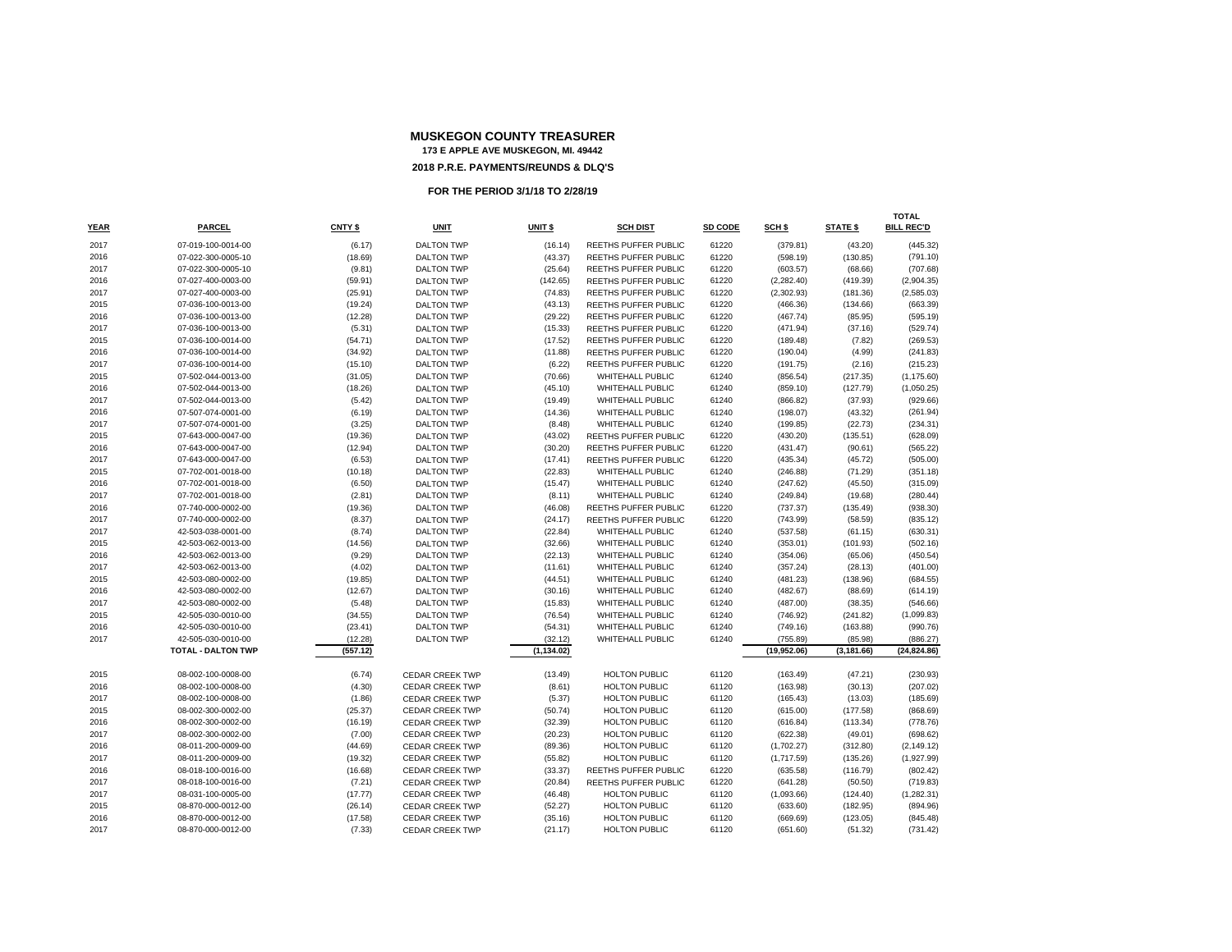# MUSKEGON COUNTY TREASURER

**173 E APPLE AVE MUSKEGON, MI. 49442**

**2018 P.R.E. PAYMENTS/REUNDS & DLQ'S**

**FOR THE PERIOD 3/1/18 TO 2/28/19**

| YEAR | PARCEL | CNTY $ | UNIT | UNIT $ | SCH DIST | SD CODE | SCH $ | STATE $ | TOTAL BILL REC'D |
|---|---|---|---|---|---|---|---|---|---|
| 2017 | 07-019-100-0014-00 | (6.17) | DALTON TWP | (16.14) | REETHS PUFFER PUBLIC | 61220 | (379.81) | (43.20) | (445.32) |
| 2016 | 07-022-300-0005-10 | (18.69) | DALTON TWP | (43.37) | REETHS PUFFER PUBLIC | 61220 | (598.19) | (130.85) | (791.10) |
| 2017 | 07-022-300-0005-10 | (9.81) | DALTON TWP | (25.64) | REETHS PUFFER PUBLIC | 61220 | (603.57) | (68.66) | (707.68) |
| 2016 | 07-027-400-0003-00 | (59.91) | DALTON TWP | (142.65) | REETHS PUFFER PUBLIC | 61220 | (2,282.40) | (419.39) | (2,904.35) |
| 2017 | 07-027-400-0003-00 | (25.91) | DALTON TWP | (74.83) | REETHS PUFFER PUBLIC | 61220 | (2,302.93) | (181.36) | (2,585.03) |
| 2015 | 07-036-100-0013-00 | (19.24) | DALTON TWP | (43.13) | REETHS PUFFER PUBLIC | 61220 | (466.36) | (134.66) | (663.39) |
| 2016 | 07-036-100-0013-00 | (12.28) | DALTON TWP | (29.22) | REETHS PUFFER PUBLIC | 61220 | (467.74) | (85.95) | (595.19) |
| 2017 | 07-036-100-0013-00 | (5.31) | DALTON TWP | (15.33) | REETHS PUFFER PUBLIC | 61220 | (471.94) | (37.16) | (529.74) |
| 2015 | 07-036-100-0014-00 | (54.71) | DALTON TWP | (17.52) | REETHS PUFFER PUBLIC | 61220 | (189.48) | (7.82) | (269.53) |
| 2016 | 07-036-100-0014-00 | (34.92) | DALTON TWP | (11.88) | REETHS PUFFER PUBLIC | 61220 | (190.04) | (4.99) | (241.83) |
| 2017 | 07-036-100-0014-00 | (15.10) | DALTON TWP | (6.22) | REETHS PUFFER PUBLIC | 61220 | (191.75) | (2.16) | (215.23) |
| 2015 | 07-502-044-0013-00 | (31.05) | DALTON TWP | (70.66) | WHITEHALL PUBLIC | 61240 | (856.54) | (217.35) | (1,175.60) |
| 2016 | 07-502-044-0013-00 | (18.26) | DALTON TWP | (45.10) | WHITEHALL PUBLIC | 61240 | (859.10) | (127.79) | (1,050.25) |
| 2017 | 07-502-044-0013-00 | (5.42) | DALTON TWP | (19.49) | WHITEHALL PUBLIC | 61240 | (866.82) | (37.93) | (929.66) |
| 2016 | 07-507-074-0001-00 | (6.19) | DALTON TWP | (14.36) | WHITEHALL PUBLIC | 61240 | (198.07) | (43.32) | (261.94) |
| 2017 | 07-507-074-0001-00 | (3.25) | DALTON TWP | (8.48) | WHITEHALL PUBLIC | 61240 | (199.85) | (22.73) | (234.31) |
| 2015 | 07-643-000-0047-00 | (19.36) | DALTON TWP | (43.02) | REETHS PUFFER PUBLIC | 61220 | (430.20) | (135.51) | (628.09) |
| 2016 | 07-643-000-0047-00 | (12.94) | DALTON TWP | (30.20) | REETHS PUFFER PUBLIC | 61220 | (431.47) | (90.61) | (565.22) |
| 2017 | 07-643-000-0047-00 | (6.53) | DALTON TWP | (17.41) | REETHS PUFFER PUBLIC | 61220 | (435.34) | (45.72) | (505.00) |
| 2015 | 07-702-001-0018-00 | (10.18) | DALTON TWP | (22.83) | WHITEHALL PUBLIC | 61240 | (246.88) | (71.29) | (351.18) |
| 2016 | 07-702-001-0018-00 | (6.50) | DALTON TWP | (15.47) | WHITEHALL PUBLIC | 61240 | (247.62) | (45.50) | (315.09) |
| 2017 | 07-702-001-0018-00 | (2.81) | DALTON TWP | (8.11) | WHITEHALL PUBLIC | 61240 | (249.84) | (19.68) | (280.44) |
| 2016 | 07-740-000-0002-00 | (19.36) | DALTON TWP | (46.08) | REETHS PUFFER PUBLIC | 61220 | (737.37) | (135.49) | (938.30) |
| 2017 | 07-740-000-0002-00 | (8.37) | DALTON TWP | (24.17) | REETHS PUFFER PUBLIC | 61220 | (743.99) | (58.59) | (835.12) |
| 2017 | 42-503-038-0001-00 | (8.74) | DALTON TWP | (22.84) | WHITEHALL PUBLIC | 61240 | (537.58) | (61.15) | (630.31) |
| 2015 | 42-503-062-0013-00 | (14.56) | DALTON TWP | (32.66) | WHITEHALL PUBLIC | 61240 | (353.01) | (101.93) | (502.16) |
| 2016 | 42-503-062-0013-00 | (9.29) | DALTON TWP | (22.13) | WHITEHALL PUBLIC | 61240 | (354.06) | (65.06) | (450.54) |
| 2017 | 42-503-062-0013-00 | (4.02) | DALTON TWP | (11.61) | WHITEHALL PUBLIC | 61240 | (357.24) | (28.13) | (401.00) |
| 2015 | 42-503-080-0002-00 | (19.85) | DALTON TWP | (44.51) | WHITEHALL PUBLIC | 61240 | (481.23) | (138.96) | (684.55) |
| 2016 | 42-503-080-0002-00 | (12.67) | DALTON TWP | (30.16) | WHITEHALL PUBLIC | 61240 | (482.67) | (88.69) | (614.19) |
| 2017 | 42-503-080-0002-00 | (5.48) | DALTON TWP | (15.83) | WHITEHALL PUBLIC | 61240 | (487.00) | (38.35) | (546.66) |
| 2015 | 42-505-030-0010-00 | (34.55) | DALTON TWP | (76.54) | WHITEHALL PUBLIC | 61240 | (746.92) | (241.82) | (1,099.83) |
| 2016 | 42-505-030-0010-00 | (23.41) | DALTON TWP | (54.31) | WHITEHALL PUBLIC | 61240 | (749.16) | (163.88) | (990.76) |
| 2017 | 42-505-030-0010-00 | (12.28) | DALTON TWP | (32.12) | WHITEHALL PUBLIC | 61240 | (755.89) | (85.98) | (886.27) |
| | **TOTAL - DALTON TWP** | **(557.12)** | | **(1,134.02)** | | | **(19,952.06)** | **(3,181.66)** | **(24,824.86)** |
| 2015 | 08-002-100-0008-00 | (6.74) | CEDAR CREEK TWP | (13.49) | HOLTON PUBLIC | 61120 | (163.49) | (47.21) | (230.93) |
| 2016 | 08-002-100-0008-00 | (4.30) | CEDAR CREEK TWP | (8.61) | HOLTON PUBLIC | 61120 | (163.98) | (30.13) | (207.02) |
| 2017 | 08-002-100-0008-00 | (1.86) | CEDAR CREEK TWP | (5.37) | HOLTON PUBLIC | 61120 | (165.43) | (13.03) | (185.69) |
| 2015 | 08-002-300-0002-00 | (25.37) | CEDAR CREEK TWP | (50.74) | HOLTON PUBLIC | 61120 | (615.00) | (177.58) | (868.69) |
| 2016 | 08-002-300-0002-00 | (16.19) | CEDAR CREEK TWP | (32.39) | HOLTON PUBLIC | 61120 | (616.84) | (113.34) | (778.76) |
| 2017 | 08-002-300-0002-00 | (7.00) | CEDAR CREEK TWP | (20.23) | HOLTON PUBLIC | 61120 | (622.38) | (49.01) | (698.62) |
| 2016 | 08-011-200-0009-00 | (44.69) | CEDAR CREEK TWP | (89.36) | HOLTON PUBLIC | 61120 | (1,702.27) | (312.80) | (2,149.12) |
| 2017 | 08-011-200-0009-00 | (19.32) | CEDAR CREEK TWP | (55.82) | HOLTON PUBLIC | 61120 | (1,717.59) | (135.26) | (1,927.99) |
| 2016 | 08-018-100-0016-00 | (16.68) | CEDAR CREEK TWP | (33.37) | REETHS PUFFER PUBLIC | 61220 | (635.58) | (116.79) | (802.42) |
| 2017 | 08-018-100-0016-00 | (7.21) | CEDAR CREEK TWP | (20.84) | REETHS PUFFER PUBLIC | 61220 | (641.28) | (50.50) | (719.83) |
| 2017 | 08-031-100-0005-00 | (17.77) | CEDAR CREEK TWP | (46.48) | HOLTON PUBLIC | 61120 | (1,093.66) | (124.40) | (1,282.31) |
| 2015 | 08-870-000-0012-00 | (26.14) | CEDAR CREEK TWP | (52.27) | HOLTON PUBLIC | 61120 | (633.60) | (182.95) | (894.96) |
| 2016 | 08-870-000-0012-00 | (17.58) | CEDAR CREEK TWP | (35.16) | HOLTON PUBLIC | 61120 | (669.69) | (123.05) | (845.48) |
| 2017 | 08-870-000-0012-00 | (7.33) | CEDAR CREEK TWP | (21.17) | HOLTON PUBLIC | 61120 | (651.60) | (51.32) | (731.42) |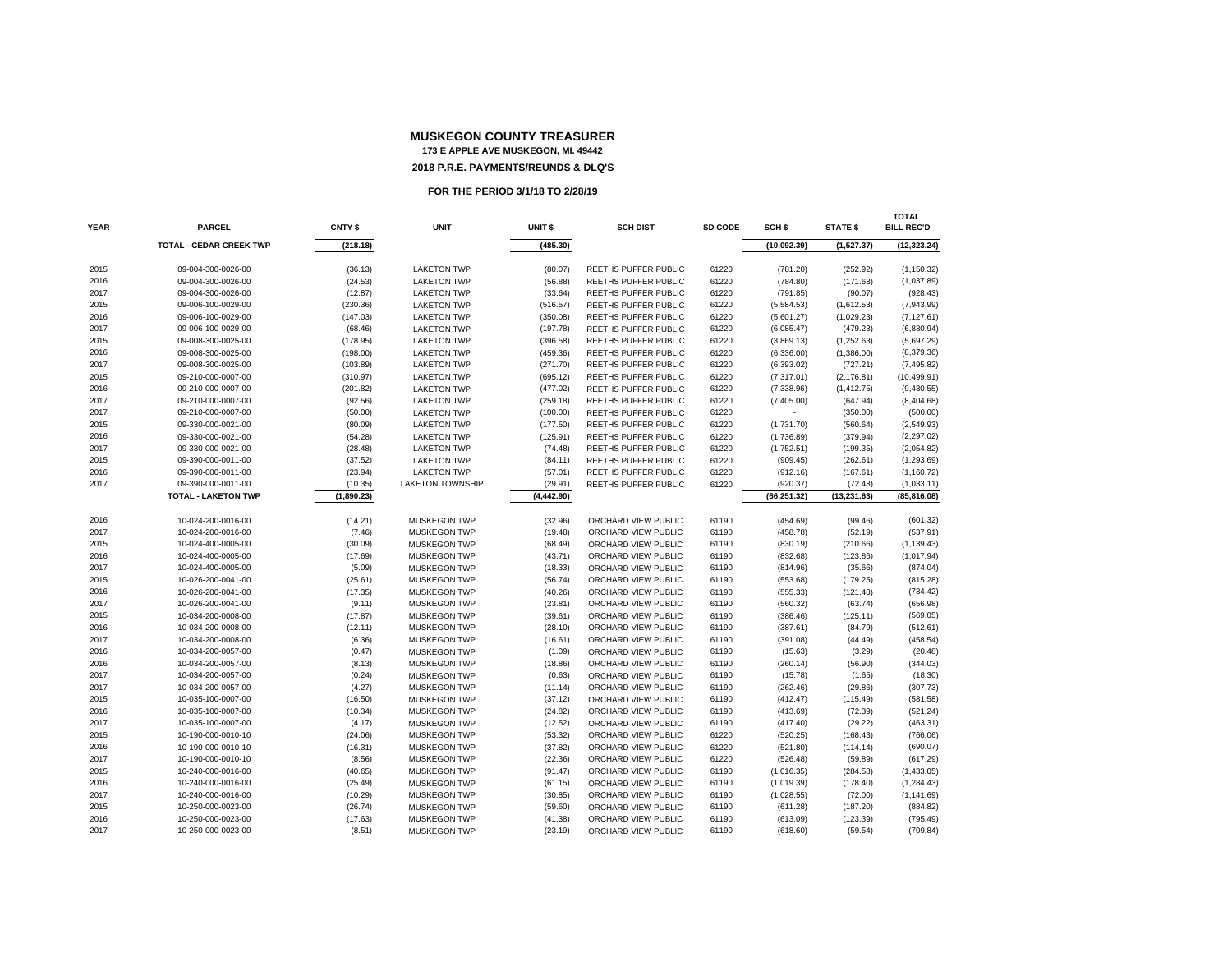**MUSKEGON COUNTY TREASURER**
**173 E APPLE AVE MUSKEGON, MI. 49442**
**2018 P.R.E. PAYMENTS/REUNDS & DLQ'S**

**FOR THE PERIOD 3/1/18 TO 2/28/19**

| YEAR | PARCEL | CNTY $ | UNIT | UNIT $ | SCH DIST | SD CODE | SCH $ | STATE $ | TOTAL BILL REC'D |
|---|---|---|---|---|---|---|---|---|---|
| | **TOTAL - CEDAR CREEK TWP** | **(218.18)** | | **(485.30)** | | | **(10,092.39)** | **(1,527.37)** | **(12,323.24)** |
| 2015 | 09-004-300-0026-00 | (36.13) | LAKETON TWP | (80.07) | REETHS PUFFER PUBLIC | 61220 | (781.20) | (252.92) | (1,150.32) |
| 2016 | 09-004-300-0026-00 | (24.53) | LAKETON TWP | (56.88) | REETHS PUFFER PUBLIC | 61220 | (784.80) | (171.68) | (1,037.89) |
| 2017 | 09-004-300-0026-00 | (12.87) | LAKETON TWP | (33.64) | REETHS PUFFER PUBLIC | 61220 | (791.85) | (90.07) | (928.43) |
| 2015 | 09-006-100-0029-00 | (230.36) | LAKETON TWP | (516.57) | REETHS PUFFER PUBLIC | 61220 | (5,584.53) | (1,612.53) | (7,943.99) |
| 2016 | 09-006-100-0029-00 | (147.03) | LAKETON TWP | (350.08) | REETHS PUFFER PUBLIC | 61220 | (5,601.27) | (1,029.23) | (7,127.61) |
| 2017 | 09-006-100-0029-00 | (68.46) | LAKETON TWP | (197.78) | REETHS PUFFER PUBLIC | 61220 | (6,085.47) | (479.23) | (6,830.94) |
| 2015 | 09-008-300-0025-00 | (178.95) | LAKETON TWP | (396.58) | REETHS PUFFER PUBLIC | 61220 | (3,869.13) | (1,252.63) | (5,697.29) |
| 2016 | 09-008-300-0025-00 | (198.00) | LAKETON TWP | (459.36) | REETHS PUFFER PUBLIC | 61220 | (6,336.00) | (1,386.00) | (8,379.36) |
| 2017 | 09-008-300-0025-00 | (103.89) | LAKETON TWP | (271.70) | REETHS PUFFER PUBLIC | 61220 | (6,393.02) | (727.21) | (7,495.82) |
| 2015 | 09-210-000-0007-00 | (310.97) | LAKETON TWP | (695.12) | REETHS PUFFER PUBLIC | 61220 | (7,317.01) | (2,176.81) | (10,499.91) |
| 2016 | 09-210-000-0007-00 | (201.82) | LAKETON TWP | (477.02) | REETHS PUFFER PUBLIC | 61220 | (7,338.96) | (1,412.75) | (9,430.55) |
| 2017 | 09-210-000-0007-00 | (92.56) | LAKETON TWP | (259.18) | REETHS PUFFER PUBLIC | 61220 | (7,405.00) | (647.94) | (8,404.68) |
| 2017 | 09-210-000-0007-00 | (50.00) | LAKETON TWP | (100.00) | REETHS PUFFER PUBLIC | 61220 | - | (350.00) | (500.00) |
| 2015 | 09-330-000-0021-00 | (80.09) | LAKETON TWP | (177.50) | REETHS PUFFER PUBLIC | 61220 | (1,731.70) | (560.64) | (2,549.93) |
| 2016 | 09-330-000-0021-00 | (54.28) | LAKETON TWP | (125.91) | REETHS PUFFER PUBLIC | 61220 | (1,736.89) | (379.94) | (2,297.02) |
| 2017 | 09-330-000-0021-00 | (28.48) | LAKETON TWP | (74.48) | REETHS PUFFER PUBLIC | 61220 | (1,752.51) | (199.35) | (2,054.82) |
| 2015 | 09-390-000-0011-00 | (37.52) | LAKETON TWP | (84.11) | REETHS PUFFER PUBLIC | 61220 | (909.45) | (262.61) | (1,293.69) |
| 2016 | 09-390-000-0011-00 | (23.94) | LAKETON TWP | (57.01) | REETHS PUFFER PUBLIC | 61220 | (912.16) | (167.61) | (1,160.72) |
| 2017 | 09-390-000-0011-00 | (10.35) | LAKETON TOWNSHIP | (29.91) | REETHS PUFFER PUBLIC | 61220 | (920.37) | (72.48) | (1,033.11) |
| | **TOTAL - LAKETON TWP** | **(1,890.23)** | | **(4,442.90)** | | | **(66,251.32)** | **(13,231.63)** | **(85,816.08)** |
| 2016 | 10-024-200-0016-00 | (14.21) | MUSKEGON TWP | (32.96) | ORCHARD VIEW PUBLIC | 61190 | (454.69) | (99.46) | (601.32) |
| 2017 | 10-024-200-0016-00 | (7.46) | MUSKEGON TWP | (19.48) | ORCHARD VIEW PUBLIC | 61190 | (458.78) | (52.19) | (537.91) |
| 2015 | 10-024-400-0005-00 | (30.09) | MUSKEGON TWP | (68.49) | ORCHARD VIEW PUBLIC | 61190 | (830.19) | (210.66) | (1,139.43) |
| 2016 | 10-024-400-0005-00 | (17.69) | MUSKEGON TWP | (43.71) | ORCHARD VIEW PUBLIC | 61190 | (832.68) | (123.86) | (1,017.94) |
| 2017 | 10-024-400-0005-00 | (5.09) | MUSKEGON TWP | (18.33) | ORCHARD VIEW PUBLIC | 61190 | (814.96) | (35.66) | (874.04) |
| 2015 | 10-026-200-0041-00 | (25.61) | MUSKEGON TWP | (56.74) | ORCHARD VIEW PUBLIC | 61190 | (553.68) | (179.25) | (815.28) |
| 2016 | 10-026-200-0041-00 | (17.35) | MUSKEGON TWP | (40.26) | ORCHARD VIEW PUBLIC | 61190 | (555.33) | (121.48) | (734.42) |
| 2017 | 10-026-200-0041-00 | (9.11) | MUSKEGON TWP | (23.81) | ORCHARD VIEW PUBLIC | 61190 | (560.32) | (63.74) | (656.98) |
| 2015 | 10-034-200-0008-00 | (17.87) | MUSKEGON TWP | (39.61) | ORCHARD VIEW PUBLIC | 61190 | (386.46) | (125.11) | (569.05) |
| 2016 | 10-034-200-0008-00 | (12.11) | MUSKEGON TWP | (28.10) | ORCHARD VIEW PUBLIC | 61190 | (387.61) | (84.79) | (512.61) |
| 2017 | 10-034-200-0008-00 | (6.36) | MUSKEGON TWP | (16.61) | ORCHARD VIEW PUBLIC | 61190 | (391.08) | (44.49) | (458.54) |
| 2016 | 10-034-200-0057-00 | (0.47) | MUSKEGON TWP | (1.09) | ORCHARD VIEW PUBLIC | 61190 | (15.63) | (3.29) | (20.48) |
| 2016 | 10-034-200-0057-00 | (8.13) | MUSKEGON TWP | (18.86) | ORCHARD VIEW PUBLIC | 61190 | (260.14) | (56.90) | (344.03) |
| 2017 | 10-034-200-0057-00 | (0.24) | MUSKEGON TWP | (0.63) | ORCHARD VIEW PUBLIC | 61190 | (15.78) | (1.65) | (18.30) |
| 2017 | 10-034-200-0057-00 | (4.27) | MUSKEGON TWP | (11.14) | ORCHARD VIEW PUBLIC | 61190 | (262.46) | (29.86) | (307.73) |
| 2015 | 10-035-100-0007-00 | (16.50) | MUSKEGON TWP | (37.12) | ORCHARD VIEW PUBLIC | 61190 | (412.47) | (115.49) | (581.58) |
| 2016 | 10-035-100-0007-00 | (10.34) | MUSKEGON TWP | (24.82) | ORCHARD VIEW PUBLIC | 61190 | (413.69) | (72.39) | (521.24) |
| 2017 | 10-035-100-0007-00 | (4.17) | MUSKEGON TWP | (12.52) | ORCHARD VIEW PUBLIC | 61190 | (417.40) | (29.22) | (463.31) |
| 2015 | 10-190-000-0010-10 | (24.06) | MUSKEGON TWP | (53.32) | ORCHARD VIEW PUBLIC | 61220 | (520.25) | (168.43) | (766.06) |
| 2016 | 10-190-000-0010-10 | (16.31) | MUSKEGON TWP | (37.82) | ORCHARD VIEW PUBLIC | 61220 | (521.80) | (114.14) | (690.07) |
| 2017 | 10-190-000-0010-10 | (8.56) | MUSKEGON TWP | (22.36) | ORCHARD VIEW PUBLIC | 61220 | (526.48) | (59.89) | (617.29) |
| 2015 | 10-240-000-0016-00 | (40.65) | MUSKEGON TWP | (91.47) | ORCHARD VIEW PUBLIC | 61190 | (1,016.35) | (284.58) | (1,433.05) |
| 2016 | 10-240-000-0016-00 | (25.49) | MUSKEGON TWP | (61.15) | ORCHARD VIEW PUBLIC | 61190 | (1,019.39) | (178.40) | (1,284.43) |
| 2017 | 10-240-000-0016-00 | (10.29) | MUSKEGON TWP | (30.85) | ORCHARD VIEW PUBLIC | 61190 | (1,028.55) | (72.00) | (1,141.69) |
| 2015 | 10-250-000-0023-00 | (26.74) | MUSKEGON TWP | (59.60) | ORCHARD VIEW PUBLIC | 61190 | (611.28) | (187.20) | (884.82) |
| 2016 | 10-250-000-0023-00 | (17.63) | MUSKEGON TWP | (41.38) | ORCHARD VIEW PUBLIC | 61190 | (613.09) | (123.39) | (795.49) |
| 2017 | 10-250-000-0023-00 | (8.51) | MUSKEGON TWP | (23.19) | ORCHARD VIEW PUBLIC | 61190 | (618.60) | (59.54) | (709.84) |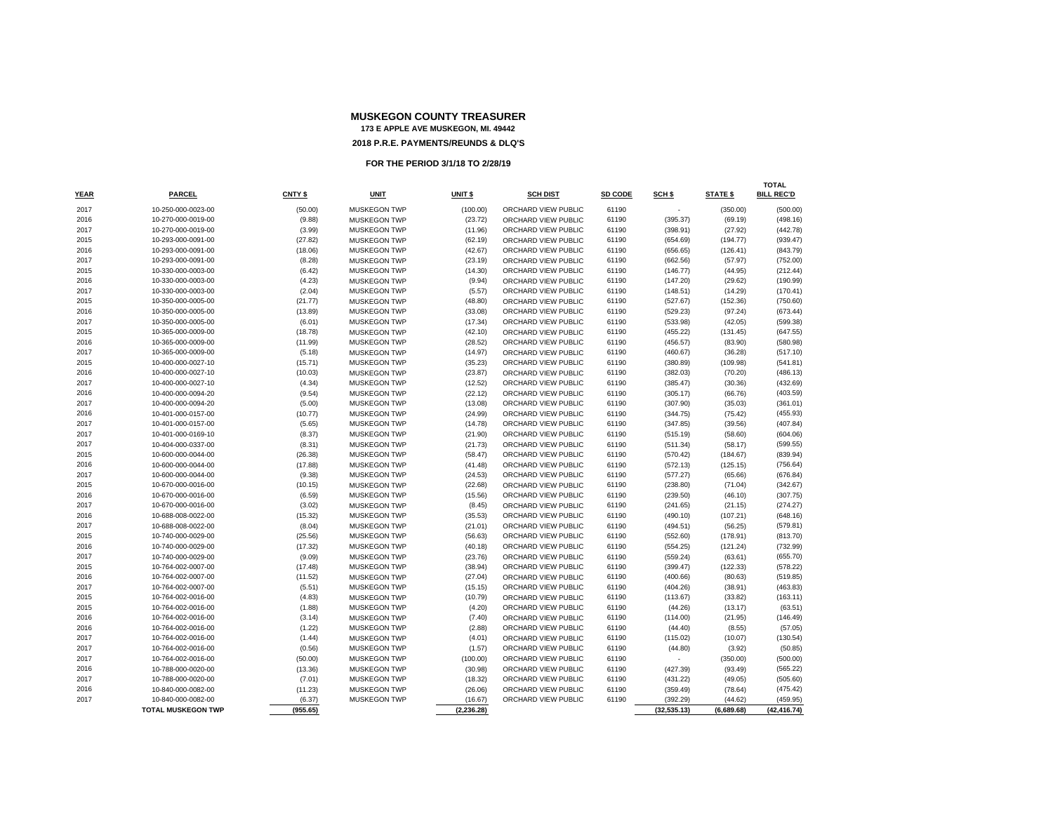# MUSKEGON COUNTY TREASURER

**173 E APPLE AVE MUSKEGON, MI. 49442**

**2018 P.R.E. PAYMENTS/REUNDS & DLQ'S**

**FOR THE PERIOD 3/1/18 TO 2/28/19**

| YEAR | PARCEL | CNTY $ | UNIT | UNIT $ | SCH DIST | SD CODE | SCH $ | STATE $ | TOTAL BILL REC'D |
|---|---|---|---|---|---|---|---|---|---|
| 2017 | 10-250-000-0023-00 | (50.00) | MUSKEGON TWP | (100.00) | ORCHARD VIEW PUBLIC | 61190 | - | (350.00) | (500.00) |
| 2016 | 10-270-000-0019-00 | (9.88) | MUSKEGON TWP | (23.72) | ORCHARD VIEW PUBLIC | 61190 | (395.37) | (69.19) | (498.16) |
| 2017 | 10-270-000-0019-00 | (3.99) | MUSKEGON TWP | (11.96) | ORCHARD VIEW PUBLIC | 61190 | (398.91) | (27.92) | (442.78) |
| 2015 | 10-293-000-0091-00 | (27.82) | MUSKEGON TWP | (62.19) | ORCHARD VIEW PUBLIC | 61190 | (654.69) | (194.77) | (939.47) |
| 2016 | 10-293-000-0091-00 | (18.06) | MUSKEGON TWP | (42.67) | ORCHARD VIEW PUBLIC | 61190 | (656.65) | (126.41) | (843.79) |
| 2017 | 10-293-000-0091-00 | (8.28) | MUSKEGON TWP | (23.19) | ORCHARD VIEW PUBLIC | 61190 | (662.56) | (57.97) | (752.00) |
| 2015 | 10-330-000-0003-00 | (6.42) | MUSKEGON TWP | (14.30) | ORCHARD VIEW PUBLIC | 61190 | (146.77) | (44.95) | (212.44) |
| 2016 | 10-330-000-0003-00 | (4.23) | MUSKEGON TWP | (9.94) | ORCHARD VIEW PUBLIC | 61190 | (147.20) | (29.62) | (190.99) |
| 2017 | 10-330-000-0003-00 | (2.04) | MUSKEGON TWP | (5.57) | ORCHARD VIEW PUBLIC | 61190 | (148.51) | (14.29) | (170.41) |
| 2015 | 10-350-000-0005-00 | (21.77) | MUSKEGON TWP | (48.80) | ORCHARD VIEW PUBLIC | 61190 | (527.67) | (152.36) | (750.60) |
| 2016 | 10-350-000-0005-00 | (13.89) | MUSKEGON TWP | (33.08) | ORCHARD VIEW PUBLIC | 61190 | (529.23) | (97.24) | (673.44) |
| 2017 | 10-350-000-0005-00 | (6.01) | MUSKEGON TWP | (17.34) | ORCHARD VIEW PUBLIC | 61190 | (533.98) | (42.05) | (599.38) |
| 2015 | 10-365-000-0009-00 | (18.78) | MUSKEGON TWP | (42.10) | ORCHARD VIEW PUBLIC | 61190 | (455.22) | (131.45) | (647.55) |
| 2016 | 10-365-000-0009-00 | (11.99) | MUSKEGON TWP | (28.52) | ORCHARD VIEW PUBLIC | 61190 | (456.57) | (83.90) | (580.98) |
| 2017 | 10-365-000-0009-00 | (5.18) | MUSKEGON TWP | (14.97) | ORCHARD VIEW PUBLIC | 61190 | (460.67) | (36.28) | (517.10) |
| 2015 | 10-400-000-0027-10 | (15.71) | MUSKEGON TWP | (35.23) | ORCHARD VIEW PUBLIC | 61190 | (380.89) | (109.98) | (541.81) |
| 2016 | 10-400-000-0027-10 | (10.03) | MUSKEGON TWP | (23.87) | ORCHARD VIEW PUBLIC | 61190 | (382.03) | (70.20) | (486.13) |
| 2017 | 10-400-000-0027-10 | (4.34) | MUSKEGON TWP | (12.52) | ORCHARD VIEW PUBLIC | 61190 | (385.47) | (30.36) | (432.69) |
| 2016 | 10-400-000-0094-20 | (9.54) | MUSKEGON TWP | (22.12) | ORCHARD VIEW PUBLIC | 61190 | (305.17) | (66.76) | (403.59) |
| 2017 | 10-400-000-0094-20 | (5.00) | MUSKEGON TWP | (13.08) | ORCHARD VIEW PUBLIC | 61190 | (307.90) | (35.03) | (361.01) |
| 2016 | 10-401-000-0157-00 | (10.77) | MUSKEGON TWP | (24.99) | ORCHARD VIEW PUBLIC | 61190 | (344.75) | (75.42) | (455.93) |
| 2017 | 10-401-000-0157-00 | (5.65) | MUSKEGON TWP | (14.78) | ORCHARD VIEW PUBLIC | 61190 | (347.85) | (39.56) | (407.84) |
| 2017 | 10-401-000-0169-10 | (8.37) | MUSKEGON TWP | (21.90) | ORCHARD VIEW PUBLIC | 61190 | (515.19) | (58.60) | (604.06) |
| 2017 | 10-404-000-0337-00 | (8.31) | MUSKEGON TWP | (21.73) | ORCHARD VIEW PUBLIC | 61190 | (511.34) | (58.17) | (599.55) |
| 2015 | 10-600-000-0044-00 | (26.38) | MUSKEGON TWP | (58.47) | ORCHARD VIEW PUBLIC | 61190 | (570.42) | (184.67) | (839.94) |
| 2016 | 10-600-000-0044-00 | (17.88) | MUSKEGON TWP | (41.48) | ORCHARD VIEW PUBLIC | 61190 | (572.13) | (125.15) | (756.64) |
| 2017 | 10-600-000-0044-00 | (9.38) | MUSKEGON TWP | (24.53) | ORCHARD VIEW PUBLIC | 61190 | (577.27) | (65.66) | (676.84) |
| 2015 | 10-670-000-0016-00 | (10.15) | MUSKEGON TWP | (22.68) | ORCHARD VIEW PUBLIC | 61190 | (238.80) | (71.04) | (342.67) |
| 2016 | 10-670-000-0016-00 | (6.59) | MUSKEGON TWP | (15.56) | ORCHARD VIEW PUBLIC | 61190 | (239.50) | (46.10) | (307.75) |
| 2017 | 10-670-000-0016-00 | (3.02) | MUSKEGON TWP | (8.45) | ORCHARD VIEW PUBLIC | 61190 | (241.65) | (21.15) | (274.27) |
| 2016 | 10-688-008-0022-00 | (15.32) | MUSKEGON TWP | (35.53) | ORCHARD VIEW PUBLIC | 61190 | (490.10) | (107.21) | (648.16) |
| 2017 | 10-688-008-0022-00 | (8.04) | MUSKEGON TWP | (21.01) | ORCHARD VIEW PUBLIC | 61190 | (494.51) | (56.25) | (579.81) |
| 2015 | 10-740-000-0029-00 | (25.56) | MUSKEGON TWP | (56.63) | ORCHARD VIEW PUBLIC | 61190 | (552.60) | (178.91) | (813.70) |
| 2016 | 10-740-000-0029-00 | (17.32) | MUSKEGON TWP | (40.18) | ORCHARD VIEW PUBLIC | 61190 | (554.25) | (121.24) | (732.99) |
| 2017 | 10-740-000-0029-00 | (9.09) | MUSKEGON TWP | (23.76) | ORCHARD VIEW PUBLIC | 61190 | (559.24) | (63.61) | (655.70) |
| 2015 | 10-764-002-0007-00 | (17.48) | MUSKEGON TWP | (38.94) | ORCHARD VIEW PUBLIC | 61190 | (399.47) | (122.33) | (578.22) |
| 2016 | 10-764-002-0007-00 | (11.52) | MUSKEGON TWP | (27.04) | ORCHARD VIEW PUBLIC | 61190 | (400.66) | (80.63) | (519.85) |
| 2017 | 10-764-002-0007-00 | (5.51) | MUSKEGON TWP | (15.15) | ORCHARD VIEW PUBLIC | 61190 | (404.26) | (38.91) | (463.83) |
| 2015 | 10-764-002-0016-00 | (4.83) | MUSKEGON TWP | (10.79) | ORCHARD VIEW PUBLIC | 61190 | (113.67) | (33.82) | (163.11) |
| 2015 | 10-764-002-0016-00 | (1.88) | MUSKEGON TWP | (4.20) | ORCHARD VIEW PUBLIC | 61190 | (44.26) | (13.17) | (63.51) |
| 2016 | 10-764-002-0016-00 | (3.14) | MUSKEGON TWP | (7.40) | ORCHARD VIEW PUBLIC | 61190 | (114.00) | (21.95) | (146.49) |
| 2016 | 10-764-002-0016-00 | (1.22) | MUSKEGON TWP | (2.88) | ORCHARD VIEW PUBLIC | 61190 | (44.40) | (8.55) | (57.05) |
| 2017 | 10-764-002-0016-00 | (1.44) | MUSKEGON TWP | (4.01) | ORCHARD VIEW PUBLIC | 61190 | (115.02) | (10.07) | (130.54) |
| 2017 | 10-764-002-0016-00 | (0.56) | MUSKEGON TWP | (1.57) | ORCHARD VIEW PUBLIC | 61190 | (44.80) | (3.92) | (50.85) |
| 2017 | 10-764-002-0016-00 | (50.00) | MUSKEGON TWP | (100.00) | ORCHARD VIEW PUBLIC | 61190 | - | (350.00) | (500.00) |
| 2016 | 10-788-000-0020-00 | (13.36) | MUSKEGON TWP | (30.98) | ORCHARD VIEW PUBLIC | 61190 | (427.39) | (93.49) | (565.22) |
| 2017 | 10-788-000-0020-00 | (7.01) | MUSKEGON TWP | (18.32) | ORCHARD VIEW PUBLIC | 61190 | (431.22) | (49.05) | (505.60) |
| 2016 | 10-840-000-0082-00 | (11.23) | MUSKEGON TWP | (26.06) | ORCHARD VIEW PUBLIC | 61190 | (359.49) | (78.64) | (475.42) |
| 2017 | 10-840-000-0082-00 | (6.37) | MUSKEGON TWP | (16.67) | ORCHARD VIEW PUBLIC | 61190 | (392.29) | (44.62) | (459.95) |
| | **TOTAL MUSKEGON TWP** | **(955.65)** | | **(2,236.28)** | | | **(32,535.13)** | **(6,689.68)** | **(42,416.74)** |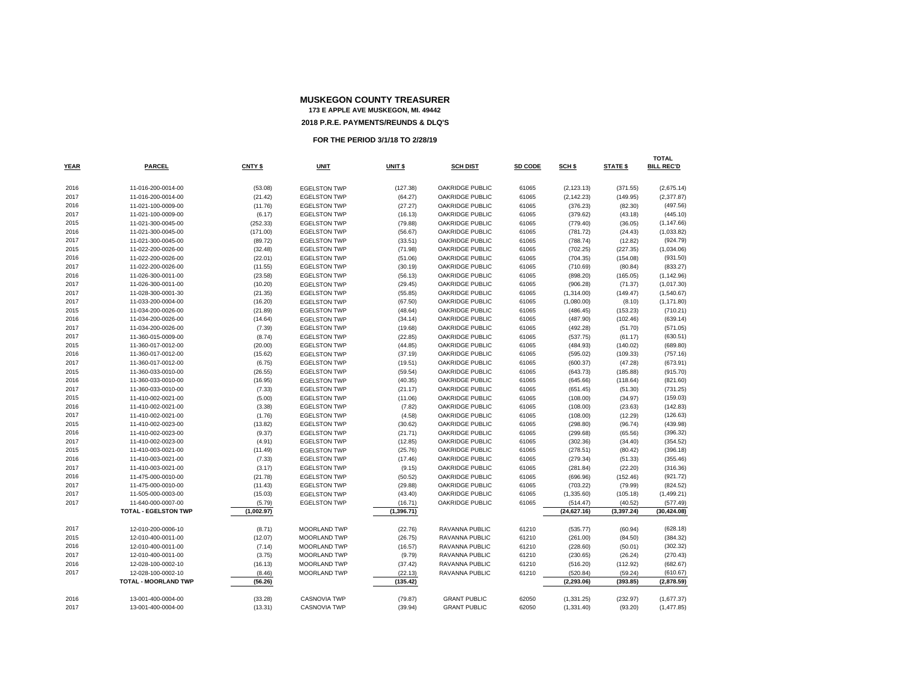# MUSKEGON COUNTY TREASURER

**173 E APPLE AVE MUSKEGON, MI. 49442**

**2018 P.R.E. PAYMENTS/REUNDS & DLQ'S**

**FOR THE PERIOD 3/1/18 TO 2/28/19**

| YEAR | PARCEL | CNTY $ | UNIT | UNIT $ | SCH DIST | SD CODE | SCH $ | STATE $ | TOTAL BILL REC'D |
|---|---|---|---|---|---|---|---|---|---|
| 2016 | 11-016-200-0014-00 | (53.08) | EGELSTON TWP | (127.38) | OAKRIDGE PUBLIC | 61065 | (2,123.13) | (371.55) | (2,675.14) |
| 2017 | 11-016-200-0014-00 | (21.42) | EGELSTON TWP | (64.27) | OAKRIDGE PUBLIC | 61065 | (2,142.23) | (149.95) | (2,377.87) |
| 2016 | 11-021-100-0009-00 | (11.76) | EGELSTON TWP | (27.27) | OAKRIDGE PUBLIC | 61065 | (376.23) | (82.30) | (497.56) |
| 2017 | 11-021-100-0009-00 | (6.17) | EGELSTON TWP | (16.13) | OAKRIDGE PUBLIC | 61065 | (379.62) | (43.18) | (445.10) |
| 2015 | 11-021-300-0045-00 | (252.33) | EGELSTON TWP | (79.88) | OAKRIDGE PUBLIC | 61065 | (779.40) | (36.05) | (1,147.66) |
| 2016 | 11-021-300-0045-00 | (171.00) | EGELSTON TWP | (56.67) | OAKRIDGE PUBLIC | 61065 | (781.72) | (24.43) | (1,033.82) |
| 2017 | 11-021-300-0045-00 | (89.72) | EGELSTON TWP | (33.51) | OAKRIDGE PUBLIC | 61065 | (788.74) | (12.82) | (924.79) |
| 2015 | 11-022-200-0026-00 | (32.48) | EGELSTON TWP | (71.98) | OAKRIDGE PUBLIC | 61065 | (702.25) | (227.35) | (1,034.06) |
| 2016 | 11-022-200-0026-00 | (22.01) | EGELSTON TWP | (51.06) | OAKRIDGE PUBLIC | 61065 | (704.35) | (154.08) | (931.50) |
| 2017 | 11-022-200-0026-00 | (11.55) | EGELSTON TWP | (30.19) | OAKRIDGE PUBLIC | 61065 | (710.69) | (80.84) | (833.27) |
| 2016 | 11-026-300-0011-00 | (23.58) | EGELSTON TWP | (56.13) | OAKRIDGE PUBLIC | 61065 | (898.20) | (165.05) | (1,142.96) |
| 2017 | 11-026-300-0011-00 | (10.20) | EGELSTON TWP | (29.45) | OAKRIDGE PUBLIC | 61065 | (906.28) | (71.37) | (1,017.30) |
| 2017 | 11-028-300-0001-30 | (21.35) | EGELSTON TWP | (55.85) | OAKRIDGE PUBLIC | 61065 | (1,314.00) | (149.47) | (1,540.67) |
| 2017 | 11-033-200-0004-00 | (16.20) | EGELSTON TWP | (67.50) | OAKRIDGE PUBLIC | 61065 | (1,080.00) | (8.10) | (1,171.80) |
| 2015 | 11-034-200-0026-00 | (21.89) | EGELSTON TWP | (48.64) | OAKRIDGE PUBLIC | 61065 | (486.45) | (153.23) | (710.21) |
| 2016 | 11-034-200-0026-00 | (14.64) | EGELSTON TWP | (34.14) | OAKRIDGE PUBLIC | 61065 | (487.90) | (102.46) | (639.14) |
| 2017 | 11-034-200-0026-00 | (7.39) | EGELSTON TWP | (19.68) | OAKRIDGE PUBLIC | 61065 | (492.28) | (51.70) | (571.05) |
| 2017 | 11-360-015-0009-00 | (8.74) | EGELSTON TWP | (22.85) | OAKRIDGE PUBLIC | 61065 | (537.75) | (61.17) | (630.51) |
| 2015 | 11-360-017-0012-00 | (20.00) | EGELSTON TWP | (44.85) | OAKRIDGE PUBLIC | 61065 | (484.93) | (140.02) | (689.80) |
| 2016 | 11-360-017-0012-00 | (15.62) | EGELSTON TWP | (37.19) | OAKRIDGE PUBLIC | 61065 | (595.02) | (109.33) | (757.16) |
| 2017 | 11-360-017-0012-00 | (6.75) | EGELSTON TWP | (19.51) | OAKRIDGE PUBLIC | 61065 | (600.37) | (47.28) | (673.91) |
| 2015 | 11-360-033-0010-00 | (26.55) | EGELSTON TWP | (59.54) | OAKRIDGE PUBLIC | 61065 | (643.73) | (185.88) | (915.70) |
| 2016 | 11-360-033-0010-00 | (16.95) | EGELSTON TWP | (40.35) | OAKRIDGE PUBLIC | 61065 | (645.66) | (118.64) | (821.60) |
| 2017 | 11-360-033-0010-00 | (7.33) | EGELSTON TWP | (21.17) | OAKRIDGE PUBLIC | 61065 | (651.45) | (51.30) | (731.25) |
| 2015 | 11-410-002-0021-00 | (5.00) | EGELSTON TWP | (11.06) | OAKRIDGE PUBLIC | 61065 | (108.00) | (34.97) | (159.03) |
| 2016 | 11-410-002-0021-00 | (3.38) | EGELSTON TWP | (7.82) | OAKRIDGE PUBLIC | 61065 | (108.00) | (23.63) | (142.83) |
| 2017 | 11-410-002-0021-00 | (1.76) | EGELSTON TWP | (4.58) | OAKRIDGE PUBLIC | 61065 | (108.00) | (12.29) | (126.63) |
| 2015 | 11-410-002-0023-00 | (13.82) | EGELSTON TWP | (30.62) | OAKRIDGE PUBLIC | 61065 | (298.80) | (96.74) | (439.98) |
| 2016 | 11-410-002-0023-00 | (9.37) | EGELSTON TWP | (21.71) | OAKRIDGE PUBLIC | 61065 | (299.68) | (65.56) | (396.32) |
| 2017 | 11-410-002-0023-00 | (4.91) | EGELSTON TWP | (12.85) | OAKRIDGE PUBLIC | 61065 | (302.36) | (34.40) | (354.52) |
| 2015 | 11-410-003-0021-00 | (11.49) | EGELSTON TWP | (25.76) | OAKRIDGE PUBLIC | 61065 | (278.51) | (80.42) | (396.18) |
| 2016 | 11-410-003-0021-00 | (7.33) | EGELSTON TWP | (17.46) | OAKRIDGE PUBLIC | 61065 | (279.34) | (51.33) | (355.46) |
| 2017 | 11-410-003-0021-00 | (3.17) | EGELSTON TWP | (9.15) | OAKRIDGE PUBLIC | 61065 | (281.84) | (22.20) | (316.36) |
| 2016 | 11-475-000-0010-00 | (21.78) | EGELSTON TWP | (50.52) | OAKRIDGE PUBLIC | 61065 | (696.96) | (152.46) | (921.72) |
| 2017 | 11-475-000-0010-00 | (11.43) | EGELSTON TWP | (29.88) | OAKRIDGE PUBLIC | 61065 | (703.22) | (79.99) | (824.52) |
| 2017 | 11-505-000-0003-00 | (15.03) | EGELSTON TWP | (43.40) | OAKRIDGE PUBLIC | 61065 | (1,335.60) | (105.18) | (1,499.21) |
| 2017 | 11-640-000-0007-00 | (5.79) | EGELSTON TWP | (16.71) | OAKRIDGE PUBLIC | 61065 | (514.47) | (40.52) | (577.49) |
| | **TOTAL - EGELSTON TWP** | **(1,002.97)** | | **(1,396.71)** | | | **(24,627.16)** | **(3,397.24)** | **(30,424.08)** |
| 2017 | 12-010-200-0006-10 | (8.71) | MOORLAND TWP | (22.76) | RAVANNA PUBLIC | 61210 | (535.77) | (60.94) | (628.18) |
| 2015 | 12-010-400-0011-00 | (12.07) | MOORLAND TWP | (26.75) | RAVANNA PUBLIC | 61210 | (261.00) | (84.50) | (384.32) |
| 2016 | 12-010-400-0011-00 | (7.14) | MOORLAND TWP | (16.57) | RAVANNA PUBLIC | 61210 | (228.60) | (50.01) | (302.32) |
| 2017 | 12-010-400-0011-00 | (3.75) | MOORLAND TWP | (9.79) | RAVANNA PUBLIC | 61210 | (230.65) | (26.24) | (270.43) |
| 2016 | 12-028-100-0002-10 | (16.13) | MOORLAND TWP | (37.42) | RAVANNA PUBLIC | 61210 | (516.20) | (112.92) | (682.67) |
| 2017 | 12-028-100-0002-10 | (8.46) | MOORLAND TWP | (22.13) | RAVANNA PUBLIC | 61210 | (520.84) | (59.24) | (610.67) |
| | **TOTAL - MOORLAND TWP** | **(56.26)** | | **(135.42)** | | | **(2,293.06)** | **(393.85)** | **(2,878.59)** |
| 2016 | 13-001-400-0004-00 | (33.28) | CASNOVIA TWP | (79.87) | GRANT PUBLIC | 62050 | (1,331.25) | (232.97) | (1,677.37) |
| 2017 | 13-001-400-0004-00 | (13.31) | CASNOVIA TWP | (39.94) | GRANT PUBLIC | 62050 | (1,331.40) | (93.20) | (1,477.85) |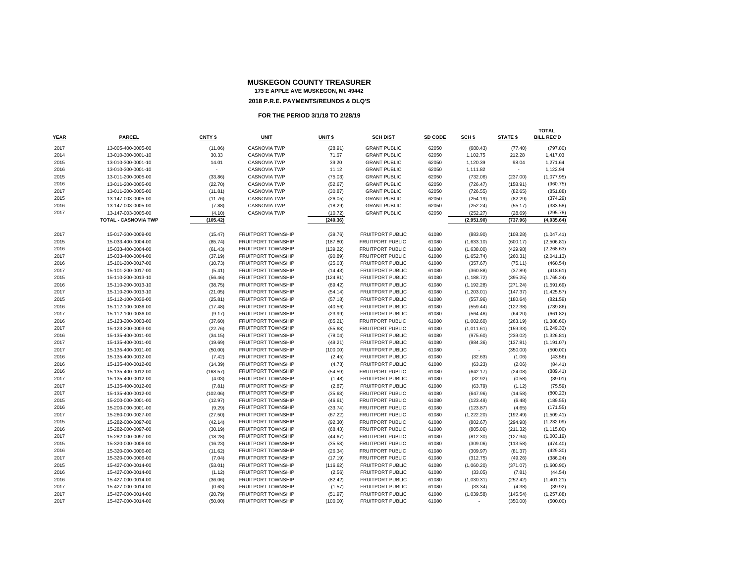# MUSKEGON COUNTY TREASURER

**173 E APPLE AVE MUSKEGON, MI. 49442**

**2018 P.R.E. PAYMENTS/REUNDS & DLQ'S**

**FOR THE PERIOD 3/1/18 TO 2/28/19**

| YEAR | PARCEL | CNTY $ | UNIT | UNIT $ | SCH DIST | SD CODE | SCH $ | STATE $ | TOTAL BILL REC'D |
|---|---|---|---|---|---|---|---|---|---|
| 2017 | 13-005-400-0005-00 | (11.06) | CASNOVIA TWP | (28.91) | GRANT PUBLIC | 62050 | (680.43) | (77.40) | (797.80) |
| 2014 | 13-010-300-0001-10 | 30.33 | CASNOVIA TWP | 71.67 | GRANT PUBLIC | 62050 | 1,102.75 | 212.28 | 1,417.03 |
| 2015 | 13-010-300-0001-10 | 14.01 | CASNOVIA TWP | 39.20 | GRANT PUBLIC | 62050 | 1,120.39 | 98.04 | 1,271.64 |
| 2016 | 13-010-300-0001-10 | - | CASNOVIA TWP | 11.12 | GRANT PUBLIC | 62050 | 1,111.82 | - | 1,122.94 |
| 2015 | 13-011-200-0005-00 | (33.86) | CASNOVIA TWP | (75.03) | GRANT PUBLIC | 62050 | (732.06) | (237.00) | (1,077.95) |
| 2016 | 13-011-200-0005-00 | (22.70) | CASNOVIA TWP | (52.67) | GRANT PUBLIC | 62050 | (726.47) | (158.91) | (960.75) |
| 2017 | 13-011-200-0005-00 | (11.81) | CASNOVIA TWP | (30.87) | GRANT PUBLIC | 62050 | (726.55) | (82.65) | (851.88) |
| 2015 | 13-147-003-0005-00 | (11.76) | CASNOVIA TWP | (26.05) | GRANT PUBLIC | 62050 | (254.19) | (82.29) | (374.29) |
| 2016 | 13-147-003-0005-00 | (7.88) | CASNOVIA TWP | (18.29) | GRANT PUBLIC | 62050 | (252.24) | (55.17) | (333.58) |
| 2017 | 13-147-003-0005-00 | (4.10) | CASNOVIA TWP | (10.72) | GRANT PUBLIC | 62050 | (252.27) | (28.69) | (295.78) |
| | **TOTAL - CASNOVIA TWP** | **(105.42)** | | **(240.36)** | | | **(2,951.90)** | **(737.96)** | **(4,035.64)** |
| 2017 | 15-017-300-0009-00 | (15.47) | FRUITPORT TOWNSHIP | (39.76) | FRUITPORT PUBLIC | 61080 | (883.90) | (108.28) | (1,047.41) |
| 2015 | 15-033-400-0004-00 | (85.74) | FRUITPORT TOWNSHIP | (187.80) | FRUITPORT PUBLIC | 61080 | (1,633.10) | (600.17) | (2,506.81) |
| 2016 | 15-033-400-0004-00 | (61.43) | FRUITPORT TOWNSHIP | (139.22) | FRUITPORT PUBLIC | 61080 | (1,638.00) | (429.98) | (2,268.63) |
| 2017 | 15-033-400-0004-00 | (37.19) | FRUITPORT TOWNSHIP | (90.89) | FRUITPORT PUBLIC | 61080 | (1,652.74) | (260.31) | (2,041.13) |
| 2016 | 15-101-200-0017-00 | (10.73) | FRUITPORT TOWNSHIP | (25.03) | FRUITPORT PUBLIC | 61080 | (357.67) | (75.11) | (468.54) |
| 2017 | 15-101-200-0017-00 | (5.41) | FRUITPORT TOWNSHIP | (14.43) | FRUITPORT PUBLIC | 61080 | (360.88) | (37.89) | (418.61) |
| 2015 | 15-110-200-0013-10 | (56.46) | FRUITPORT TOWNSHIP | (124.81) | FRUITPORT PUBLIC | 61080 | (1,188.72) | (395.25) | (1,765.24) |
| 2016 | 15-110-200-0013-10 | (38.75) | FRUITPORT TOWNSHIP | (89.42) | FRUITPORT PUBLIC | 61080 | (1,192.28) | (271.24) | (1,591.69) |
| 2017 | 15-110-200-0013-10 | (21.05) | FRUITPORT TOWNSHIP | (54.14) | FRUITPORT PUBLIC | 61080 | (1,203.01) | (147.37) | (1,425.57) |
| 2015 | 15-112-100-0036-00 | (25.81) | FRUITPORT TOWNSHIP | (57.18) | FRUITPORT PUBLIC | 61080 | (557.96) | (180.64) | (821.59) |
| 2016 | 15-112-100-0036-00 | (17.48) | FRUITPORT TOWNSHIP | (40.56) | FRUITPORT PUBLIC | 61080 | (559.44) | (122.38) | (739.86) |
| 2017 | 15-112-100-0036-00 | (9.17) | FRUITPORT TOWNSHIP | (23.99) | FRUITPORT PUBLIC | 61080 | (564.46) | (64.20) | (661.82) |
| 2016 | 15-123-200-0003-00 | (37.60) | FRUITPORT TOWNSHIP | (85.21) | FRUITPORT PUBLIC | 61080 | (1,002.60) | (263.19) | (1,388.60) |
| 2017 | 15-123-200-0003-00 | (22.76) | FRUITPORT TOWNSHIP | (55.63) | FRUITPORT PUBLIC | 61080 | (1,011.61) | (159.33) | (1,249.33) |
| 2016 | 15-135-400-0011-00 | (34.15) | FRUITPORT TOWNSHIP | (78.04) | FRUITPORT PUBLIC | 61080 | (975.60) | (239.02) | (1,326.81) |
| 2017 | 15-135-400-0011-00 | (19.69) | FRUITPORT TOWNSHIP | (49.21) | FRUITPORT PUBLIC | 61080 | (984.36) | (137.81) | (1,191.07) |
| 2017 | 15-135-400-0011-00 | (50.00) | FRUITPORT TOWNSHIP | (100.00) | FRUITPORT PUBLIC | 61080 | - | (350.00) | (500.00) |
| 2016 | 15-135-400-0012-00 | (7.42) | FRUITPORT TOWNSHIP | (2.45) | FRUITPORT PUBLIC | 61080 | (32.63) | (1.06) | (43.56) |
| 2016 | 15-135-400-0012-00 | (14.39) | FRUITPORT TOWNSHIP | (4.73) | FRUITPORT PUBLIC | 61080 | (63.23) | (2.06) | (84.41) |
| 2016 | 15-135-400-0012-00 | (168.57) | FRUITPORT TOWNSHIP | (54.59) | FRUITPORT PUBLIC | 61080 | (642.17) | (24.08) | (889.41) |
| 2017 | 15-135-400-0012-00 | (4.03) | FRUITPORT TOWNSHIP | (1.48) | FRUITPORT PUBLIC | 61080 | (32.92) | (0.58) | (39.01) |
| 2017 | 15-135-400-0012-00 | (7.81) | FRUITPORT TOWNSHIP | (2.87) | FRUITPORT PUBLIC | 61080 | (63.79) | (1.12) | (75.59) |
| 2017 | 15-135-400-0012-00 | (102.06) | FRUITPORT TOWNSHIP | (35.63) | FRUITPORT PUBLIC | 61080 | (647.96) | (14.58) | (800.23) |
| 2015 | 15-200-000-0001-00 | (12.97) | FRUITPORT TOWNSHIP | (46.61) | FRUITPORT PUBLIC | 61080 | (123.49) | (6.48) | (189.55) |
| 2016 | 15-200-000-0001-00 | (9.29) | FRUITPORT TOWNSHIP | (33.74) | FRUITPORT PUBLIC | 61080 | (123.87) | (4.65) | (171.55) |
| 2017 | 15-260-000-0027-00 | (27.50) | FRUITPORT TOWNSHIP | (67.22) | FRUITPORT PUBLIC | 61080 | (1,222.20) | (192.49) | (1,509.41) |
| 2015 | 15-282-000-0097-00 | (42.14) | FRUITPORT TOWNSHIP | (92.30) | FRUITPORT PUBLIC | 61080 | (802.67) | (294.98) | (1,232.09) |
| 2016 | 15-282-000-0097-00 | (30.19) | FRUITPORT TOWNSHIP | (68.43) | FRUITPORT PUBLIC | 61080 | (805.06) | (211.32) | (1,115.00) |
| 2017 | 15-282-000-0097-00 | (18.28) | FRUITPORT TOWNSHIP | (44.67) | FRUITPORT PUBLIC | 61080 | (812.30) | (127.94) | (1,003.19) |
| 2015 | 15-320-000-0006-00 | (16.23) | FRUITPORT TOWNSHIP | (35.53) | FRUITPORT PUBLIC | 61080 | (309.06) | (113.58) | (474.40) |
| 2016 | 15-320-000-0006-00 | (11.62) | FRUITPORT TOWNSHIP | (26.34) | FRUITPORT PUBLIC | 61080 | (309.97) | (81.37) | (429.30) |
| 2017 | 15-320-000-0006-00 | (7.04) | FRUITPORT TOWNSHIP | (17.19) | FRUITPORT PUBLIC | 61080 | (312.75) | (49.26) | (386.24) |
| 2015 | 15-427-000-0014-00 | (53.01) | FRUITPORT TOWNSHIP | (116.62) | FRUITPORT PUBLIC | 61080 | (1,060.20) | (371.07) | (1,600.90) |
| 2016 | 15-427-000-0014-00 | (1.12) | FRUITPORT TOWNSHIP | (2.56) | FRUITPORT PUBLIC | 61080 | (33.05) | (7.81) | (44.54) |
| 2016 | 15-427-000-0014-00 | (36.06) | FRUITPORT TOWNSHIP | (82.42) | FRUITPORT PUBLIC | 61080 | (1,030.31) | (252.42) | (1,401.21) |
| 2017 | 15-427-000-0014-00 | (0.63) | FRUITPORT TOWNSHIP | (1.57) | FRUITPORT PUBLIC | 61080 | (33.34) | (4.38) | (39.92) |
| 2017 | 15-427-000-0014-00 | (20.79) | FRUITPORT TOWNSHIP | (51.97) | FRUITPORT PUBLIC | 61080 | (1,039.58) | (145.54) | (1,257.88) |
| 2017 | 15-427-000-0014-00 | (50.00) | FRUITPORT TOWNSHIP | (100.00) | FRUITPORT PUBLIC | 61080 | - | (350.00) | (500.00) |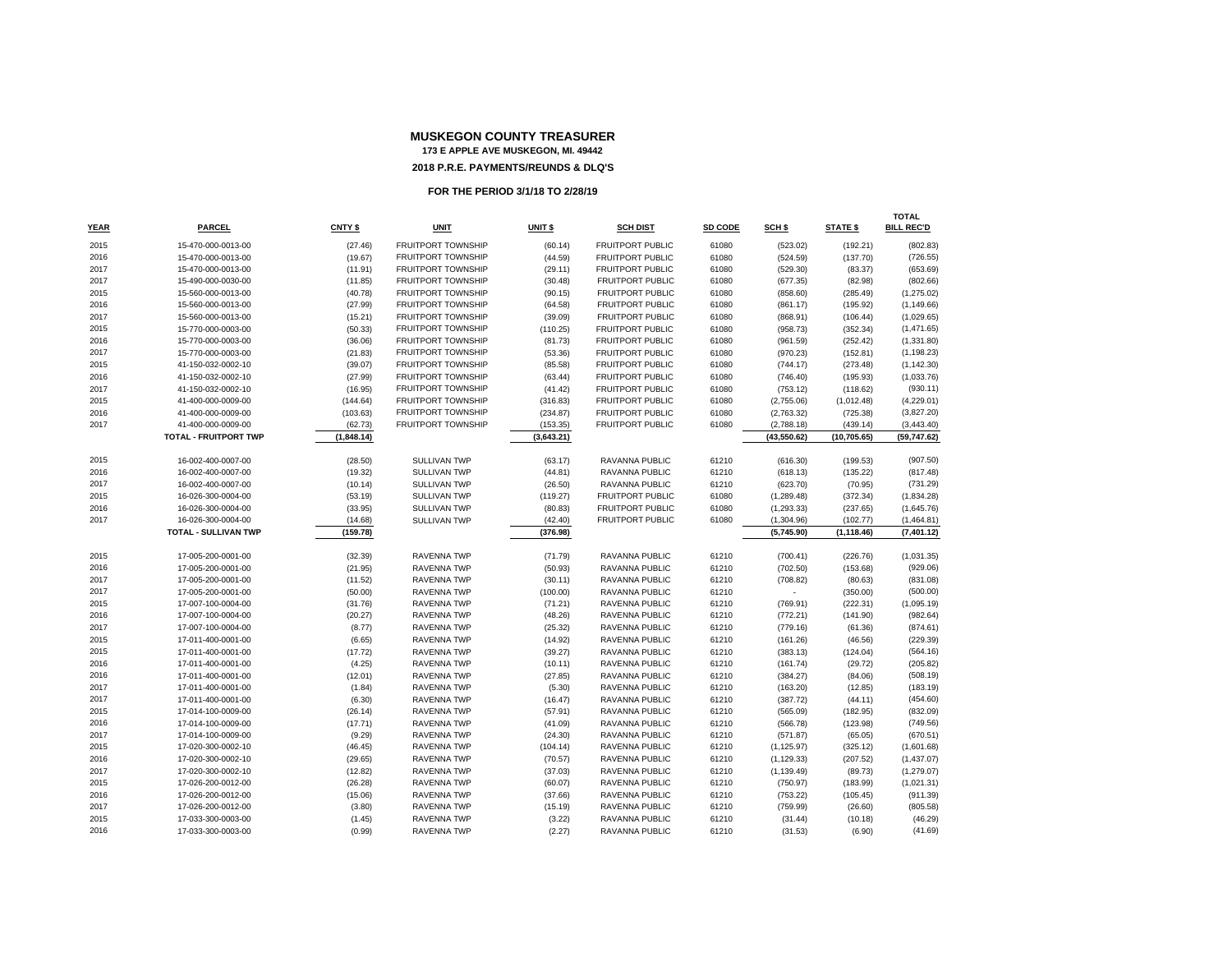# MUSKEGON COUNTY TREASURER

**173 E APPLE AVE MUSKEGON, MI. 49442**

**2018 P.R.E. PAYMENTS/REUNDS & DLQ'S**

**FOR THE PERIOD 3/1/18 TO 2/28/19**

| YEAR | PARCEL | CNTY $ | UNIT | UNIT $ | SCH DIST | SD CODE | SCH $ | STATE $ | TOTAL BILL REC'D |
|---|---|---|---|---|---|---|---|---|---|
| 2015 | 15-470-000-0013-00 | (27.46) | FRUITPORT TOWNSHIP | (60.14) | FRUITPORT PUBLIC | 61080 | (523.02) | (192.21) | (802.83) |
| 2016 | 15-470-000-0013-00 | (19.67) | FRUITPORT TOWNSHIP | (44.59) | FRUITPORT PUBLIC | 61080 | (524.59) | (137.70) | (726.55) |
| 2017 | 15-470-000-0013-00 | (11.91) | FRUITPORT TOWNSHIP | (29.11) | FRUITPORT PUBLIC | 61080 | (529.30) | (83.37) | (653.69) |
| 2017 | 15-490-000-0030-00 | (11.85) | FRUITPORT TOWNSHIP | (30.48) | FRUITPORT PUBLIC | 61080 | (677.35) | (82.98) | (802.66) |
| 2015 | 15-560-000-0013-00 | (40.78) | FRUITPORT TOWNSHIP | (90.15) | FRUITPORT PUBLIC | 61080 | (858.60) | (285.49) | (1,275.02) |
| 2016 | 15-560-000-0013-00 | (27.99) | FRUITPORT TOWNSHIP | (64.58) | FRUITPORT PUBLIC | 61080 | (861.17) | (195.92) | (1,149.66) |
| 2017 | 15-560-000-0013-00 | (15.21) | FRUITPORT TOWNSHIP | (39.09) | FRUITPORT PUBLIC | 61080 | (868.91) | (106.44) | (1,029.65) |
| 2015 | 15-770-000-0003-00 | (50.33) | FRUITPORT TOWNSHIP | (110.25) | FRUITPORT PUBLIC | 61080 | (958.73) | (352.34) | (1,471.65) |
| 2016 | 15-770-000-0003-00 | (36.06) | FRUITPORT TOWNSHIP | (81.73) | FRUITPORT PUBLIC | 61080 | (961.59) | (252.42) | (1,331.80) |
| 2017 | 15-770-000-0003-00 | (21.83) | FRUITPORT TOWNSHIP | (53.36) | FRUITPORT PUBLIC | 61080 | (970.23) | (152.81) | (1,198.23) |
| 2015 | 41-150-032-0002-10 | (39.07) | FRUITPORT TOWNSHIP | (85.58) | FRUITPORT PUBLIC | 61080 | (744.17) | (273.48) | (1,142.30) |
| 2016 | 41-150-032-0002-10 | (27.99) | FRUITPORT TOWNSHIP | (63.44) | FRUITPORT PUBLIC | 61080 | (746.40) | (195.93) | (1,033.76) |
| 2017 | 41-150-032-0002-10 | (16.95) | FRUITPORT TOWNSHIP | (41.42) | FRUITPORT PUBLIC | 61080 | (753.12) | (118.62) | (930.11) |
| 2015 | 41-400-000-0009-00 | (144.64) | FRUITPORT TOWNSHIP | (316.83) | FRUITPORT PUBLIC | 61080 | (2,755.06) | (1,012.48) | (4,229.01) |
| 2016 | 41-400-000-0009-00 | (103.63) | FRUITPORT TOWNSHIP | (234.87) | FRUITPORT PUBLIC | 61080 | (2,763.32) | (725.38) | (3,827.20) |
| 2017 | 41-400-000-0009-00 | (62.73) | FRUITPORT TOWNSHIP | (153.35) | FRUITPORT PUBLIC | 61080 | (2,788.18) | (439.14) | (3,443.40) |
| | **TOTAL - FRUITPORT TWP** | **(1,848.14)** | | **(3,643.21)** | | | **(43,550.62)** | **(10,705.65)** | **(59,747.62)** |
| 2015 | 16-002-400-0007-00 | (28.50) | SULLIVAN TWP | (63.17) | RAVANNA PUBLIC | 61210 | (616.30) | (199.53) | (907.50) |
| 2016 | 16-002-400-0007-00 | (19.32) | SULLIVAN TWP | (44.81) | RAVANNA PUBLIC | 61210 | (618.13) | (135.22) | (817.48) |
| 2017 | 16-002-400-0007-00 | (10.14) | SULLIVAN TWP | (26.50) | RAVANNA PUBLIC | 61210 | (623.70) | (70.95) | (731.29) |
| 2015 | 16-026-300-0004-00 | (53.19) | SULLIVAN TWP | (119.27) | FRUITPORT PUBLIC | 61080 | (1,289.48) | (372.34) | (1,834.28) |
| 2016 | 16-026-300-0004-00 | (33.95) | SULLIVAN TWP | (80.83) | FRUITPORT PUBLIC | 61080 | (1,293.33) | (237.65) | (1,645.76) |
| 2017 | 16-026-300-0004-00 | (14.68) | SULLIVAN TWP | (42.40) | FRUITPORT PUBLIC | 61080 | (1,304.96) | (102.77) | (1,464.81) |
| | **TOTAL - SULLIVAN TWP** | **(159.78)** | | **(376.98)** | | | **(5,745.90)** | **(1,118.46)** | **(7,401.12)** |
| 2015 | 17-005-200-0001-00 | (32.39) | RAVENNA TWP | (71.79) | RAVANNA PUBLIC | 61210 | (700.41) | (226.76) | (1,031.35) |
| 2016 | 17-005-200-0001-00 | (21.95) | RAVENNA TWP | (50.93) | RAVANNA PUBLIC | 61210 | (702.50) | (153.68) | (929.06) |
| 2017 | 17-005-200-0001-00 | (11.52) | RAVENNA TWP | (30.11) | RAVANNA PUBLIC | 61210 | (708.82) | (80.63) | (831.08) |
| 2017 | 17-005-200-0001-00 | (50.00) | RAVENNA TWP | (100.00) | RAVANNA PUBLIC | 61210 | - | (350.00) | (500.00) |
| 2015 | 17-007-100-0004-00 | (31.76) | RAVENNA TWP | (71.21) | RAVANNA PUBLIC | 61210 | (769.91) | (222.31) | (1,095.19) |
| 2016 | 17-007-100-0004-00 | (20.27) | RAVENNA TWP | (48.26) | RAVANNA PUBLIC | 61210 | (772.21) | (141.90) | (982.64) |
| 2017 | 17-007-100-0004-00 | (8.77) | RAVENNA TWP | (25.32) | RAVANNA PUBLIC | 61210 | (779.16) | (61.36) | (874.61) |
| 2015 | 17-011-400-0001-00 | (6.65) | RAVENNA TWP | (14.92) | RAVANNA PUBLIC | 61210 | (161.26) | (46.56) | (229.39) |
| 2015 | 17-011-400-0001-00 | (17.72) | RAVENNA TWP | (39.27) | RAVANNA PUBLIC | 61210 | (383.13) | (124.04) | (564.16) |
| 2016 | 17-011-400-0001-00 | (4.25) | RAVENNA TWP | (10.11) | RAVANNA PUBLIC | 61210 | (161.74) | (29.72) | (205.82) |
| 2016 | 17-011-400-0001-00 | (12.01) | RAVENNA TWP | (27.85) | RAVANNA PUBLIC | 61210 | (384.27) | (84.06) | (508.19) |
| 2017 | 17-011-400-0001-00 | (1.84) | RAVENNA TWP | (5.30) | RAVANNA PUBLIC | 61210 | (163.20) | (12.85) | (183.19) |
| 2017 | 17-011-400-0001-00 | (6.30) | RAVENNA TWP | (16.47) | RAVANNA PUBLIC | 61210 | (387.72) | (44.11) | (454.60) |
| 2015 | 17-014-100-0009-00 | (26.14) | RAVENNA TWP | (57.91) | RAVANNA PUBLIC | 61210 | (565.09) | (182.95) | (832.09) |
| 2016 | 17-014-100-0009-00 | (17.71) | RAVENNA TWP | (41.09) | RAVANNA PUBLIC | 61210 | (566.78) | (123.98) | (749.56) |
| 2017 | 17-014-100-0009-00 | (9.29) | RAVENNA TWP | (24.30) | RAVANNA PUBLIC | 61210 | (571.87) | (65.05) | (670.51) |
| 2015 | 17-020-300-0002-10 | (46.45) | RAVENNA TWP | (104.14) | RAVANNA PUBLIC | 61210 | (1,125.97) | (325.12) | (1,601.68) |
| 2016 | 17-020-300-0002-10 | (29.65) | RAVENNA TWP | (70.57) | RAVANNA PUBLIC | 61210 | (1,129.33) | (207.52) | (1,437.07) |
| 2017 | 17-020-300-0002-10 | (12.82) | RAVENNA TWP | (37.03) | RAVANNA PUBLIC | 61210 | (1,139.49) | (89.73) | (1,279.07) |
| 2015 | 17-026-200-0012-00 | (26.28) | RAVENNA TWP | (60.07) | RAVANNA PUBLIC | 61210 | (750.97) | (183.99) | (1,021.31) |
| 2016 | 17-026-200-0012-00 | (15.06) | RAVENNA TWP | (37.66) | RAVANNA PUBLIC | 61210 | (753.22) | (105.45) | (911.39) |
| 2017 | 17-026-200-0012-00 | (3.80) | RAVENNA TWP | (15.19) | RAVANNA PUBLIC | 61210 | (759.99) | (26.60) | (805.58) |
| 2015 | 17-033-300-0003-00 | (1.45) | RAVENNA TWP | (3.22) | RAVANNA PUBLIC | 61210 | (31.44) | (10.18) | (46.29) |
| 2016 | 17-033-300-0003-00 | (0.99) | RAVENNA TWP | (2.27) | RAVANNA PUBLIC | 61210 | (31.53) | (6.90) | (41.69) |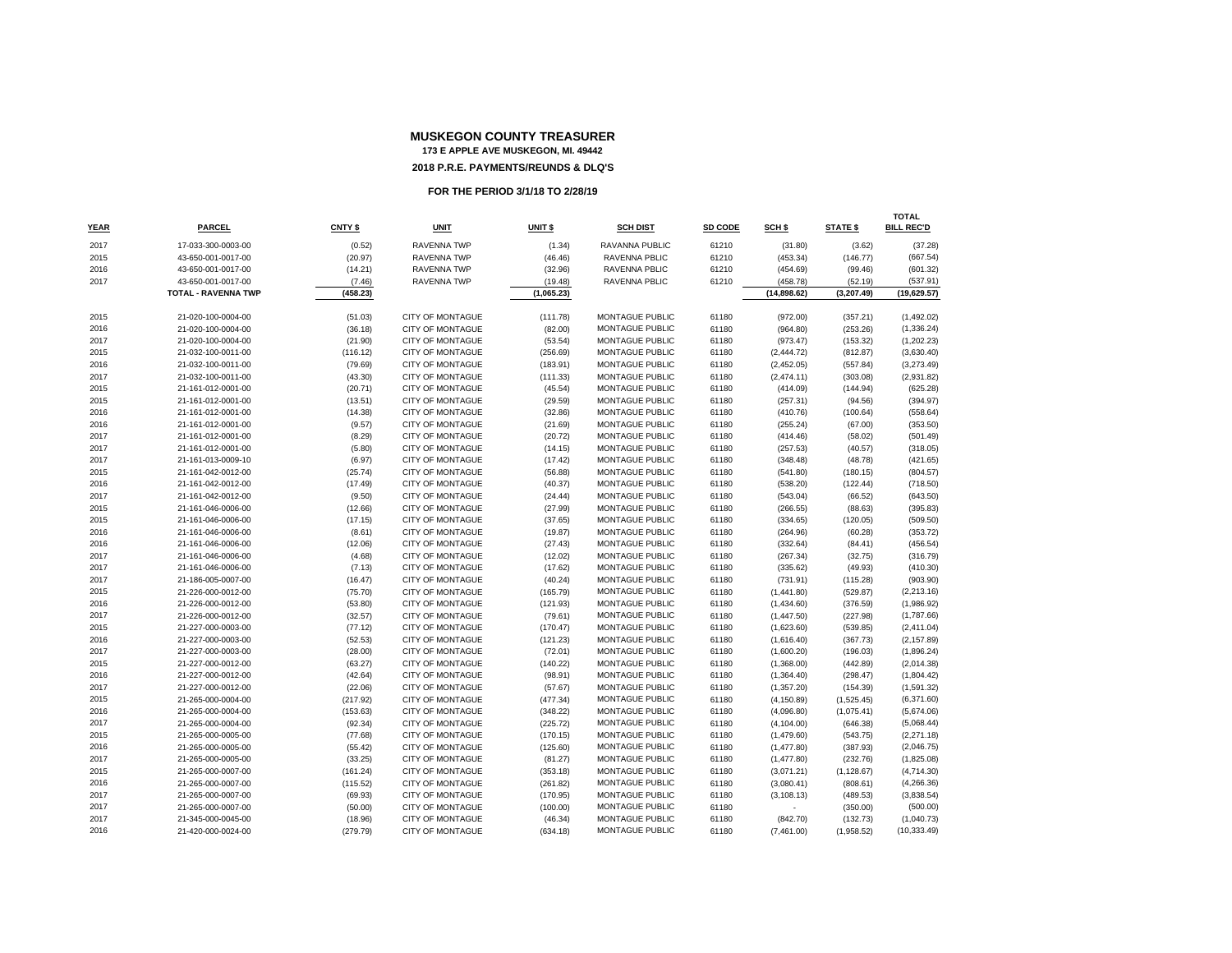# MUSKEGON COUNTY TREASURER

**173 E APPLE AVE MUSKEGON, MI. 49442**

**2018 P.R.E. PAYMENTS/REUNDS & DLQ'S**

**FOR THE PERIOD 3/1/18 TO 2/28/19**

| YEAR | PARCEL | CNTY $ | UNIT | UNIT $ | SCH DIST | SD CODE | SCH $ | STATE $ | TOTAL BILL REC'D |
|---|---|---|---|---|---|---|---|---|---|
| 2017 | 17-033-300-0003-00 | (0.52) | RAVENNA TWP | (1.34) | RAVANNA PUBLIC | 61210 | (31.80) | (3.62) | (37.28) |
| 2015 | 43-650-001-0017-00 | (20.97) | RAVENNA TWP | (46.46) | RAVENNA PBLIC | 61210 | (453.34) | (146.77) | (667.54) |
| 2016 | 43-650-001-0017-00 | (14.21) | RAVENNA TWP | (32.96) | RAVENNA PBLIC | 61210 | (454.69) | (99.46) | (601.32) |
| 2017 | 43-650-001-0017-00 | (7.46) | RAVENNA TWP | (19.48) | RAVENNA PBLIC | 61210 | (458.78) | (52.19) | (537.91) |
| | **TOTAL - RAVENNA TWP** | **(458.23)** | | **(1,065.23)** | | | **(14,898.62)** | **(3,207.49)** | **(19,629.57)** |
| 2015 | 21-020-100-0004-00 | (51.03) | CITY OF MONTAGUE | (111.78) | MONTAGUE PUBLIC | 61180 | (972.00) | (357.21) | (1,492.02) |
| 2016 | 21-020-100-0004-00 | (36.18) | CITY OF MONTAGUE | (82.00) | MONTAGUE PUBLIC | 61180 | (964.80) | (253.26) | (1,336.24) |
| 2017 | 21-020-100-0004-00 | (21.90) | CITY OF MONTAGUE | (53.54) | MONTAGUE PUBLIC | 61180 | (973.47) | (153.32) | (1,202.23) |
| 2015 | 21-032-100-0011-00 | (116.12) | CITY OF MONTAGUE | (256.69) | MONTAGUE PUBLIC | 61180 | (2,444.72) | (812.87) | (3,630.40) |
| 2016 | 21-032-100-0011-00 | (79.69) | CITY OF MONTAGUE | (183.91) | MONTAGUE PUBLIC | 61180 | (2,452.05) | (557.84) | (3,273.49) |
| 2017 | 21-032-100-0011-00 | (43.30) | CITY OF MONTAGUE | (111.33) | MONTAGUE PUBLIC | 61180 | (2,474.11) | (303.08) | (2,931.82) |
| 2015 | 21-161-012-0001-00 | (20.71) | CITY OF MONTAGUE | (45.54) | MONTAGUE PUBLIC | 61180 | (414.09) | (144.94) | (625.28) |
| 2015 | 21-161-012-0001-00 | (13.51) | CITY OF MONTAGUE | (29.59) | MONTAGUE PUBLIC | 61180 | (257.31) | (94.56) | (394.97) |
| 2016 | 21-161-012-0001-00 | (14.38) | CITY OF MONTAGUE | (32.86) | MONTAGUE PUBLIC | 61180 | (410.76) | (100.64) | (558.64) |
| 2016 | 21-161-012-0001-00 | (9.57) | CITY OF MONTAGUE | (21.69) | MONTAGUE PUBLIC | 61180 | (255.24) | (67.00) | (353.50) |
| 2017 | 21-161-012-0001-00 | (8.29) | CITY OF MONTAGUE | (20.72) | MONTAGUE PUBLIC | 61180 | (414.46) | (58.02) | (501.49) |
| 2017 | 21-161-012-0001-00 | (5.80) | CITY OF MONTAGUE | (14.15) | MONTAGUE PUBLIC | 61180 | (257.53) | (40.57) | (318.05) |
| 2017 | 21-161-013-0009-10 | (6.97) | CITY OF MONTAGUE | (17.42) | MONTAGUE PUBLIC | 61180 | (348.48) | (48.78) | (421.65) |
| 2015 | 21-161-042-0012-00 | (25.74) | CITY OF MONTAGUE | (56.88) | MONTAGUE PUBLIC | 61180 | (541.80) | (180.15) | (804.57) |
| 2016 | 21-161-042-0012-00 | (17.49) | CITY OF MONTAGUE | (40.37) | MONTAGUE PUBLIC | 61180 | (538.20) | (122.44) | (718.50) |
| 2017 | 21-161-042-0012-00 | (9.50) | CITY OF MONTAGUE | (24.44) | MONTAGUE PUBLIC | 61180 | (543.04) | (66.52) | (643.50) |
| 2015 | 21-161-046-0006-00 | (12.66) | CITY OF MONTAGUE | (27.99) | MONTAGUE PUBLIC | 61180 | (266.55) | (88.63) | (395.83) |
| 2015 | 21-161-046-0006-00 | (17.15) | CITY OF MONTAGUE | (37.65) | MONTAGUE PUBLIC | 61180 | (334.65) | (120.05) | (509.50) |
| 2016 | 21-161-046-0006-00 | (8.61) | CITY OF MONTAGUE | (19.87) | MONTAGUE PUBLIC | 61180 | (264.96) | (60.28) | (353.72) |
| 2016 | 21-161-046-0006-00 | (12.06) | CITY OF MONTAGUE | (27.43) | MONTAGUE PUBLIC | 61180 | (332.64) | (84.41) | (456.54) |
| 2017 | 21-161-046-0006-00 | (4.68) | CITY OF MONTAGUE | (12.02) | MONTAGUE PUBLIC | 61180 | (267.34) | (32.75) | (316.79) |
| 2017 | 21-161-046-0006-00 | (7.13) | CITY OF MONTAGUE | (17.62) | MONTAGUE PUBLIC | 61180 | (335.62) | (49.93) | (410.30) |
| 2017 | 21-186-005-0007-00 | (16.47) | CITY OF MONTAGUE | (40.24) | MONTAGUE PUBLIC | 61180 | (731.91) | (115.28) | (903.90) |
| 2015 | 21-226-000-0012-00 | (75.70) | CITY OF MONTAGUE | (165.79) | MONTAGUE PUBLIC | 61180 | (1,441.80) | (529.87) | (2,213.16) |
| 2016 | 21-226-000-0012-00 | (53.80) | CITY OF MONTAGUE | (121.93) | MONTAGUE PUBLIC | 61180 | (1,434.60) | (376.59) | (1,986.92) |
| 2017 | 21-226-000-0012-00 | (32.57) | CITY OF MONTAGUE | (79.61) | MONTAGUE PUBLIC | 61180 | (1,447.50) | (227.98) | (1,787.66) |
| 2015 | 21-227-000-0003-00 | (77.12) | CITY OF MONTAGUE | (170.47) | MONTAGUE PUBLIC | 61180 | (1,623.60) | (539.85) | (2,411.04) |
| 2016 | 21-227-000-0003-00 | (52.53) | CITY OF MONTAGUE | (121.23) | MONTAGUE PUBLIC | 61180 | (1,616.40) | (367.73) | (2,157.89) |
| 2017 | 21-227-000-0003-00 | (28.00) | CITY OF MONTAGUE | (72.01) | MONTAGUE PUBLIC | 61180 | (1,600.20) | (196.03) | (1,896.24) |
| 2015 | 21-227-000-0012-00 | (63.27) | CITY OF MONTAGUE | (140.22) | MONTAGUE PUBLIC | 61180 | (1,368.00) | (442.89) | (2,014.38) |
| 2016 | 21-227-000-0012-00 | (42.64) | CITY OF MONTAGUE | (98.91) | MONTAGUE PUBLIC | 61180 | (1,364.40) | (298.47) | (1,804.42) |
| 2017 | 21-227-000-0012-00 | (22.06) | CITY OF MONTAGUE | (57.67) | MONTAGUE PUBLIC | 61180 | (1,357.20) | (154.39) | (1,591.32) |
| 2015 | 21-265-000-0004-00 | (217.92) | CITY OF MONTAGUE | (477.34) | MONTAGUE PUBLIC | 61180 | (4,150.89) | (1,525.45) | (6,371.60) |
| 2016 | 21-265-000-0004-00 | (153.63) | CITY OF MONTAGUE | (348.22) | MONTAGUE PUBLIC | 61180 | (4,096.80) | (1,075.41) | (5,674.06) |
| 2017 | 21-265-000-0004-00 | (92.34) | CITY OF MONTAGUE | (225.72) | MONTAGUE PUBLIC | 61180 | (4,104.00) | (646.38) | (5,068.44) |
| 2015 | 21-265-000-0005-00 | (77.68) | CITY OF MONTAGUE | (170.15) | MONTAGUE PUBLIC | 61180 | (1,479.60) | (543.75) | (2,271.18) |
| 2016 | 21-265-000-0005-00 | (55.42) | CITY OF MONTAGUE | (125.60) | MONTAGUE PUBLIC | 61180 | (1,477.80) | (387.93) | (2,046.75) |
| 2017 | 21-265-000-0005-00 | (33.25) | CITY OF MONTAGUE | (81.27) | MONTAGUE PUBLIC | 61180 | (1,477.80) | (232.76) | (1,825.08) |
| 2015 | 21-265-000-0007-00 | (161.24) | CITY OF MONTAGUE | (353.18) | MONTAGUE PUBLIC | 61180 | (3,071.21) | (1,128.67) | (4,714.30) |
| 2016 | 21-265-000-0007-00 | (115.52) | CITY OF MONTAGUE | (261.82) | MONTAGUE PUBLIC | 61180 | (3,080.41) | (808.61) | (4,266.36) |
| 2017 | 21-265-000-0007-00 | (69.93) | CITY OF MONTAGUE | (170.95) | MONTAGUE PUBLIC | 61180 | (3,108.13) | (489.53) | (3,838.54) |
| 2017 | 21-265-000-0007-00 | (50.00) | CITY OF MONTAGUE | (100.00) | MONTAGUE PUBLIC | 61180 | - | (350.00) | (500.00) |
| 2017 | 21-345-000-0045-00 | (18.96) | CITY OF MONTAGUE | (46.34) | MONTAGUE PUBLIC | 61180 | (842.70) | (132.73) | (1,040.73) |
| 2016 | 21-420-000-0024-00 | (279.79) | CITY OF MONTAGUE | (634.18) | MONTAGUE PUBLIC | 61180 | (7,461.00) | (1,958.52) | (10,333.49) |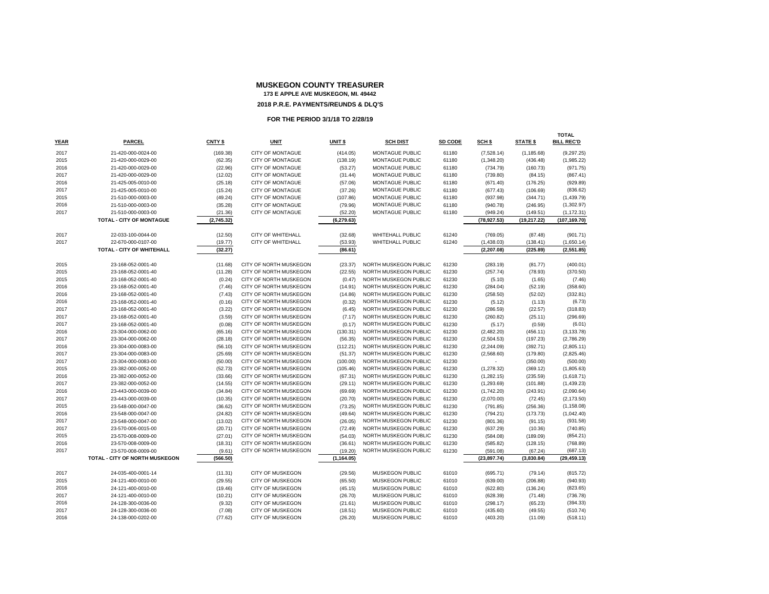# MUSKEGON COUNTY TREASURER

**173 E APPLE AVE MUSKEGON, MI. 49442**

**2018 P.R.E. PAYMENTS/REUNDS & DLQ'S**

**FOR THE PERIOD 3/1/18 TO 2/28/19**

| YEAR | PARCEL | CNTY $ | UNIT | UNIT $ | SCH DIST | SD CODE | SCH $ | STATE $ | TOTAL BILL REC'D |
|---|---|---|---|---|---|---|---|---|---|
| 2017 | 21-420-000-0024-00 | (169.38) | CITY OF MONTAGUE | (414.05) | MONTAGUE PUBLIC | 61180 | (7,528.14) | (1,185.68) | (9,297.25) |
| 2015 | 21-420-000-0029-00 | (62.35) | CITY OF MONTAGUE | (138.19) | MONTAGUE PUBLIC | 61180 | (1,348.20) | (436.48) | (1,985.22) |
| 2016 | 21-420-000-0029-00 | (22.96) | CITY OF MONTAGUE | (53.27) | MONTAGUE PUBLIC | 61180 | (734.79) | (160.73) | (971.75) |
| 2017 | 21-420-000-0029-00 | (12.02) | CITY OF MONTAGUE | (31.44) | MONTAGUE PUBLIC | 61180 | (739.80) | (84.15) | (867.41) |
| 2016 | 21-425-005-0010-00 | (25.18) | CITY OF MONTAGUE | (57.06) | MONTAGUE PUBLIC | 61180 | (671.40) | (176.25) | (929.89) |
| 2017 | 21-425-005-0010-00 | (15.24) | CITY OF MONTAGUE | (37.26) | MONTAGUE PUBLIC | 61180 | (677.43) | (106.69) | (836.62) |
| 2015 | 21-510-000-0003-00 | (49.24) | CITY OF MONTAGUE | (107.86) | MONTAGUE PUBLIC | 61180 | (937.98) | (344.71) | (1,439.79) |
| 2016 | 21-510-000-0003-00 | (35.28) | CITY OF MONTAGUE | (79.96) | MONTAGUE PUBLIC | 61180 | (940.78) | (246.95) | (1,302.97) |
| 2017 | 21-510-000-0003-00 | (21.36) | CITY OF MONTAGUE | (52.20) | MONTAGUE PUBLIC | 61180 | (949.24) | (149.51) | (1,172.31) |
| | **TOTAL - CITY OF MONTAGUE** | **(2,745.32)** | | **(6,279.63)** | | | **(78,927.53)** | **(19,217.22)** | **(107,169.70)** |
| 2017 | 22-033-100-0044-00 | (12.50) | CITY OF WHITEHALL | (32.68) | WHITEHALL PUBLIC | 61240 | (769.05) | (87.48) | (901.71) |
| 2017 | 22-670-000-0107-00 | (19.77) | CITY OF WHITEHALL | (53.93) | WHITEHALL PUBLIC | 61240 | (1,438.03) | (138.41) | (1,650.14) |
| | **TOTAL - CITY OF WHITEHALL** | **(32.27)** | | **(86.61)** | | | **(2,207.08)** | **(225.89)** | **(2,551.85)** |
| 2015 | 23-168-052-0001-40 | (11.68) | CITY OF NORTH MUSKEGON | (23.37) | NORTH MUSKEGON PUBLIC | 61230 | (283.19) | (81.77) | (400.01) |
| 2015 | 23-168-052-0001-40 | (11.28) | CITY OF NORTH MUSKEGON | (22.55) | NORTH MUSKEGON PUBLIC | 61230 | (257.74) | (78.93) | (370.50) |
| 2015 | 23-168-052-0001-40 | (0.24) | CITY OF NORTH MUSKEGON | (0.47) | NORTH MUSKEGON PUBLIC | 61230 | (5.10) | (1.65) | (7.46) |
| 2016 | 23-168-052-0001-40 | (7.46) | CITY OF NORTH MUSKEGON | (14.91) | NORTH MUSKEGON PUBLIC | 61230 | (284.04) | (52.19) | (358.60) |
| 2016 | 23-168-052-0001-40 | (7.43) | CITY OF NORTH MUSKEGON | (14.86) | NORTH MUSKEGON PUBLIC | 61230 | (258.50) | (52.02) | (332.81) |
| 2016 | 23-168-052-0001-40 | (0.16) | CITY OF NORTH MUSKEGON | (0.32) | NORTH MUSKEGON PUBLIC | 61230 | (5.12) | (1.13) | (6.73) |
| 2017 | 23-168-052-0001-40 | (3.22) | CITY OF NORTH MUSKEGON | (6.45) | NORTH MUSKEGON PUBLIC | 61230 | (286.59) | (22.57) | (318.83) |
| 2017 | 23-168-052-0001-40 | (3.59) | CITY OF NORTH MUSKEGON | (7.17) | NORTH MUSKEGON PUBLIC | 61230 | (260.82) | (25.11) | (296.69) |
| 2017 | 23-168-052-0001-40 | (0.08) | CITY OF NORTH MUSKEGON | (0.17) | NORTH MUSKEGON PUBLIC | 61230 | (5.17) | (0.59) | (6.01) |
| 2016 | 23-304-000-0062-00 | (65.16) | CITY OF NORTH MUSKEGON | (130.31) | NORTH MUSKEGON PUBLIC | 61230 | (2,482.20) | (456.11) | (3,133.78) |
| 2017 | 23-304-000-0062-00 | (28.18) | CITY OF NORTH MUSKEGON | (56.35) | NORTH MUSKEGON PUBLIC | 61230 | (2,504.53) | (197.23) | (2,786.29) |
| 2016 | 23-304-000-0083-00 | (56.10) | CITY OF NORTH MUSKEGON | (112.21) | NORTH MUSKEGON PUBLIC | 61230 | (2,244.09) | (392.71) | (2,805.11) |
| 2017 | 23-304-000-0083-00 | (25.69) | CITY OF NORTH MUSKEGON | (51.37) | NORTH MUSKEGON PUBLIC | 61230 | (2,568.60) | (179.80) | (2,825.46) |
| 2017 | 23-304-000-0083-00 | (50.00) | CITY OF NORTH MUSKEGON | (100.00) | NORTH MUSKEGON PUBLIC | 61230 | - | (350.00) | (500.00) |
| 2015 | 23-382-000-0052-00 | (52.73) | CITY OF NORTH MUSKEGON | (105.46) | NORTH MUSKEGON PUBLIC | 61230 | (1,278.32) | (369.12) | (1,805.63) |
| 2016 | 23-382-000-0052-00 | (33.66) | CITY OF NORTH MUSKEGON | (67.31) | NORTH MUSKEGON PUBLIC | 61230 | (1,282.15) | (235.59) | (1,618.71) |
| 2017 | 23-382-000-0052-00 | (14.55) | CITY OF NORTH MUSKEGON | (29.11) | NORTH MUSKEGON PUBLIC | 61230 | (1,293.69) | (101.88) | (1,439.23) |
| 2016 | 23-443-000-0039-00 | (34.84) | CITY OF NORTH MUSKEGON | (69.69) | NORTH MUSKEGON PUBLIC | 61230 | (1,742.20) | (243.91) | (2,090.64) |
| 2017 | 23-443-000-0039-00 | (10.35) | CITY OF NORTH MUSKEGON | (20.70) | NORTH MUSKEGON PUBLIC | 61230 | (2,070.00) | (72.45) | (2,173.50) |
| 2015 | 23-548-000-0047-00 | (36.62) | CITY OF NORTH MUSKEGON | (73.25) | NORTH MUSKEGON PUBLIC | 61230 | (791.85) | (256.36) | (1,158.08) |
| 2016 | 23-548-000-0047-00 | (24.82) | CITY OF NORTH MUSKEGON | (49.64) | NORTH MUSKEGON PUBLIC | 61230 | (794.21) | (173.73) | (1,042.40) |
| 2017 | 23-548-000-0047-00 | (13.02) | CITY OF NORTH MUSKEGON | (26.05) | NORTH MUSKEGON PUBLIC | 61230 | (801.36) | (91.15) | (931.58) |
| 2017 | 23-570-006-0015-00 | (20.71) | CITY OF NORTH MUSKEGON | (72.49) | NORTH MUSKEGON PUBLIC | 61230 | (637.29) | (10.36) | (740.85) |
| 2015 | 23-570-008-0009-00 | (27.01) | CITY OF NORTH MUSKEGON | (54.03) | NORTH MUSKEGON PUBLIC | 61230 | (584.08) | (189.09) | (854.21) |
| 2016 | 23-570-008-0009-00 | (18.31) | CITY OF NORTH MUSKEGON | (36.61) | NORTH MUSKEGON PUBLIC | 61230 | (585.82) | (128.15) | (768.89) |
| 2017 | 23-570-008-0009-00 | (9.61) | CITY OF NORTH MUSKEGON | (19.20) | NORTH MUSKEGON PUBLIC | 61230 | (591.08) | (67.24) | (687.13) |
| | **TOTAL - CITY OF NORTH MUSKEGON** | **(566.50)** | | **(1,164.05)** | | | **(23,897.74)** | **(3,830.84)** | **(29,459.13)** |
| 2017 | 24-035-400-0001-14 | (11.31) | CITY OF MUSKEGON | (29.56) | MUSKEGON PUBLIC | 61010 | (695.71) | (79.14) | (815.72) |
| 2015 | 24-121-400-0010-00 | (29.55) | CITY OF MUSKEGON | (65.50) | MUSKEGON PUBLIC | 61010 | (639.00) | (206.88) | (940.93) |
| 2016 | 24-121-400-0010-00 | (19.46) | CITY OF MUSKEGON | (45.15) | MUSKEGON PUBLIC | 61010 | (622.80) | (136.24) | (823.65) |
| 2017 | 24-121-400-0010-00 | (10.21) | CITY OF MUSKEGON | (26.70) | MUSKEGON PUBLIC | 61010 | (628.39) | (71.48) | (736.78) |
| 2016 | 24-128-300-0036-00 | (9.32) | CITY OF MUSKEGON | (21.61) | MUSKEGON PUBLIC | 61010 | (298.17) | (65.23) | (394.33) |
| 2017 | 24-128-300-0036-00 | (7.08) | CITY OF MUSKEGON | (18.51) | MUSKEGON PUBLIC | 61010 | (435.60) | (49.55) | (510.74) |
| 2016 | 24-138-000-0202-00 | (77.62) | CITY OF MUSKEGON | (26.20) | MUSKEGON PUBLIC | 61010 | (403.20) | (11.09) | (518.11) |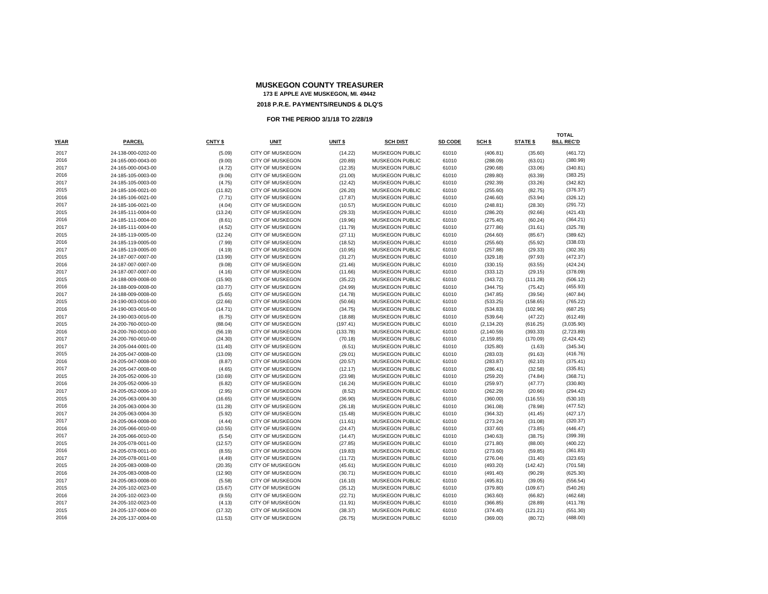**MUSKEGON COUNTY TREASURER**
**173 E APPLE AVE MUSKEGON, MI. 49442**
**2018 P.R.E. PAYMENTS/REUNDS & DLQ'S**

**FOR THE PERIOD 3/1/18 TO 2/28/19**

| YEAR | PARCEL | CNTY $ | UNIT | UNIT $ | SCH DIST | SD CODE | SCH $ | STATE $ | TOTAL BILL REC'D |
|---|---|---|---|---|---|---|---|---|---|
| 2017 | 24-138-000-0202-00 | (5.09) | CITY OF MUSKEGON | (14.22) | MUSKEGON PUBLIC | 61010 | (406.81) | (35.60) | (461.72) |
| 2016 | 24-165-000-0043-00 | (9.00) | CITY OF MUSKEGON | (20.89) | MUSKEGON PUBLIC | 61010 | (288.09) | (63.01) | (380.99) |
| 2017 | 24-165-000-0043-00 | (4.72) | CITY OF MUSKEGON | (12.35) | MUSKEGON PUBLIC | 61010 | (290.68) | (33.06) | (340.81) |
| 2016 | 24-185-105-0003-00 | (9.06) | CITY OF MUSKEGON | (21.00) | MUSKEGON PUBLIC | 61010 | (289.80) | (63.39) | (383.25) |
| 2017 | 24-185-105-0003-00 | (4.75) | CITY OF MUSKEGON | (12.42) | MUSKEGON PUBLIC | 61010 | (292.39) | (33.26) | (342.82) |
| 2015 | 24-185-106-0021-00 | (11.82) | CITY OF MUSKEGON | (26.20) | MUSKEGON PUBLIC | 61010 | (255.60) | (82.75) | (376.37) |
| 2016 | 24-185-106-0021-00 | (7.71) | CITY OF MUSKEGON | (17.87) | MUSKEGON PUBLIC | 61010 | (246.60) | (53.94) | (326.12) |
| 2017 | 24-185-106-0021-00 | (4.04) | CITY OF MUSKEGON | (10.57) | MUSKEGON PUBLIC | 61010 | (248.81) | (28.30) | (291.72) |
| 2015 | 24-185-111-0004-00 | (13.24) | CITY OF MUSKEGON | (29.33) | MUSKEGON PUBLIC | 61010 | (286.20) | (92.66) | (421.43) |
| 2016 | 24-185-111-0004-00 | (8.61) | CITY OF MUSKEGON | (19.96) | MUSKEGON PUBLIC | 61010 | (275.40) | (60.24) | (364.21) |
| 2017 | 24-185-111-0004-00 | (4.52) | CITY OF MUSKEGON | (11.79) | MUSKEGON PUBLIC | 61010 | (277.86) | (31.61) | (325.78) |
| 2015 | 24-185-119-0005-00 | (12.24) | CITY OF MUSKEGON | (27.11) | MUSKEGON PUBLIC | 61010 | (264.60) | (85.67) | (389.62) |
| 2016 | 24-185-119-0005-00 | (7.99) | CITY OF MUSKEGON | (18.52) | MUSKEGON PUBLIC | 61010 | (255.60) | (55.92) | (338.03) |
| 2017 | 24-185-119-0005-00 | (4.19) | CITY OF MUSKEGON | (10.95) | MUSKEGON PUBLIC | 61010 | (257.88) | (29.33) | (302.35) |
| 2015 | 24-187-007-0007-00 | (13.99) | CITY OF MUSKEGON | (31.27) | MUSKEGON PUBLIC | 61010 | (329.18) | (97.93) | (472.37) |
| 2016 | 24-187-007-0007-00 | (9.08) | CITY OF MUSKEGON | (21.46) | MUSKEGON PUBLIC | 61010 | (330.15) | (63.55) | (424.24) |
| 2017 | 24-187-007-0007-00 | (4.16) | CITY OF MUSKEGON | (11.66) | MUSKEGON PUBLIC | 61010 | (333.12) | (29.15) | (378.09) |
| 2015 | 24-188-009-0008-00 | (15.90) | CITY OF MUSKEGON | (35.22) | MUSKEGON PUBLIC | 61010 | (343.72) | (111.28) | (506.12) |
| 2016 | 24-188-009-0008-00 | (10.77) | CITY OF MUSKEGON | (24.99) | MUSKEGON PUBLIC | 61010 | (344.75) | (75.42) | (455.93) |
| 2017 | 24-188-009-0008-00 | (5.65) | CITY OF MUSKEGON | (14.78) | MUSKEGON PUBLIC | 61010 | (347.85) | (39.56) | (407.84) |
| 2015 | 24-190-003-0016-00 | (22.66) | CITY OF MUSKEGON | (50.66) | MUSKEGON PUBLIC | 61010 | (533.25) | (158.65) | (765.22) |
| 2016 | 24-190-003-0016-00 | (14.71) | CITY OF MUSKEGON | (34.75) | MUSKEGON PUBLIC | 61010 | (534.83) | (102.96) | (687.25) |
| 2017 | 24-190-003-0016-00 | (6.75) | CITY OF MUSKEGON | (18.88) | MUSKEGON PUBLIC | 61010 | (539.64) | (47.22) | (612.49) |
| 2015 | 24-200-760-0010-00 | (88.04) | CITY OF MUSKEGON | (197.41) | MUSKEGON PUBLIC | 61010 | (2,134.20) | (616.25) | (3,035.90) |
| 2016 | 24-200-760-0010-00 | (56.19) | CITY OF MUSKEGON | (133.78) | MUSKEGON PUBLIC | 61010 | (2,140.59) | (393.33) | (2,723.89) |
| 2017 | 24-200-760-0010-00 | (24.30) | CITY OF MUSKEGON | (70.18) | MUSKEGON PUBLIC | 61010 | (2,159.85) | (170.09) | (2,424.42) |
| 2017 | 24-205-044-0001-00 | (11.40) | CITY OF MUSKEGON | (6.51) | MUSKEGON PUBLIC | 61010 | (325.80) | (1.63) | (345.34) |
| 2015 | 24-205-047-0008-00 | (13.09) | CITY OF MUSKEGON | (29.01) | MUSKEGON PUBLIC | 61010 | (283.03) | (91.63) | (416.76) |
| 2016 | 24-205-047-0008-00 | (8.87) | CITY OF MUSKEGON | (20.57) | MUSKEGON PUBLIC | 61010 | (283.87) | (62.10) | (375.41) |
| 2017 | 24-205-047-0008-00 | (4.65) | CITY OF MUSKEGON | (12.17) | MUSKEGON PUBLIC | 61010 | (286.41) | (32.58) | (335.81) |
| 2015 | 24-205-052-0006-10 | (10.69) | CITY OF MUSKEGON | (23.98) | MUSKEGON PUBLIC | 61010 | (259.20) | (74.84) | (368.71) |
| 2016 | 24-205-052-0006-10 | (6.82) | CITY OF MUSKEGON | (16.24) | MUSKEGON PUBLIC | 61010 | (259.97) | (47.77) | (330.80) |
| 2017 | 24-205-052-0006-10 | (2.95) | CITY OF MUSKEGON | (8.52) | MUSKEGON PUBLIC | 61010 | (262.29) | (20.66) | (294.42) |
| 2015 | 24-205-063-0004-30 | (16.65) | CITY OF MUSKEGON | (36.90) | MUSKEGON PUBLIC | 61010 | (360.00) | (116.55) | (530.10) |
| 2016 | 24-205-063-0004-30 | (11.28) | CITY OF MUSKEGON | (26.18) | MUSKEGON PUBLIC | 61010 | (361.08) | (78.98) | (477.52) |
| 2017 | 24-205-063-0004-30 | (5.92) | CITY OF MUSKEGON | (15.48) | MUSKEGON PUBLIC | 61010 | (364.32) | (41.45) | (427.17) |
| 2017 | 24-205-064-0008-00 | (4.44) | CITY OF MUSKEGON | (11.61) | MUSKEGON PUBLIC | 61010 | (273.24) | (31.08) | (320.37) |
| 2016 | 24-205-066-0010-00 | (10.55) | CITY OF MUSKEGON | (24.47) | MUSKEGON PUBLIC | 61010 | (337.60) | (73.85) | (446.47) |
| 2017 | 24-205-066-0010-00 | (5.54) | CITY OF MUSKEGON | (14.47) | MUSKEGON PUBLIC | 61010 | (340.63) | (38.75) | (399.39) |
| 2015 | 24-205-078-0011-00 | (12.57) | CITY OF MUSKEGON | (27.85) | MUSKEGON PUBLIC | 61010 | (271.80) | (88.00) | (400.22) |
| 2016 | 24-205-078-0011-00 | (8.55) | CITY OF MUSKEGON | (19.83) | MUSKEGON PUBLIC | 61010 | (273.60) | (59.85) | (361.83) |
| 2017 | 24-205-078-0011-00 | (4.49) | CITY OF MUSKEGON | (11.72) | MUSKEGON PUBLIC | 61010 | (276.04) | (31.40) | (323.65) |
| 2015 | 24-205-083-0008-00 | (20.35) | CITY OF MUSKEGON | (45.61) | MUSKEGON PUBLIC | 61010 | (493.20) | (142.42) | (701.58) |
| 2016 | 24-205-083-0008-00 | (12.90) | CITY OF MUSKEGON | (30.71) | MUSKEGON PUBLIC | 61010 | (491.40) | (90.29) | (625.30) |
| 2017 | 24-205-083-0008-00 | (5.58) | CITY OF MUSKEGON | (16.10) | MUSKEGON PUBLIC | 61010 | (495.81) | (39.05) | (556.54) |
| 2015 | 24-205-102-0023-00 | (15.67) | CITY OF MUSKEGON | (35.12) | MUSKEGON PUBLIC | 61010 | (379.80) | (109.67) | (540.26) |
| 2016 | 24-205-102-0023-00 | (9.55) | CITY OF MUSKEGON | (22.71) | MUSKEGON PUBLIC | 61010 | (363.60) | (66.82) | (462.68) |
| 2017 | 24-205-102-0023-00 | (4.13) | CITY OF MUSKEGON | (11.91) | MUSKEGON PUBLIC | 61010 | (366.85) | (28.89) | (411.78) |
| 2015 | 24-205-137-0004-00 | (17.32) | CITY OF MUSKEGON | (38.37) | MUSKEGON PUBLIC | 61010 | (374.40) | (121.21) | (551.30) |
| 2016 | 24-205-137-0004-00 | (11.53) | CITY OF MUSKEGON | (26.75) | MUSKEGON PUBLIC | 61010 | (369.00) | (80.72) | (488.00) |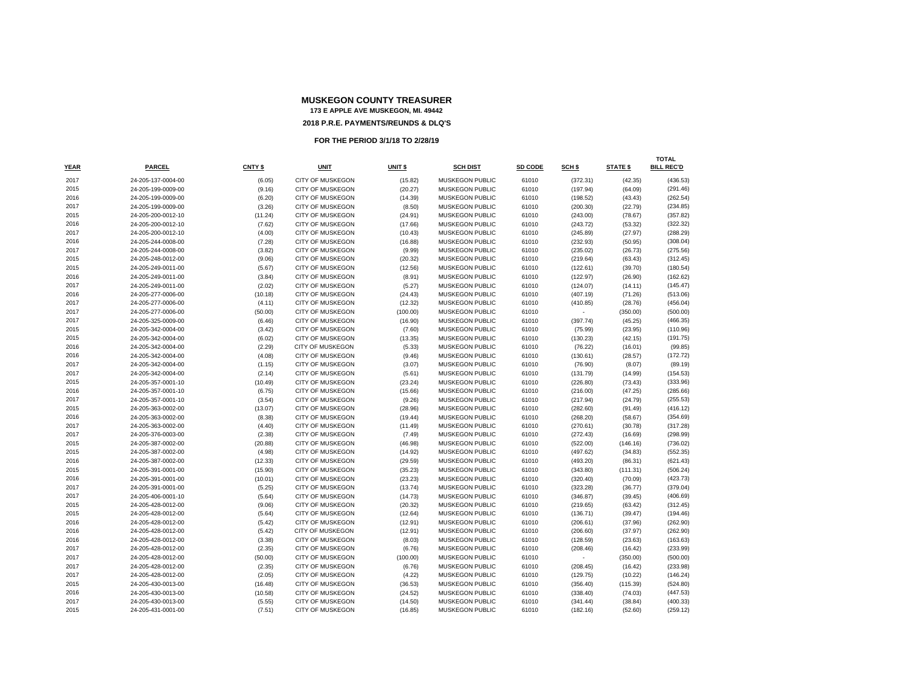**MUSKEGON COUNTY TREASURER**
**173 E APPLE AVE MUSKEGON, MI. 49442**
**2018 P.R.E. PAYMENTS/REUNDS & DLQ'S**

**FOR THE PERIOD 3/1/18 TO 2/28/19**

| YEAR | PARCEL | CNTY $ | UNIT | UNIT $ | SCH DIST | SD CODE | SCH $ | STATE $ | TOTAL BILL REC'D |
|---|---|---|---|---|---|---|---|---|---|
| 2017 | 24-205-137-0004-00 | (6.05) | CITY OF MUSKEGON | (15.82) | MUSKEGON PUBLIC | 61010 | (372.31) | (42.35) | (436.53) |
| 2015 | 24-205-199-0009-00 | (9.16) | CITY OF MUSKEGON | (20.27) | MUSKEGON PUBLIC | 61010 | (197.94) | (64.09) | (291.46) |
| 2016 | 24-205-199-0009-00 | (6.20) | CITY OF MUSKEGON | (14.39) | MUSKEGON PUBLIC | 61010 | (198.52) | (43.43) | (262.54) |
| 2017 | 24-205-199-0009-00 | (3.26) | CITY OF MUSKEGON | (8.50) | MUSKEGON PUBLIC | 61010 | (200.30) | (22.79) | (234.85) |
| 2015 | 24-205-200-0012-10 | (11.24) | CITY OF MUSKEGON | (24.91) | MUSKEGON PUBLIC | 61010 | (243.00) | (78.67) | (357.82) |
| 2016 | 24-205-200-0012-10 | (7.62) | CITY OF MUSKEGON | (17.66) | MUSKEGON PUBLIC | 61010 | (243.72) | (53.32) | (322.32) |
| 2017 | 24-205-200-0012-10 | (4.00) | CITY OF MUSKEGON | (10.43) | MUSKEGON PUBLIC | 61010 | (245.89) | (27.97) | (288.29) |
| 2016 | 24-205-244-0008-00 | (7.28) | CITY OF MUSKEGON | (16.88) | MUSKEGON PUBLIC | 61010 | (232.93) | (50.95) | (308.04) |
| 2017 | 24-205-244-0008-00 | (3.82) | CITY OF MUSKEGON | (9.99) | MUSKEGON PUBLIC | 61010 | (235.02) | (26.73) | (275.56) |
| 2015 | 24-205-248-0012-00 | (9.06) | CITY OF MUSKEGON | (20.32) | MUSKEGON PUBLIC | 61010 | (219.64) | (63.43) | (312.45) |
| 2015 | 24-205-249-0011-00 | (5.67) | CITY OF MUSKEGON | (12.56) | MUSKEGON PUBLIC | 61010 | (122.61) | (39.70) | (180.54) |
| 2016 | 24-205-249-0011-00 | (3.84) | CITY OF MUSKEGON | (8.91) | MUSKEGON PUBLIC | 61010 | (122.97) | (26.90) | (162.62) |
| 2017 | 24-205-249-0011-00 | (2.02) | CITY OF MUSKEGON | (5.27) | MUSKEGON PUBLIC | 61010 | (124.07) | (14.11) | (145.47) |
| 2016 | 24-205-277-0006-00 | (10.18) | CITY OF MUSKEGON | (24.43) | MUSKEGON PUBLIC | 61010 | (407.19) | (71.26) | (513.06) |
| 2017 | 24-205-277-0006-00 | (4.11) | CITY OF MUSKEGON | (12.32) | MUSKEGON PUBLIC | 61010 | (410.85) | (28.76) | (456.04) |
| 2017 | 24-205-277-0006-00 | (50.00) | CITY OF MUSKEGON | (100.00) | MUSKEGON PUBLIC | 61010 | - | (350.00) | (500.00) |
| 2017 | 24-205-325-0009-00 | (6.46) | CITY OF MUSKEGON | (16.90) | MUSKEGON PUBLIC | 61010 | (397.74) | (45.25) | (466.35) |
| 2015 | 24-205-342-0004-00 | (3.42) | CITY OF MUSKEGON | (7.60) | MUSKEGON PUBLIC | 61010 | (75.99) | (23.95) | (110.96) |
| 2015 | 24-205-342-0004-00 | (6.02) | CITY OF MUSKEGON | (13.35) | MUSKEGON PUBLIC | 61010 | (130.23) | (42.15) | (191.75) |
| 2016 | 24-205-342-0004-00 | (2.29) | CITY OF MUSKEGON | (5.33) | MUSKEGON PUBLIC | 61010 | (76.22) | (16.01) | (99.85) |
| 2016 | 24-205-342-0004-00 | (4.08) | CITY OF MUSKEGON | (9.46) | MUSKEGON PUBLIC | 61010 | (130.61) | (28.57) | (172.72) |
| 2017 | 24-205-342-0004-00 | (1.15) | CITY OF MUSKEGON | (3.07) | MUSKEGON PUBLIC | 61010 | (76.90) | (8.07) | (89.19) |
| 2017 | 24-205-342-0004-00 | (2.14) | CITY OF MUSKEGON | (5.61) | MUSKEGON PUBLIC | 61010 | (131.79) | (14.99) | (154.53) |
| 2015 | 24-205-357-0001-10 | (10.49) | CITY OF MUSKEGON | (23.24) | MUSKEGON PUBLIC | 61010 | (226.80) | (73.43) | (333.96) |
| 2016 | 24-205-357-0001-10 | (6.75) | CITY OF MUSKEGON | (15.66) | MUSKEGON PUBLIC | 61010 | (216.00) | (47.25) | (285.66) |
| 2017 | 24-205-357-0001-10 | (3.54) | CITY OF MUSKEGON | (9.26) | MUSKEGON PUBLIC | 61010 | (217.94) | (24.79) | (255.53) |
| 2015 | 24-205-363-0002-00 | (13.07) | CITY OF MUSKEGON | (28.96) | MUSKEGON PUBLIC | 61010 | (282.60) | (91.49) | (416.12) |
| 2016 | 24-205-363-0002-00 | (8.38) | CITY OF MUSKEGON | (19.44) | MUSKEGON PUBLIC | 61010 | (268.20) | (58.67) | (354.69) |
| 2017 | 24-205-363-0002-00 | (4.40) | CITY OF MUSKEGON | (11.49) | MUSKEGON PUBLIC | 61010 | (270.61) | (30.78) | (317.28) |
| 2017 | 24-205-376-0003-00 | (2.38) | CITY OF MUSKEGON | (7.49) | MUSKEGON PUBLIC | 61010 | (272.43) | (16.69) | (298.99) |
| 2015 | 24-205-387-0002-00 | (20.88) | CITY OF MUSKEGON | (46.98) | MUSKEGON PUBLIC | 61010 | (522.00) | (146.16) | (736.02) |
| 2015 | 24-205-387-0002-00 | (4.98) | CITY OF MUSKEGON | (14.92) | MUSKEGON PUBLIC | 61010 | (497.62) | (34.83) | (552.35) |
| 2016 | 24-205-387-0002-00 | (12.33) | CITY OF MUSKEGON | (29.59) | MUSKEGON PUBLIC | 61010 | (493.20) | (86.31) | (621.43) |
| 2015 | 24-205-391-0001-00 | (15.90) | CITY OF MUSKEGON | (35.23) | MUSKEGON PUBLIC | 61010 | (343.80) | (111.31) | (506.24) |
| 2016 | 24-205-391-0001-00 | (10.01) | CITY OF MUSKEGON | (23.23) | MUSKEGON PUBLIC | 61010 | (320.40) | (70.09) | (423.73) |
| 2017 | 24-205-391-0001-00 | (5.25) | CITY OF MUSKEGON | (13.74) | MUSKEGON PUBLIC | 61010 | (323.28) | (36.77) | (379.04) |
| 2017 | 24-205-406-0001-10 | (5.64) | CITY OF MUSKEGON | (14.73) | MUSKEGON PUBLIC | 61010 | (346.87) | (39.45) | (406.69) |
| 2015 | 24-205-428-0012-00 | (9.06) | CITY OF MUSKEGON | (20.32) | MUSKEGON PUBLIC | 61010 | (219.65) | (63.42) | (312.45) |
| 2015 | 24-205-428-0012-00 | (5.64) | CITY OF MUSKEGON | (12.64) | MUSKEGON PUBLIC | 61010 | (136.71) | (39.47) | (194.46) |
| 2016 | 24-205-428-0012-00 | (5.42) | CITY OF MUSKEGON | (12.91) | MUSKEGON PUBLIC | 61010 | (206.61) | (37.96) | (262.90) |
| 2016 | 24-205-428-0012-00 | (5.42) | CITY OF MUSKEGON | (12.91) | MUSKEGON PUBLIC | 61010 | (206.60) | (37.97) | (262.90) |
| 2016 | 24-205-428-0012-00 | (3.38) | CITY OF MUSKEGON | (8.03) | MUSKEGON PUBLIC | 61010 | (128.59) | (23.63) | (163.63) |
| 2017 | 24-205-428-0012-00 | (2.35) | CITY OF MUSKEGON | (6.76) | MUSKEGON PUBLIC | 61010 | (208.46) | (16.42) | (233.99) |
| 2017 | 24-205-428-0012-00 | (50.00) | CITY OF MUSKEGON | (100.00) | MUSKEGON PUBLIC | 61010 | - | (350.00) | (500.00) |
| 2017 | 24-205-428-0012-00 | (2.35) | CITY OF MUSKEGON | (6.76) | MUSKEGON PUBLIC | 61010 | (208.45) | (16.42) | (233.98) |
| 2017 | 24-205-428-0012-00 | (2.05) | CITY OF MUSKEGON | (4.22) | MUSKEGON PUBLIC | 61010 | (129.75) | (10.22) | (146.24) |
| 2015 | 24-205-430-0013-00 | (16.48) | CITY OF MUSKEGON | (36.53) | MUSKEGON PUBLIC | 61010 | (356.40) | (115.39) | (524.80) |
| 2016 | 24-205-430-0013-00 | (10.58) | CITY OF MUSKEGON | (24.52) | MUSKEGON PUBLIC | 61010 | (338.40) | (74.03) | (447.53) |
| 2017 | 24-205-430-0013-00 | (5.55) | CITY OF MUSKEGON | (14.50) | MUSKEGON PUBLIC | 61010 | (341.44) | (38.84) | (400.33) |
| 2015 | 24-205-431-0001-00 | (7.51) | CITY OF MUSKEGON | (16.85) | MUSKEGON PUBLIC | 61010 | (182.16) | (52.60) | (259.12) |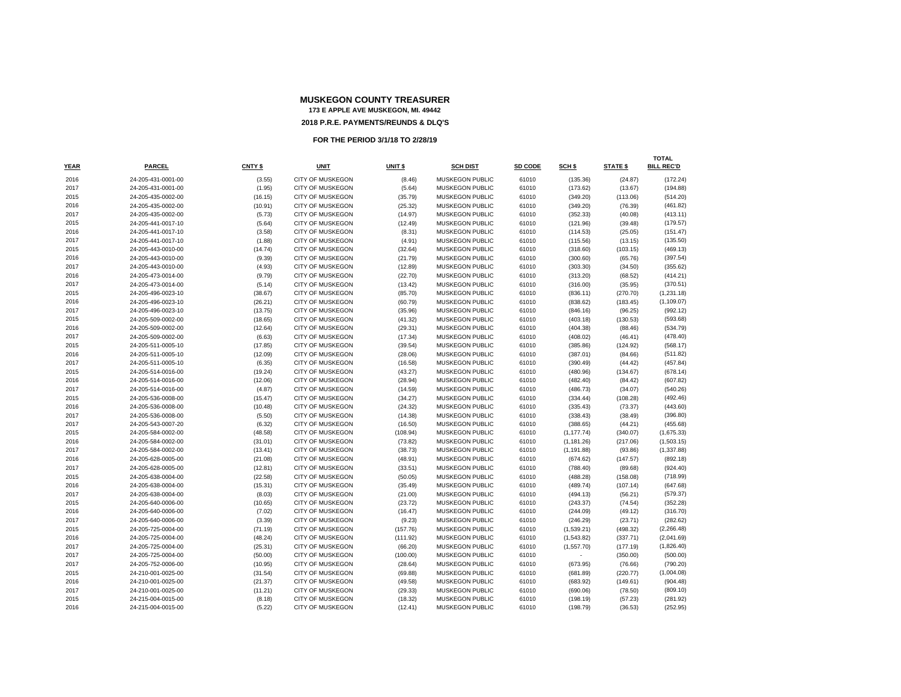# MUSKEGON COUNTY TREASURER

**173 E APPLE AVE MUSKEGON, MI. 49442**

**2018 P.R.E. PAYMENTS/REUNDS & DLQ'S**

**FOR THE PERIOD 3/1/18 TO 2/28/19**

| YEAR | PARCEL | CNTY $ | UNIT | UNIT $ | SCH DIST | SD CODE | SCH $ | STATE $ | TOTAL BILL REC'D |
|---|---|---|---|---|---|---|---|---|---|
| 2016 | 24-205-431-0001-00 | (3.55) | CITY OF MUSKEGON | (8.46) | MUSKEGON PUBLIC | 61010 | (135.36) | (24.87) | (172.24) |
| 2017 | 24-205-431-0001-00 | (1.95) | CITY OF MUSKEGON | (5.64) | MUSKEGON PUBLIC | 61010 | (173.62) | (13.67) | (194.88) |
| 2015 | 24-205-435-0002-00 | (16.15) | CITY OF MUSKEGON | (35.79) | MUSKEGON PUBLIC | 61010 | (349.20) | (113.06) | (514.20) |
| 2016 | 24-205-435-0002-00 | (10.91) | CITY OF MUSKEGON | (25.32) | MUSKEGON PUBLIC | 61010 | (349.20) | (76.39) | (461.82) |
| 2017 | 24-205-435-0002-00 | (5.73) | CITY OF MUSKEGON | (14.97) | MUSKEGON PUBLIC | 61010 | (352.33) | (40.08) | (413.11) |
| 2015 | 24-205-441-0017-10 | (5.64) | CITY OF MUSKEGON | (12.49) | MUSKEGON PUBLIC | 61010 | (121.96) | (39.48) | (179.57) |
| 2016 | 24-205-441-0017-10 | (3.58) | CITY OF MUSKEGON | (8.31) | MUSKEGON PUBLIC | 61010 | (114.53) | (25.05) | (151.47) |
| 2017 | 24-205-441-0017-10 | (1.88) | CITY OF MUSKEGON | (4.91) | MUSKEGON PUBLIC | 61010 | (115.56) | (13.15) | (135.50) |
| 2015 | 24-205-443-0010-00 | (14.74) | CITY OF MUSKEGON | (32.64) | MUSKEGON PUBLIC | 61010 | (318.60) | (103.15) | (469.13) |
| 2016 | 24-205-443-0010-00 | (9.39) | CITY OF MUSKEGON | (21.79) | MUSKEGON PUBLIC | 61010 | (300.60) | (65.76) | (397.54) |
| 2017 | 24-205-443-0010-00 | (4.93) | CITY OF MUSKEGON | (12.89) | MUSKEGON PUBLIC | 61010 | (303.30) | (34.50) | (355.62) |
| 2016 | 24-205-473-0014-00 | (9.79) | CITY OF MUSKEGON | (22.70) | MUSKEGON PUBLIC | 61010 | (313.20) | (68.52) | (414.21) |
| 2017 | 24-205-473-0014-00 | (5.14) | CITY OF MUSKEGON | (13.42) | MUSKEGON PUBLIC | 61010 | (316.00) | (35.95) | (370.51) |
| 2015 | 24-205-496-0023-10 | (38.67) | CITY OF MUSKEGON | (85.70) | MUSKEGON PUBLIC | 61010 | (836.11) | (270.70) | (1,231.18) |
| 2016 | 24-205-496-0023-10 | (26.21) | CITY OF MUSKEGON | (60.79) | MUSKEGON PUBLIC | 61010 | (838.62) | (183.45) | (1,109.07) |
| 2017 | 24-205-496-0023-10 | (13.75) | CITY OF MUSKEGON | (35.96) | MUSKEGON PUBLIC | 61010 | (846.16) | (96.25) | (992.12) |
| 2015 | 24-205-509-0002-00 | (18.65) | CITY OF MUSKEGON | (41.32) | MUSKEGON PUBLIC | 61010 | (403.18) | (130.53) | (593.68) |
| 2016 | 24-205-509-0002-00 | (12.64) | CITY OF MUSKEGON | (29.31) | MUSKEGON PUBLIC | 61010 | (404.38) | (88.46) | (534.79) |
| 2017 | 24-205-509-0002-00 | (6.63) | CITY OF MUSKEGON | (17.34) | MUSKEGON PUBLIC | 61010 | (408.02) | (46.41) | (478.40) |
| 2015 | 24-205-511-0005-10 | (17.85) | CITY OF MUSKEGON | (39.54) | MUSKEGON PUBLIC | 61010 | (385.86) | (124.92) | (568.17) |
| 2016 | 24-205-511-0005-10 | (12.09) | CITY OF MUSKEGON | (28.06) | MUSKEGON PUBLIC | 61010 | (387.01) | (84.66) | (511.82) |
| 2017 | 24-205-511-0005-10 | (6.35) | CITY OF MUSKEGON | (16.58) | MUSKEGON PUBLIC | 61010 | (390.49) | (44.42) | (457.84) |
| 2015 | 24-205-514-0016-00 | (19.24) | CITY OF MUSKEGON | (43.27) | MUSKEGON PUBLIC | 61010 | (480.96) | (134.67) | (678.14) |
| 2016 | 24-205-514-0016-00 | (12.06) | CITY OF MUSKEGON | (28.94) | MUSKEGON PUBLIC | 61010 | (482.40) | (84.42) | (607.82) |
| 2017 | 24-205-514-0016-00 | (4.87) | CITY OF MUSKEGON | (14.59) | MUSKEGON PUBLIC | 61010 | (486.73) | (34.07) | (540.26) |
| 2015 | 24-205-536-0008-00 | (15.47) | CITY OF MUSKEGON | (34.27) | MUSKEGON PUBLIC | 61010 | (334.44) | (108.28) | (492.46) |
| 2016 | 24-205-536-0008-00 | (10.48) | CITY OF MUSKEGON | (24.32) | MUSKEGON PUBLIC | 61010 | (335.43) | (73.37) | (443.60) |
| 2017 | 24-205-536-0008-00 | (5.50) | CITY OF MUSKEGON | (14.38) | MUSKEGON PUBLIC | 61010 | (338.43) | (38.49) | (396.80) |
| 2017 | 24-205-543-0007-20 | (6.32) | CITY OF MUSKEGON | (16.50) | MUSKEGON PUBLIC | 61010 | (388.65) | (44.21) | (455.68) |
| 2015 | 24-205-584-0002-00 | (48.58) | CITY OF MUSKEGON | (108.94) | MUSKEGON PUBLIC | 61010 | (1,177.74) | (340.07) | (1,675.33) |
| 2016 | 24-205-584-0002-00 | (31.01) | CITY OF MUSKEGON | (73.82) | MUSKEGON PUBLIC | 61010 | (1,181.26) | (217.06) | (1,503.15) |
| 2017 | 24-205-584-0002-00 | (13.41) | CITY OF MUSKEGON | (38.73) | MUSKEGON PUBLIC | 61010 | (1,191.88) | (93.86) | (1,337.88) |
| 2016 | 24-205-628-0005-00 | (21.08) | CITY OF MUSKEGON | (48.91) | MUSKEGON PUBLIC | 61010 | (674.62) | (147.57) | (892.18) |
| 2017 | 24-205-628-0005-00 | (12.81) | CITY OF MUSKEGON | (33.51) | MUSKEGON PUBLIC | 61010 | (788.40) | (89.68) | (924.40) |
| 2015 | 24-205-638-0004-00 | (22.58) | CITY OF MUSKEGON | (50.05) | MUSKEGON PUBLIC | 61010 | (488.28) | (158.08) | (718.99) |
| 2016 | 24-205-638-0004-00 | (15.31) | CITY OF MUSKEGON | (35.49) | MUSKEGON PUBLIC | 61010 | (489.74) | (107.14) | (647.68) |
| 2017 | 24-205-638-0004-00 | (8.03) | CITY OF MUSKEGON | (21.00) | MUSKEGON PUBLIC | 61010 | (494.13) | (56.21) | (579.37) |
| 2015 | 24-205-640-0006-00 | (10.65) | CITY OF MUSKEGON | (23.72) | MUSKEGON PUBLIC | 61010 | (243.37) | (74.54) | (352.28) |
| 2016 | 24-205-640-0006-00 | (7.02) | CITY OF MUSKEGON | (16.47) | MUSKEGON PUBLIC | 61010 | (244.09) | (49.12) | (316.70) |
| 2017 | 24-205-640-0006-00 | (3.39) | CITY OF MUSKEGON | (9.23) | MUSKEGON PUBLIC | 61010 | (246.29) | (23.71) | (282.62) |
| 2015 | 24-205-725-0004-00 | (71.19) | CITY OF MUSKEGON | (157.76) | MUSKEGON PUBLIC | 61010 | (1,539.21) | (498.32) | (2,266.48) |
| 2016 | 24-205-725-0004-00 | (48.24) | CITY OF MUSKEGON | (111.92) | MUSKEGON PUBLIC | 61010 | (1,543.82) | (337.71) | (2,041.69) |
| 2017 | 24-205-725-0004-00 | (25.31) | CITY OF MUSKEGON | (66.20) | MUSKEGON PUBLIC | 61010 | (1,557.70) | (177.19) | (1,826.40) |
| 2017 | 24-205-725-0004-00 | (50.00) | CITY OF MUSKEGON | (100.00) | MUSKEGON PUBLIC | 61010 | - | (350.00) | (500.00) |
| 2017 | 24-205-752-0006-00 | (10.95) | CITY OF MUSKEGON | (28.64) | MUSKEGON PUBLIC | 61010 | (673.95) | (76.66) | (790.20) |
| 2015 | 24-210-001-0025-00 | (31.54) | CITY OF MUSKEGON | (69.88) | MUSKEGON PUBLIC | 61010 | (681.89) | (220.77) | (1,004.08) |
| 2016 | 24-210-001-0025-00 | (21.37) | CITY OF MUSKEGON | (49.58) | MUSKEGON PUBLIC | 61010 | (683.92) | (149.61) | (904.48) |
| 2017 | 24-210-001-0025-00 | (11.21) | CITY OF MUSKEGON | (29.33) | MUSKEGON PUBLIC | 61010 | (690.06) | (78.50) | (809.10) |
| 2015 | 24-215-004-0015-00 | (8.18) | CITY OF MUSKEGON | (18.32) | MUSKEGON PUBLIC | 61010 | (198.19) | (57.23) | (281.92) |
| 2016 | 24-215-004-0015-00 | (5.22) | CITY OF MUSKEGON | (12.41) | MUSKEGON PUBLIC | 61010 | (198.79) | (36.53) | (252.95) |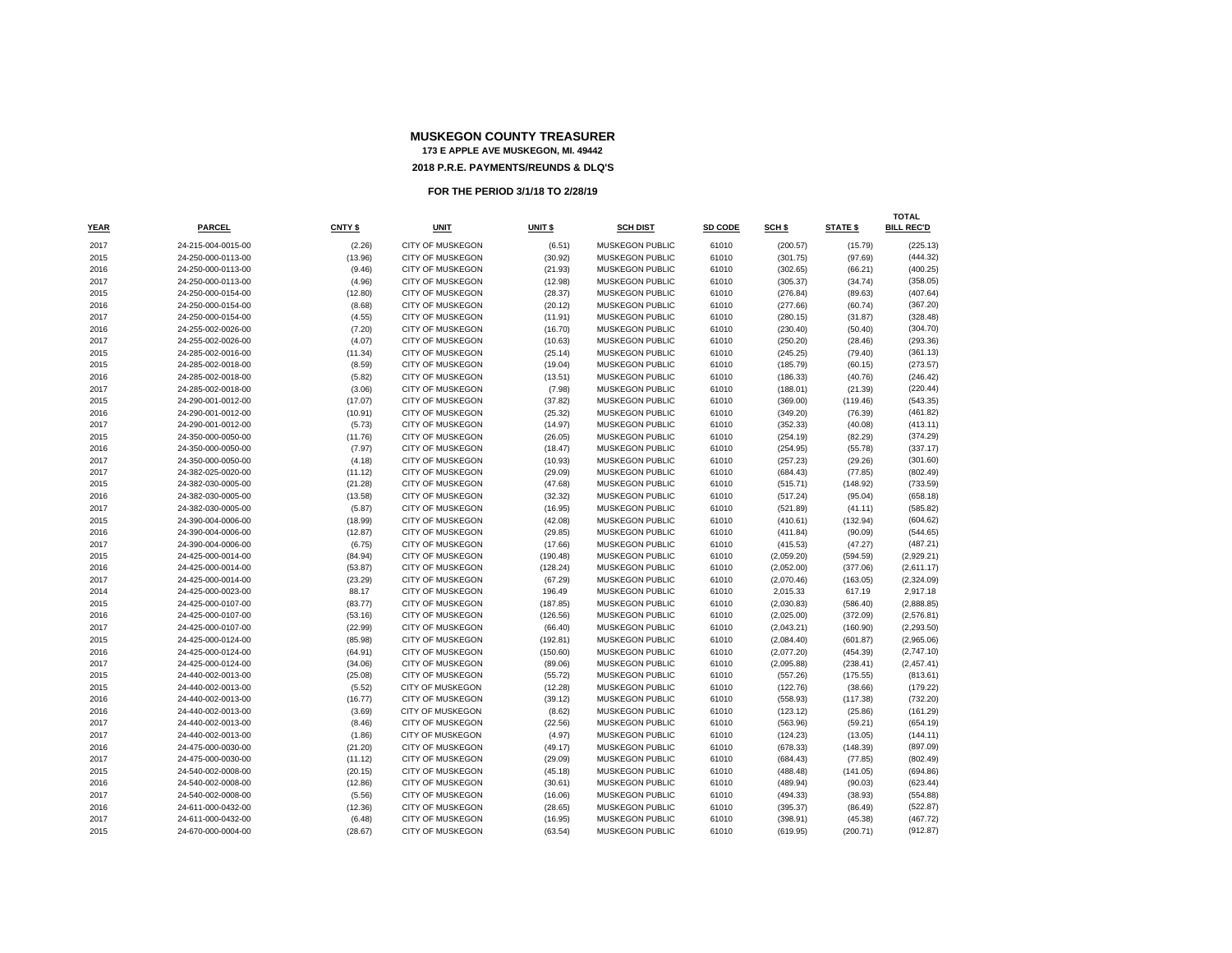# MUSKEGON COUNTY TREASURER

**173 E APPLE AVE MUSKEGON, MI. 49442**

**2018 P.R.E. PAYMENTS/REUNDS & DLQ'S**

**FOR THE PERIOD 3/1/18 TO 2/28/19**

| YEAR | PARCEL | CNTY $ | UNIT | UNIT $ | SCH DIST | SD CODE | SCH $ | STATE $ | TOTAL BILL REC'D |
|---|---|---|---|---|---|---|---|---|---|
| 2017 | 24-215-004-0015-00 | (2.26) | CITY OF MUSKEGON | (6.51) | MUSKEGON PUBLIC | 61010 | (200.57) | (15.79) | (225.13) |
| 2015 | 24-250-000-0113-00 | (13.96) | CITY OF MUSKEGON | (30.92) | MUSKEGON PUBLIC | 61010 | (301.75) | (97.69) | (444.32) |
| 2016 | 24-250-000-0113-00 | (9.46) | CITY OF MUSKEGON | (21.93) | MUSKEGON PUBLIC | 61010 | (302.65) | (66.21) | (400.25) |
| 2017 | 24-250-000-0113-00 | (4.96) | CITY OF MUSKEGON | (12.98) | MUSKEGON PUBLIC | 61010 | (305.37) | (34.74) | (358.05) |
| 2015 | 24-250-000-0154-00 | (12.80) | CITY OF MUSKEGON | (28.37) | MUSKEGON PUBLIC | 61010 | (276.84) | (89.63) | (407.64) |
| 2016 | 24-250-000-0154-00 | (8.68) | CITY OF MUSKEGON | (20.12) | MUSKEGON PUBLIC | 61010 | (277.66) | (60.74) | (367.20) |
| 2017 | 24-250-000-0154-00 | (4.55) | CITY OF MUSKEGON | (11.91) | MUSKEGON PUBLIC | 61010 | (280.15) | (31.87) | (328.48) |
| 2016 | 24-255-002-0026-00 | (7.20) | CITY OF MUSKEGON | (16.70) | MUSKEGON PUBLIC | 61010 | (230.40) | (50.40) | (304.70) |
| 2017 | 24-255-002-0026-00 | (4.07) | CITY OF MUSKEGON | (10.63) | MUSKEGON PUBLIC | 61010 | (250.20) | (28.46) | (293.36) |
| 2015 | 24-285-002-0016-00 | (11.34) | CITY OF MUSKEGON | (25.14) | MUSKEGON PUBLIC | 61010 | (245.25) | (79.40) | (361.13) |
| 2015 | 24-285-002-0018-00 | (8.59) | CITY OF MUSKEGON | (19.04) | MUSKEGON PUBLIC | 61010 | (185.79) | (60.15) | (273.57) |
| 2016 | 24-285-002-0018-00 | (5.82) | CITY OF MUSKEGON | (13.51) | MUSKEGON PUBLIC | 61010 | (186.33) | (40.76) | (246.42) |
| 2017 | 24-285-002-0018-00 | (3.06) | CITY OF MUSKEGON | (7.98) | MUSKEGON PUBLIC | 61010 | (188.01) | (21.39) | (220.44) |
| 2015 | 24-290-001-0012-00 | (17.07) | CITY OF MUSKEGON | (37.82) | MUSKEGON PUBLIC | 61010 | (369.00) | (119.46) | (543.35) |
| 2016 | 24-290-001-0012-00 | (10.91) | CITY OF MUSKEGON | (25.32) | MUSKEGON PUBLIC | 61010 | (349.20) | (76.39) | (461.82) |
| 2017 | 24-290-001-0012-00 | (5.73) | CITY OF MUSKEGON | (14.97) | MUSKEGON PUBLIC | 61010 | (352.33) | (40.08) | (413.11) |
| 2015 | 24-350-000-0050-00 | (11.76) | CITY OF MUSKEGON | (26.05) | MUSKEGON PUBLIC | 61010 | (254.19) | (82.29) | (374.29) |
| 2016 | 24-350-000-0050-00 | (7.97) | CITY OF MUSKEGON | (18.47) | MUSKEGON PUBLIC | 61010 | (254.95) | (55.78) | (337.17) |
| 2017 | 24-350-000-0050-00 | (4.18) | CITY OF MUSKEGON | (10.93) | MUSKEGON PUBLIC | 61010 | (257.23) | (29.26) | (301.60) |
| 2017 | 24-382-025-0020-00 | (11.12) | CITY OF MUSKEGON | (29.09) | MUSKEGON PUBLIC | 61010 | (684.43) | (77.85) | (802.49) |
| 2015 | 24-382-030-0005-00 | (21.28) | CITY OF MUSKEGON | (47.68) | MUSKEGON PUBLIC | 61010 | (515.71) | (148.92) | (733.59) |
| 2016 | 24-382-030-0005-00 | (13.58) | CITY OF MUSKEGON | (32.32) | MUSKEGON PUBLIC | 61010 | (517.24) | (95.04) | (658.18) |
| 2017 | 24-382-030-0005-00 | (5.87) | CITY OF MUSKEGON | (16.95) | MUSKEGON PUBLIC | 61010 | (521.89) | (41.11) | (585.82) |
| 2015 | 24-390-004-0006-00 | (18.99) | CITY OF MUSKEGON | (42.08) | MUSKEGON PUBLIC | 61010 | (410.61) | (132.94) | (604.62) |
| 2016 | 24-390-004-0006-00 | (12.87) | CITY OF MUSKEGON | (29.85) | MUSKEGON PUBLIC | 61010 | (411.84) | (90.09) | (544.65) |
| 2017 | 24-390-004-0006-00 | (6.75) | CITY OF MUSKEGON | (17.66) | MUSKEGON PUBLIC | 61010 | (415.53) | (47.27) | (487.21) |
| 2015 | 24-425-000-0014-00 | (84.94) | CITY OF MUSKEGON | (190.48) | MUSKEGON PUBLIC | 61010 | (2,059.20) | (594.59) | (2,929.21) |
| 2016 | 24-425-000-0014-00 | (53.87) | CITY OF MUSKEGON | (128.24) | MUSKEGON PUBLIC | 61010 | (2,052.00) | (377.06) | (2,611.17) |
| 2017 | 24-425-000-0014-00 | (23.29) | CITY OF MUSKEGON | (67.29) | MUSKEGON PUBLIC | 61010 | (2,070.46) | (163.05) | (2,324.09) |
| 2014 | 24-425-000-0023-00 | 88.17 | CITY OF MUSKEGON | 196.49 | MUSKEGON PUBLIC | 61010 | 2,015.33 | 617.19 | 2,917.18 |
| 2015 | 24-425-000-0107-00 | (83.77) | CITY OF MUSKEGON | (187.85) | MUSKEGON PUBLIC | 61010 | (2,030.83) | (586.40) | (2,888.85) |
| 2016 | 24-425-000-0107-00 | (53.16) | CITY OF MUSKEGON | (126.56) | MUSKEGON PUBLIC | 61010 | (2,025.00) | (372.09) | (2,576.81) |
| 2017 | 24-425-000-0107-00 | (22.99) | CITY OF MUSKEGON | (66.40) | MUSKEGON PUBLIC | 61010 | (2,043.21) | (160.90) | (2,293.50) |
| 2015 | 24-425-000-0124-00 | (85.98) | CITY OF MUSKEGON | (192.81) | MUSKEGON PUBLIC | 61010 | (2,084.40) | (601.87) | (2,965.06) |
| 2016 | 24-425-000-0124-00 | (64.91) | CITY OF MUSKEGON | (150.60) | MUSKEGON PUBLIC | 61010 | (2,077.20) | (454.39) | (2,747.10) |
| 2017 | 24-425-000-0124-00 | (34.06) | CITY OF MUSKEGON | (89.06) | MUSKEGON PUBLIC | 61010 | (2,095.88) | (238.41) | (2,457.41) |
| 2015 | 24-440-002-0013-00 | (25.08) | CITY OF MUSKEGON | (55.72) | MUSKEGON PUBLIC | 61010 | (557.26) | (175.55) | (813.61) |
| 2015 | 24-440-002-0013-00 | (5.52) | CITY OF MUSKEGON | (12.28) | MUSKEGON PUBLIC | 61010 | (122.76) | (38.66) | (179.22) |
| 2016 | 24-440-002-0013-00 | (16.77) | CITY OF MUSKEGON | (39.12) | MUSKEGON PUBLIC | 61010 | (558.93) | (117.38) | (732.20) |
| 2016 | 24-440-002-0013-00 | (3.69) | CITY OF MUSKEGON | (8.62) | MUSKEGON PUBLIC | 61010 | (123.12) | (25.86) | (161.29) |
| 2017 | 24-440-002-0013-00 | (8.46) | CITY OF MUSKEGON | (22.56) | MUSKEGON PUBLIC | 61010 | (563.96) | (59.21) | (654.19) |
| 2017 | 24-440-002-0013-00 | (1.86) | CITY OF MUSKEGON | (4.97) | MUSKEGON PUBLIC | 61010 | (124.23) | (13.05) | (144.11) |
| 2016 | 24-475-000-0030-00 | (21.20) | CITY OF MUSKEGON | (49.17) | MUSKEGON PUBLIC | 61010 | (678.33) | (148.39) | (897.09) |
| 2017 | 24-475-000-0030-00 | (11.12) | CITY OF MUSKEGON | (29.09) | MUSKEGON PUBLIC | 61010 | (684.43) | (77.85) | (802.49) |
| 2015 | 24-540-002-0008-00 | (20.15) | CITY OF MUSKEGON | (45.18) | MUSKEGON PUBLIC | 61010 | (488.48) | (141.05) | (694.86) |
| 2016 | 24-540-002-0008-00 | (12.86) | CITY OF MUSKEGON | (30.61) | MUSKEGON PUBLIC | 61010 | (489.94) | (90.03) | (623.44) |
| 2017 | 24-540-002-0008-00 | (5.56) | CITY OF MUSKEGON | (16.06) | MUSKEGON PUBLIC | 61010 | (494.33) | (38.93) | (554.88) |
| 2016 | 24-611-000-0432-00 | (12.36) | CITY OF MUSKEGON | (28.65) | MUSKEGON PUBLIC | 61010 | (395.37) | (86.49) | (522.87) |
| 2017 | 24-611-000-0432-00 | (6.48) | CITY OF MUSKEGON | (16.95) | MUSKEGON PUBLIC | 61010 | (398.91) | (45.38) | (467.72) |
| 2015 | 24-670-000-0004-00 | (28.67) | CITY OF MUSKEGON | (63.54) | MUSKEGON PUBLIC | 61010 | (619.95) | (200.71) | (912.87) |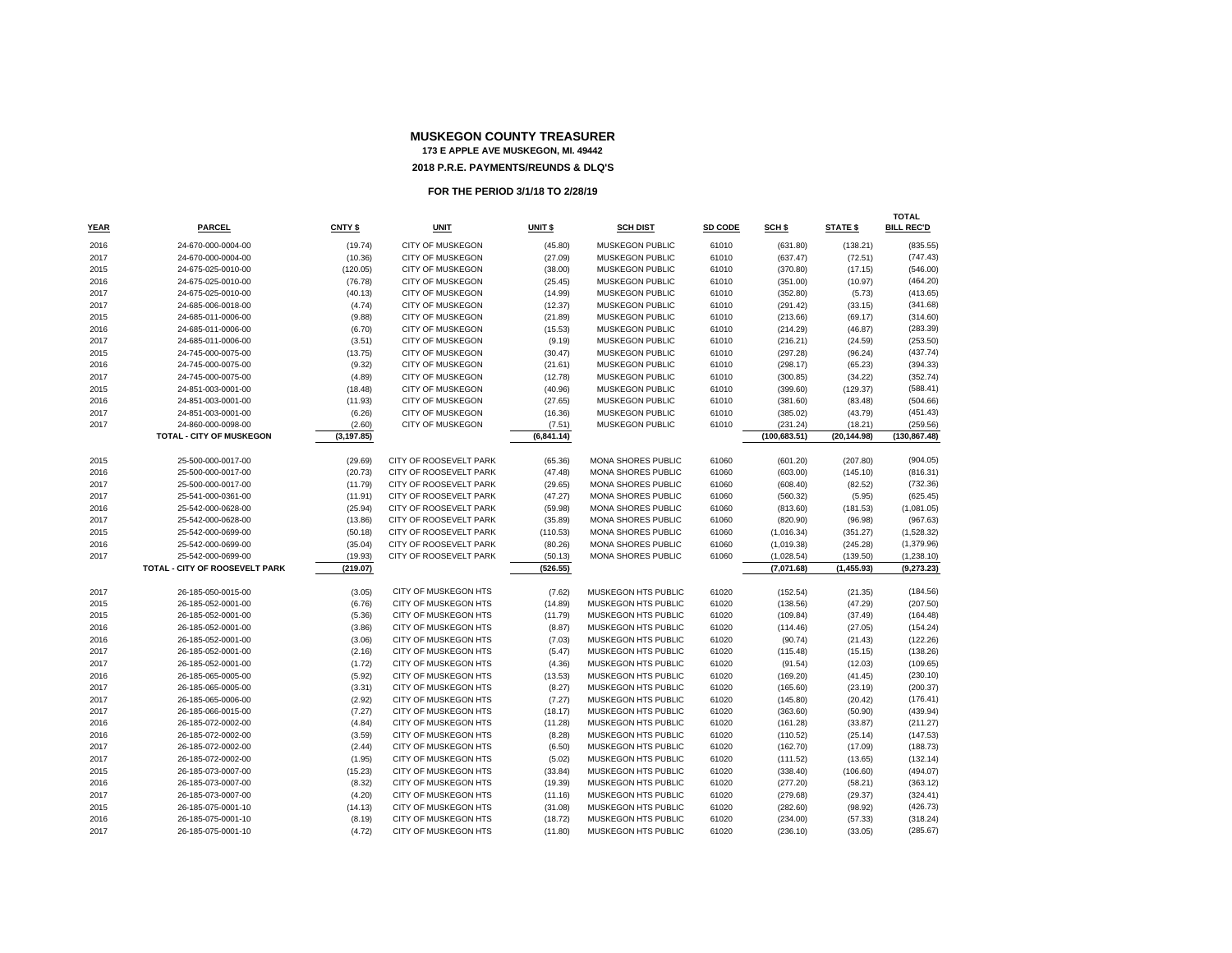# MUSKEGON COUNTY TREASURER

**173 E APPLE AVE MUSKEGON, MI. 49442**

**2018 P.R.E. PAYMENTS/REUNDS & DLQ'S**

**FOR THE PERIOD 3/1/18 TO 2/28/19**

| YEAR | PARCEL | CNTY $ | UNIT | UNIT $ | SCH DIST | SD CODE | SCH $ | STATE $ | TOTAL BILL REC'D |
|---|---|---|---|---|---|---|---|---|---|
| 2016 | 24-670-000-0004-00 | (19.74) | CITY OF MUSKEGON | (45.80) | MUSKEGON PUBLIC | 61010 | (631.80) | (138.21) | (835.55) |
| 2017 | 24-670-000-0004-00 | (10.36) | CITY OF MUSKEGON | (27.09) | MUSKEGON PUBLIC | 61010 | (637.47) | (72.51) | (747.43) |
| 2015 | 24-675-025-0010-00 | (120.05) | CITY OF MUSKEGON | (38.00) | MUSKEGON PUBLIC | 61010 | (370.80) | (17.15) | (546.00) |
| 2016 | 24-675-025-0010-00 | (76.78) | CITY OF MUSKEGON | (25.45) | MUSKEGON PUBLIC | 61010 | (351.00) | (10.97) | (464.20) |
| 2017 | 24-675-025-0010-00 | (40.13) | CITY OF MUSKEGON | (14.99) | MUSKEGON PUBLIC | 61010 | (352.80) | (5.73) | (413.65) |
| 2017 | 24-685-006-0018-00 | (4.74) | CITY OF MUSKEGON | (12.37) | MUSKEGON PUBLIC | 61010 | (291.42) | (33.15) | (341.68) |
| 2015 | 24-685-011-0006-00 | (9.88) | CITY OF MUSKEGON | (21.89) | MUSKEGON PUBLIC | 61010 | (213.66) | (69.17) | (314.60) |
| 2016 | 24-685-011-0006-00 | (6.70) | CITY OF MUSKEGON | (15.53) | MUSKEGON PUBLIC | 61010 | (214.29) | (46.87) | (283.39) |
| 2017 | 24-685-011-0006-00 | (3.51) | CITY OF MUSKEGON | (9.19) | MUSKEGON PUBLIC | 61010 | (216.21) | (24.59) | (253.50) |
| 2015 | 24-745-000-0075-00 | (13.75) | CITY OF MUSKEGON | (30.47) | MUSKEGON PUBLIC | 61010 | (297.28) | (96.24) | (437.74) |
| 2016 | 24-745-000-0075-00 | (9.32) | CITY OF MUSKEGON | (21.61) | MUSKEGON PUBLIC | 61010 | (298.17) | (65.23) | (394.33) |
| 2017 | 24-745-000-0075-00 | (4.89) | CITY OF MUSKEGON | (12.78) | MUSKEGON PUBLIC | 61010 | (300.85) | (34.22) | (352.74) |
| 2015 | 24-851-003-0001-00 | (18.48) | CITY OF MUSKEGON | (40.96) | MUSKEGON PUBLIC | 61010 | (399.60) | (129.37) | (588.41) |
| 2016 | 24-851-003-0001-00 | (11.93) | CITY OF MUSKEGON | (27.65) | MUSKEGON PUBLIC | 61010 | (381.60) | (83.48) | (504.66) |
| 2017 | 24-851-003-0001-00 | (6.26) | CITY OF MUSKEGON | (16.36) | MUSKEGON PUBLIC | 61010 | (385.02) | (43.79) | (451.43) |
| 2017 | 24-860-000-0098-00 | (2.60) | CITY OF MUSKEGON | (7.51) | MUSKEGON PUBLIC | 61010 | (231.24) | (18.21) | (259.56) |
| | **TOTAL - CITY OF MUSKEGON** | **(3,197.85)** | | **(6,841.14)** | | | **(100,683.51)** | **(20,144.98)** | **(130,867.48)** |
| 2015 | 25-500-000-0017-00 | (29.69) | CITY OF ROOSEVELT PARK | (65.36) | MONA SHORES PUBLIC | 61060 | (601.20) | (207.80) | (904.05) |
| 2016 | 25-500-000-0017-00 | (20.73) | CITY OF ROOSEVELT PARK | (47.48) | MONA SHORES PUBLIC | 61060 | (603.00) | (145.10) | (816.31) |
| 2017 | 25-500-000-0017-00 | (11.79) | CITY OF ROOSEVELT PARK | (29.65) | MONA SHORES PUBLIC | 61060 | (608.40) | (82.52) | (732.36) |
| 2017 | 25-541-000-0361-00 | (11.91) | CITY OF ROOSEVELT PARK | (47.27) | MONA SHORES PUBLIC | 61060 | (560.32) | (5.95) | (625.45) |
| 2016 | 25-542-000-0628-00 | (25.94) | CITY OF ROOSEVELT PARK | (59.98) | MONA SHORES PUBLIC | 61060 | (813.60) | (181.53) | (1,081.05) |
| 2017 | 25-542-000-0628-00 | (13.86) | CITY OF ROOSEVELT PARK | (35.89) | MONA SHORES PUBLIC | 61060 | (820.90) | (96.98) | (967.63) |
| 2015 | 25-542-000-0699-00 | (50.18) | CITY OF ROOSEVELT PARK | (110.53) | MONA SHORES PUBLIC | 61060 | (1,016.34) | (351.27) | (1,528.32) |
| 2016 | 25-542-000-0699-00 | (35.04) | CITY OF ROOSEVELT PARK | (80.26) | MONA SHORES PUBLIC | 61060 | (1,019.38) | (245.28) | (1,379.96) |
| 2017 | 25-542-000-0699-00 | (19.93) | CITY OF ROOSEVELT PARK | (50.13) | MONA SHORES PUBLIC | 61060 | (1,028.54) | (139.50) | (1,238.10) |
| | **TOTAL - CITY OF ROOSEVELT PARK** | **(219.07)** | | **(526.55)** | | | **(7,071.68)** | **(1,455.93)** | **(9,273.23)** |
| 2017 | 26-185-050-0015-00 | (3.05) | CITY OF MUSKEGON HTS | (7.62) | MUSKEGON HTS PUBLIC | 61020 | (152.54) | (21.35) | (184.56) |
| 2015 | 26-185-052-0001-00 | (6.76) | CITY OF MUSKEGON HTS | (14.89) | MUSKEGON HTS PUBLIC | 61020 | (138.56) | (47.29) | (207.50) |
| 2015 | 26-185-052-0001-00 | (5.36) | CITY OF MUSKEGON HTS | (11.79) | MUSKEGON HTS PUBLIC | 61020 | (109.84) | (37.49) | (164.48) |
| 2016 | 26-185-052-0001-00 | (3.86) | CITY OF MUSKEGON HTS | (8.87) | MUSKEGON HTS PUBLIC | 61020 | (114.46) | (27.05) | (154.24) |
| 2016 | 26-185-052-0001-00 | (3.06) | CITY OF MUSKEGON HTS | (7.03) | MUSKEGON HTS PUBLIC | 61020 | (90.74) | (21.43) | (122.26) |
| 2017 | 26-185-052-0001-00 | (2.16) | CITY OF MUSKEGON HTS | (5.47) | MUSKEGON HTS PUBLIC | 61020 | (115.48) | (15.15) | (138.26) |
| 2017 | 26-185-052-0001-00 | (1.72) | CITY OF MUSKEGON HTS | (4.36) | MUSKEGON HTS PUBLIC | 61020 | (91.54) | (12.03) | (109.65) |
| 2016 | 26-185-065-0005-00 | (5.92) | CITY OF MUSKEGON HTS | (13.53) | MUSKEGON HTS PUBLIC | 61020 | (169.20) | (41.45) | (230.10) |
| 2017 | 26-185-065-0005-00 | (3.31) | CITY OF MUSKEGON HTS | (8.27) | MUSKEGON HTS PUBLIC | 61020 | (165.60) | (23.19) | (200.37) |
| 2017 | 26-185-065-0006-00 | (2.92) | CITY OF MUSKEGON HTS | (7.27) | MUSKEGON HTS PUBLIC | 61020 | (145.80) | (20.42) | (176.41) |
| 2017 | 26-185-066-0015-00 | (7.27) | CITY OF MUSKEGON HTS | (18.17) | MUSKEGON HTS PUBLIC | 61020 | (363.60) | (50.90) | (439.94) |
| 2016 | 26-185-072-0002-00 | (4.84) | CITY OF MUSKEGON HTS | (11.28) | MUSKEGON HTS PUBLIC | 61020 | (161.28) | (33.87) | (211.27) |
| 2016 | 26-185-072-0002-00 | (3.59) | CITY OF MUSKEGON HTS | (8.28) | MUSKEGON HTS PUBLIC | 61020 | (110.52) | (25.14) | (147.53) |
| 2017 | 26-185-072-0002-00 | (2.44) | CITY OF MUSKEGON HTS | (6.50) | MUSKEGON HTS PUBLIC | 61020 | (162.70) | (17.09) | (188.73) |
| 2017 | 26-185-072-0002-00 | (1.95) | CITY OF MUSKEGON HTS | (5.02) | MUSKEGON HTS PUBLIC | 61020 | (111.52) | (13.65) | (132.14) |
| 2015 | 26-185-073-0007-00 | (15.23) | CITY OF MUSKEGON HTS | (33.84) | MUSKEGON HTS PUBLIC | 61020 | (338.40) | (106.60) | (494.07) |
| 2016 | 26-185-073-0007-00 | (8.32) | CITY OF MUSKEGON HTS | (19.39) | MUSKEGON HTS PUBLIC | 61020 | (277.20) | (58.21) | (363.12) |
| 2017 | 26-185-073-0007-00 | (4.20) | CITY OF MUSKEGON HTS | (11.16) | MUSKEGON HTS PUBLIC | 61020 | (279.68) | (29.37) | (324.41) |
| 2015 | 26-185-075-0001-10 | (14.13) | CITY OF MUSKEGON HTS | (31.08) | MUSKEGON HTS PUBLIC | 61020 | (282.60) | (98.92) | (426.73) |
| 2016 | 26-185-075-0001-10 | (8.19) | CITY OF MUSKEGON HTS | (18.72) | MUSKEGON HTS PUBLIC | 61020 | (234.00) | (57.33) | (318.24) |
| 2017 | 26-185-075-0001-10 | (4.72) | CITY OF MUSKEGON HTS | (11.80) | MUSKEGON HTS PUBLIC | 61020 | (236.10) | (33.05) | (285.67) |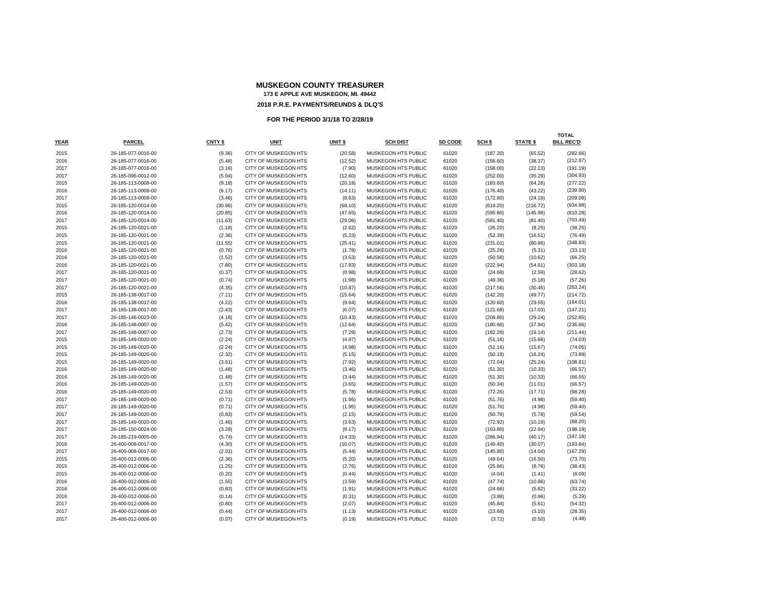# MUSKEGON COUNTY TREASURER

**173 E APPLE AVE MUSKEGON, MI. 49442**

**2018 P.R.E. PAYMENTS/REUNDS & DLQ'S**

**FOR THE PERIOD 3/1/18 TO 2/28/19**

| YEAR | PARCEL | CNTY $ | UNIT | UNIT $ | SCH DIST | SD CODE | SCH $ | STATE $ | TOTAL BILL REC'D |
|---|---|---|---|---|---|---|---|---|---|
| 2015 | 26-185-077-0016-00 | (9.36) | CITY OF MUSKEGON HTS | (20.58) | MUSKEGON HTS PUBLIC | 61020 | (187.20) | (65.52) | (282.66) |
| 2016 | 26-185-077-0016-00 | (5.48) | CITY OF MUSKEGON HTS | (12.52) | MUSKEGON HTS PUBLIC | 61020 | (156.60) | (38.37) | (212.97) |
| 2017 | 26-185-077-0016-00 | (3.16) | CITY OF MUSKEGON HTS | (7.90) | MUSKEGON HTS PUBLIC | 61020 | (158.00) | (22.13) | (191.19) |
| 2017 | 26-185-096-0012-00 | (5.04) | CITY OF MUSKEGON HTS | (12.60) | MUSKEGON HTS PUBLIC | 61020 | (252.00) | (35.29) | (304.93) |
| 2015 | 26-185-113-0008-00 | (9.18) | CITY OF MUSKEGON HTS | (20.18) | MUSKEGON HTS PUBLIC | 61020 | (183.60) | (64.26) | (277.22) |
| 2016 | 26-185-113-0008-00 | (6.17) | CITY OF MUSKEGON HTS | (14.11) | MUSKEGON HTS PUBLIC | 61020 | (176.40) | (43.22) | (239.90) |
| 2017 | 26-185-113-0008-00 | (3.46) | CITY OF MUSKEGON HTS | (8.63) | MUSKEGON HTS PUBLIC | 61020 | (172.80) | (24.19) | (209.08) |
| 2015 | 26-185-120-0014-00 | (30.96) | CITY OF MUSKEGON HTS | (68.10) | MUSKEGON HTS PUBLIC | 61020 | (619.20) | (216.72) | (934.98) |
| 2016 | 26-185-120-0014-00 | (20.85) | CITY OF MUSKEGON HTS | (47.65) | MUSKEGON HTS PUBLIC | 61020 | (595.80) | (145.98) | (810.28) |
| 2017 | 26-185-120-0014-00 | (11.63) | CITY OF MUSKEGON HTS | (29.06) | MUSKEGON HTS PUBLIC | 61020 | (581.40) | (81.40) | (703.49) |
| 2015 | 26-185-120-0021-00 | (1.18) | CITY OF MUSKEGON HTS | (2.62) | MUSKEGON HTS PUBLIC | 61020 | (26.20) | (8.25) | (38.25) |
| 2015 | 26-185-120-0021-00 | (2.36) | CITY OF MUSKEGON HTS | (5.23) | MUSKEGON HTS PUBLIC | 61020 | (52.39) | (16.51) | (76.49) |
| 2015 | 26-185-120-0021-00 | (11.55) | CITY OF MUSKEGON HTS | (25.41) | MUSKEGON HTS PUBLIC | 61020 | (231.01) | (80.86) | (348.83) |
| 2016 | 26-185-120-0021-00 | (0.76) | CITY OF MUSKEGON HTS | (1.78) | MUSKEGON HTS PUBLIC | 61020 | (25.28) | (5.31) | (33.13) |
| 2016 | 26-185-120-0021-00 | (1.52) | CITY OF MUSKEGON HTS | (3.53) | MUSKEGON HTS PUBLIC | 61020 | (50.58) | (10.62) | (66.25) |
| 2016 | 26-185-120-0021-00 | (7.80) | CITY OF MUSKEGON HTS | (17.83) | MUSKEGON HTS PUBLIC | 61020 | (222.94) | (54.61) | (303.18) |
| 2017 | 26-185-120-0021-00 | (0.37) | CITY OF MUSKEGON HTS | (0.98) | MUSKEGON HTS PUBLIC | 61020 | (24.68) | (2.59) | (28.62) |
| 2017 | 26-185-120-0021-00 | (0.74) | CITY OF MUSKEGON HTS | (1.98) | MUSKEGON HTS PUBLIC | 61020 | (49.36) | (5.18) | (57.26) |
| 2017 | 26-185-120-0021-00 | (4.35) | CITY OF MUSKEGON HTS | (10.87) | MUSKEGON HTS PUBLIC | 61020 | (217.56) | (30.46) | (263.24) |
| 2015 | 26-185-138-0017-00 | (7.11) | CITY OF MUSKEGON HTS | (15.64) | MUSKEGON HTS PUBLIC | 61020 | (142.20) | (49.77) | (214.72) |
| 2016 | 26-185-138-0017-00 | (4.22) | CITY OF MUSKEGON HTS | (9.64) | MUSKEGON HTS PUBLIC | 61020 | (120.60) | (29.55) | (164.01) |
| 2017 | 26-185-138-0017-00 | (2.43) | CITY OF MUSKEGON HTS | (6.07) | MUSKEGON HTS PUBLIC | 61020 | (121.68) | (17.03) | (147.21) |
| 2017 | 26-185-146-0023-00 | (4.18) | CITY OF MUSKEGON HTS | (10.43) | MUSKEGON HTS PUBLIC | 61020 | (208.80) | (29.24) | (252.65) |
| 2016 | 26-185-148-0007-00 | (5.42) | CITY OF MUSKEGON HTS | (12.64) | MUSKEGON HTS PUBLIC | 61020 | (180.66) | (37.94) | (236.66) |
| 2017 | 26-185-148-0007-00 | (2.73) | CITY OF MUSKEGON HTS | (7.29) | MUSKEGON HTS PUBLIC | 61020 | (182.28) | (19.14) | (211.44) |
| 2015 | 26-185-149-0020-00 | (2.24) | CITY OF MUSKEGON HTS | (4.97) | MUSKEGON HTS PUBLIC | 61020 | (51.16) | (15.66) | (74.03) |
| 2015 | 26-185-149-0020-00 | (2.24) | CITY OF MUSKEGON HTS | (4.98) | MUSKEGON HTS PUBLIC | 61020 | (51.16) | (15.67) | (74.05) |
| 2015 | 26-185-149-0020-00 | (2.32) | CITY OF MUSKEGON HTS | (5.15) | MUSKEGON HTS PUBLIC | 61020 | (50.18) | (16.24) | (73.89) |
| 2015 | 26-185-149-0020-00 | (3.61) | CITY OF MUSKEGON HTS | (7.92) | MUSKEGON HTS PUBLIC | 61020 | (72.04) | (25.24) | (108.81) |
| 2016 | 26-185-149-0020-00 | (1.48) | CITY OF MUSKEGON HTS | (3.46) | MUSKEGON HTS PUBLIC | 61020 | (51.30) | (10.33) | (66.57) |
| 2016 | 26-185-149-0020-00 | (1.48) | CITY OF MUSKEGON HTS | (3.44) | MUSKEGON HTS PUBLIC | 61020 | (51.30) | (10.33) | (66.55) |
| 2016 | 26-185-149-0020-00 | (1.57) | CITY OF MUSKEGON HTS | (3.65) | MUSKEGON HTS PUBLIC | 61020 | (50.34) | (11.01) | (66.57) |
| 2016 | 26-185-149-0020-00 | (2.53) | CITY OF MUSKEGON HTS | (5.78) | MUSKEGON HTS PUBLIC | 61020 | (72.26) | (17.71) | (98.28) |
| 2017 | 26-185-149-0020-00 | (0.71) | CITY OF MUSKEGON HTS | (1.95) | MUSKEGON HTS PUBLIC | 61020 | (51.76) | (4.98) | (59.40) |
| 2017 | 26-185-149-0020-00 | (0.71) | CITY OF MUSKEGON HTS | (1.95) | MUSKEGON HTS PUBLIC | 61020 | (51.76) | (4.98) | (59.40) |
| 2017 | 26-185-149-0020-00 | (0.83) | CITY OF MUSKEGON HTS | (2.15) | MUSKEGON HTS PUBLIC | 61020 | (50.78) | (5.78) | (59.54) |
| 2017 | 26-185-149-0020-00 | (1.46) | CITY OF MUSKEGON HTS | (3.63) | MUSKEGON HTS PUBLIC | 61020 | (72.92) | (10.19) | (88.20) |
| 2017 | 26-185-150-0024-00 | (3.28) | CITY OF MUSKEGON HTS | (8.17) | MUSKEGON HTS PUBLIC | 61020 | (163.80) | (22.94) | (198.19) |
| 2017 | 26-185-219-0005-00 | (5.74) | CITY OF MUSKEGON HTS | (14.33) | MUSKEGON HTS PUBLIC | 61020 | (286.94) | (40.17) | (347.18) |
| 2016 | 26-400-008-0017-00 | (4.30) | CITY OF MUSKEGON HTS | (10.07) | MUSKEGON HTS PUBLIC | 61020 | (149.40) | (30.07) | (193.84) |
| 2017 | 26-400-008-0017-00 | (2.01) | CITY OF MUSKEGON HTS | (5.44) | MUSKEGON HTS PUBLIC | 61020 | (145.80) | (14.04) | (167.29) |
| 2015 | 26-400-012-0006-00 | (2.36) | CITY OF MUSKEGON HTS | (5.20) | MUSKEGON HTS PUBLIC | 61020 | (49.64) | (16.50) | (73.70) |
| 2015 | 26-400-012-0006-00 | (1.25) | CITY OF MUSKEGON HTS | (2.76) | MUSKEGON HTS PUBLIC | 61020 | (25.66) | (8.76) | (38.43) |
| 2015 | 26-400-012-0006-00 | (0.20) | CITY OF MUSKEGON HTS | (0.44) | MUSKEGON HTS PUBLIC | 61020 | (4.04) | (1.41) | (6.09) |
| 2016 | 26-400-012-0006-00 | (1.55) | CITY OF MUSKEGON HTS | (3.59) | MUSKEGON HTS PUBLIC | 61020 | (47.74) | (10.86) | (63.74) |
| 2016 | 26-400-012-0006-00 | (0.83) | CITY OF MUSKEGON HTS | (1.91) | MUSKEGON HTS PUBLIC | 61020 | (24.66) | (5.82) | (33.22) |
| 2016 | 26-400-012-0006-00 | (0.14) | CITY OF MUSKEGON HTS | (0.31) | MUSKEGON HTS PUBLIC | 61020 | (3.88) | (0.96) | (5.29) |
| 2017 | 26-400-012-0006-00 | (0.80) | CITY OF MUSKEGON HTS | (2.07) | MUSKEGON HTS PUBLIC | 61020 | (45.84) | (5.61) | (54.32) |
| 2017 | 26-400-012-0006-00 | (0.44) | CITY OF MUSKEGON HTS | (1.13) | MUSKEGON HTS PUBLIC | 61020 | (23.68) | (3.10) | (28.35) |
| 2017 | 26-400-012-0006-00 | (0.07) | CITY OF MUSKEGON HTS | (0.19) | MUSKEGON HTS PUBLIC | 61020 | (3.72) | (0.50) | (4.48) |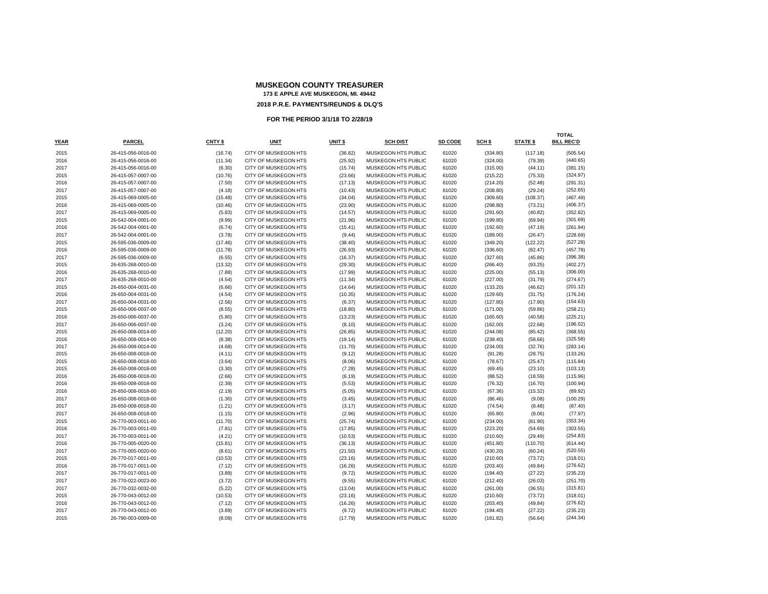# MUSKEGON COUNTY TREASURER

**173 E APPLE AVE MUSKEGON, MI. 49442**

**2018 P.R.E. PAYMENTS/REUNDS & DLQ'S**

**FOR THE PERIOD 3/1/18 TO 2/28/19**

| YEAR | PARCEL | CNTY $ | UNIT | UNIT $ | SCH DIST | SD CODE | SCH $ | STATE $ | TOTAL BILL REC'D |
|---|---|---|---|---|---|---|---|---|---|
| 2015 | 26-415-056-0016-00 | (16.74) | CITY OF MUSKEGON HTS | (36.82) | MUSKEGON HTS PUBLIC | 61020 | (334.80) | (117.18) | (505.54) |
| 2016 | 26-415-056-0016-00 | (11.34) | CITY OF MUSKEGON HTS | (25.92) | MUSKEGON HTS PUBLIC | 61020 | (324.00) | (79.39) | (440.65) |
| 2017 | 26-415-056-0016-00 | (6.30) | CITY OF MUSKEGON HTS | (15.74) | MUSKEGON HTS PUBLIC | 61020 | (315.00) | (44.11) | (381.15) |
| 2015 | 26-415-057-0007-00 | (10.76) | CITY OF MUSKEGON HTS | (23.66) | MUSKEGON HTS PUBLIC | 61020 | (215.22) | (75.33) | (324.97) |
| 2016 | 26-415-057-0007-00 | (7.50) | CITY OF MUSKEGON HTS | (17.13) | MUSKEGON HTS PUBLIC | 61020 | (214.20) | (52.48) | (291.31) |
| 2017 | 26-415-057-0007-00 | (4.18) | CITY OF MUSKEGON HTS | (10.43) | MUSKEGON HTS PUBLIC | 61020 | (208.80) | (29.24) | (252.65) |
| 2015 | 26-415-069-0005-00 | (15.48) | CITY OF MUSKEGON HTS | (34.04) | MUSKEGON HTS PUBLIC | 61020 | (309.60) | (108.37) | (467.49) |
| 2016 | 26-415-069-0005-00 | (10.46) | CITY OF MUSKEGON HTS | (23.90) | MUSKEGON HTS PUBLIC | 61020 | (298.80) | (73.21) | (406.37) |
| 2017 | 26-415-069-0005-00 | (5.83) | CITY OF MUSKEGON HTS | (14.57) | MUSKEGON HTS PUBLIC | 61020 | (291.60) | (40.82) | (352.82) |
| 2015 | 26-542-004-0001-00 | (9.99) | CITY OF MUSKEGON HTS | (21.96) | MUSKEGON HTS PUBLIC | 61020 | (199.80) | (69.94) | (301.69) |
| 2016 | 26-542-004-0001-00 | (6.74) | CITY OF MUSKEGON HTS | (15.41) | MUSKEGON HTS PUBLIC | 61020 | (192.60) | (47.19) | (261.94) |
| 2017 | 26-542-004-0001-00 | (3.78) | CITY OF MUSKEGON HTS | (9.44) | MUSKEGON HTS PUBLIC | 61020 | (189.00) | (26.47) | (228.69) |
| 2015 | 26-595-036-0009-00 | (17.46) | CITY OF MUSKEGON HTS | (38.40) | MUSKEGON HTS PUBLIC | 61020 | (349.20) | (122.22) | (527.28) |
| 2016 | 26-595-036-0009-00 | (11.78) | CITY OF MUSKEGON HTS | (26.93) | MUSKEGON HTS PUBLIC | 61020 | (336.60) | (82.47) | (457.78) |
| 2017 | 26-595-036-0009-00 | (6.55) | CITY OF MUSKEGON HTS | (16.37) | MUSKEGON HTS PUBLIC | 61020 | (327.60) | (45.86) | (396.38) |
| 2015 | 26-635-268-0010-00 | (13.32) | CITY OF MUSKEGON HTS | (29.30) | MUSKEGON HTS PUBLIC | 61020 | (266.40) | (93.25) | (402.27) |
| 2016 | 26-635-268-0010-00 | (7.88) | CITY OF MUSKEGON HTS | (17.99) | MUSKEGON HTS PUBLIC | 61020 | (225.00) | (55.13) | (306.00) |
| 2017 | 26-635-268-0010-00 | (4.54) | CITY OF MUSKEGON HTS | (11.34) | MUSKEGON HTS PUBLIC | 61020 | (227.00) | (31.79) | (274.67) |
| 2015 | 26-650-004-0031-00 | (6.66) | CITY OF MUSKEGON HTS | (14.64) | MUSKEGON HTS PUBLIC | 61020 | (133.20) | (46.62) | (201.12) |
| 2016 | 26-650-004-0031-00 | (4.54) | CITY OF MUSKEGON HTS | (10.35) | MUSKEGON HTS PUBLIC | 61020 | (129.60) | (31.75) | (176.24) |
| 2017 | 26-650-004-0031-00 | (2.56) | CITY OF MUSKEGON HTS | (6.37) | MUSKEGON HTS PUBLIC | 61020 | (127.80) | (17.90) | (154.63) |
| 2015 | 26-650-006-0037-00 | (8.55) | CITY OF MUSKEGON HTS | (18.80) | MUSKEGON HTS PUBLIC | 61020 | (171.00) | (59.86) | (258.21) |
| 2016 | 26-650-006-0037-00 | (5.80) | CITY OF MUSKEGON HTS | (13.23) | MUSKEGON HTS PUBLIC | 61020 | (165.60) | (40.58) | (225.21) |
| 2017 | 26-650-006-0037-00 | (3.24) | CITY OF MUSKEGON HTS | (8.10) | MUSKEGON HTS PUBLIC | 61020 | (162.00) | (22.68) | (196.02) |
| 2015 | 26-650-008-0014-00 | (12.20) | CITY OF MUSKEGON HTS | (26.85) | MUSKEGON HTS PUBLIC | 61020 | (244.08) | (85.42) | (368.55) |
| 2016 | 26-650-008-0014-00 | (8.38) | CITY OF MUSKEGON HTS | (19.14) | MUSKEGON HTS PUBLIC | 61020 | (239.40) | (58.66) | (325.58) |
| 2017 | 26-650-008-0014-00 | (4.68) | CITY OF MUSKEGON HTS | (11.70) | MUSKEGON HTS PUBLIC | 61020 | (234.00) | (32.76) | (283.14) |
| 2015 | 26-650-008-0018-00 | (4.11) | CITY OF MUSKEGON HTS | (9.12) | MUSKEGON HTS PUBLIC | 61020 | (91.28) | (28.75) | (133.26) |
| 2015 | 26-650-008-0018-00 | (3.64) | CITY OF MUSKEGON HTS | (8.06) | MUSKEGON HTS PUBLIC | 61020 | (78.67) | (25.47) | (115.84) |
| 2015 | 26-650-008-0018-00 | (3.30) | CITY OF MUSKEGON HTS | (7.28) | MUSKEGON HTS PUBLIC | 61020 | (69.45) | (23.10) | (103.13) |
| 2016 | 26-650-008-0018-00 | (2.66) | CITY OF MUSKEGON HTS | (6.19) | MUSKEGON HTS PUBLIC | 61020 | (88.52) | (18.59) | (115.96) |
| 2016 | 26-650-008-0018-00 | (2.39) | CITY OF MUSKEGON HTS | (5.53) | MUSKEGON HTS PUBLIC | 61020 | (76.32) | (16.70) | (100.94) |
| 2016 | 26-650-008-0018-00 | (2.19) | CITY OF MUSKEGON HTS | (5.05) | MUSKEGON HTS PUBLIC | 61020 | (67.36) | (15.32) | (89.92) |
| 2017 | 26-650-008-0018-00 | (1.30) | CITY OF MUSKEGON HTS | (3.45) | MUSKEGON HTS PUBLIC | 61020 | (86.46) | (9.08) | (100.29) |
| 2017 | 26-650-008-0018-00 | (1.21) | CITY OF MUSKEGON HTS | (3.17) | MUSKEGON HTS PUBLIC | 61020 | (74.54) | (8.48) | (87.40) |
| 2017 | 26-650-008-0018-00 | (1.15) | CITY OF MUSKEGON HTS | (2.96) | MUSKEGON HTS PUBLIC | 61020 | (65.80) | (8.06) | (77.97) |
| 2015 | 26-770-003-0011-00 | (11.70) | CITY OF MUSKEGON HTS | (25.74) | MUSKEGON HTS PUBLIC | 61020 | (234.00) | (81.90) | (353.34) |
| 2016 | 26-770-003-0011-00 | (7.81) | CITY OF MUSKEGON HTS | (17.85) | MUSKEGON HTS PUBLIC | 61020 | (223.20) | (54.69) | (303.55) |
| 2017 | 26-770-003-0011-00 | (4.21) | CITY OF MUSKEGON HTS | (10.53) | MUSKEGON HTS PUBLIC | 61020 | (210.60) | (29.49) | (254.83) |
| 2016 | 26-770-005-0020-00 | (15.81) | CITY OF MUSKEGON HTS | (36.13) | MUSKEGON HTS PUBLIC | 61020 | (451.80) | (110.70) | (614.44) |
| 2017 | 26-770-005-0020-00 | (8.61) | CITY OF MUSKEGON HTS | (21.50) | MUSKEGON HTS PUBLIC | 61020 | (430.20) | (60.24) | (520.55) |
| 2015 | 26-770-017-0011-00 | (10.53) | CITY OF MUSKEGON HTS | (23.16) | MUSKEGON HTS PUBLIC | 61020 | (210.60) | (73.72) | (318.01) |
| 2016 | 26-770-017-0011-00 | (7.12) | CITY OF MUSKEGON HTS | (16.26) | MUSKEGON HTS PUBLIC | 61020 | (203.40) | (49.84) | (276.62) |
| 2017 | 26-770-017-0011-00 | (3.89) | CITY OF MUSKEGON HTS | (9.72) | MUSKEGON HTS PUBLIC | 61020 | (194.40) | (27.22) | (235.23) |
| 2017 | 26-770-022-0023-00 | (3.72) | CITY OF MUSKEGON HTS | (9.55) | MUSKEGON HTS PUBLIC | 61020 | (212.40) | (26.03) | (251.70) |
| 2017 | 26-770-032-0032-00 | (5.22) | CITY OF MUSKEGON HTS | (13.04) | MUSKEGON HTS PUBLIC | 61020 | (261.00) | (36.55) | (315.81) |
| 2015 | 26-770-043-0012-00 | (10.53) | CITY OF MUSKEGON HTS | (23.16) | MUSKEGON HTS PUBLIC | 61020 | (210.60) | (73.72) | (318.01) |
| 2016 | 26-770-043-0012-00 | (7.12) | CITY OF MUSKEGON HTS | (16.26) | MUSKEGON HTS PUBLIC | 61020 | (203.40) | (49.84) | (276.62) |
| 2017 | 26-770-043-0012-00 | (3.89) | CITY OF MUSKEGON HTS | (9.72) | MUSKEGON HTS PUBLIC | 61020 | (194.40) | (27.22) | (235.23) |
| 2015 | 26-790-003-0009-00 | (8.09) | CITY OF MUSKEGON HTS | (17.79) | MUSKEGON HTS PUBLIC | 61020 | (161.82) | (56.64) | (244.34) |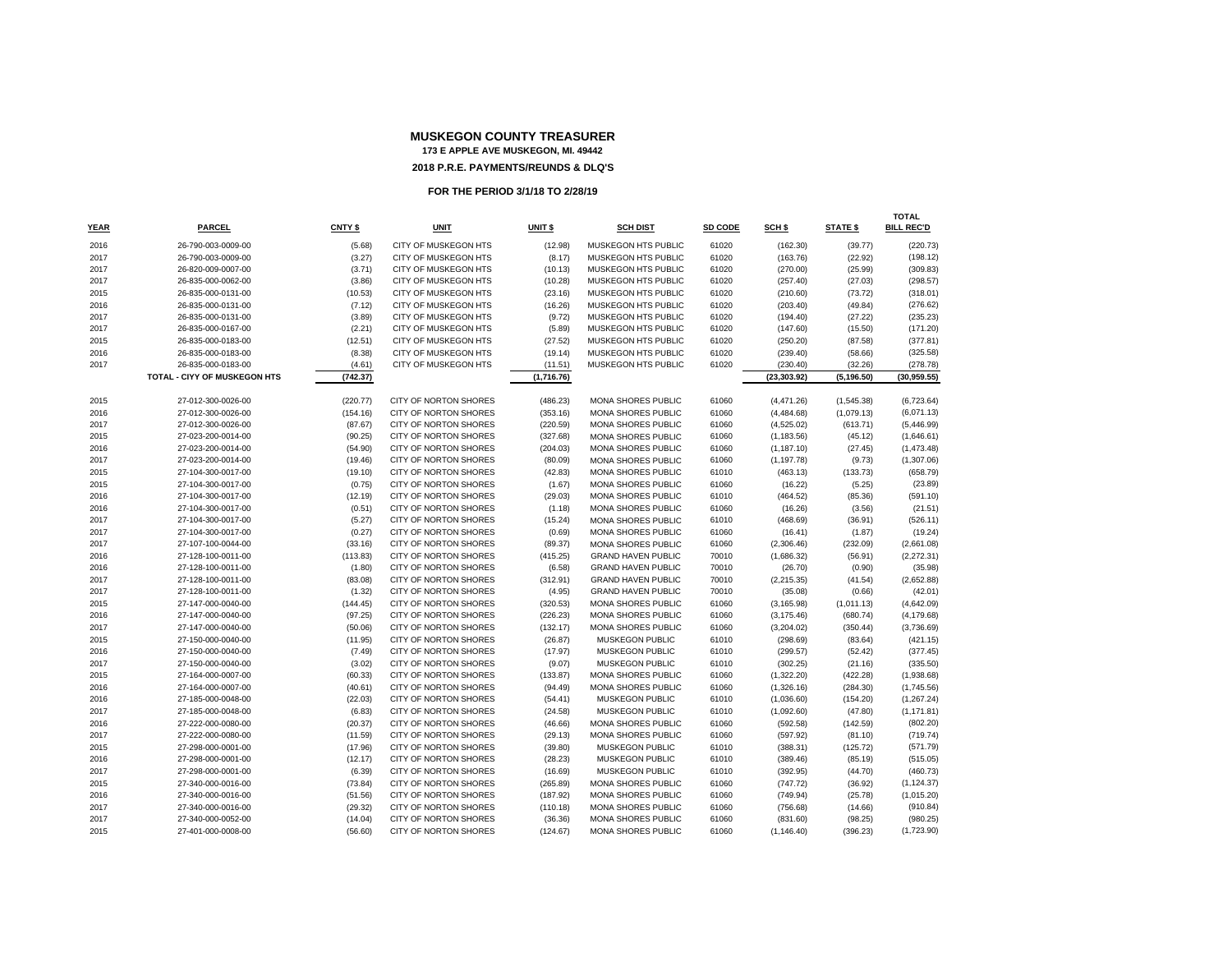# MUSKEGON COUNTY TREASURER

**173 E APPLE AVE MUSKEGON, MI. 49442**

**2018 P.R.E. PAYMENTS/REUNDS & DLQ'S**

**FOR THE PERIOD 3/1/18 TO 2/28/19**

| YEAR | PARCEL | CNTY $ | UNIT | UNIT $ | SCH DIST | SD CODE | SCH $ | STATE $ | TOTAL BILL REC'D |
|---|---|---|---|---|---|---|---|---|---|
| 2016 | 26-790-003-0009-00 | (5.68) | CITY OF MUSKEGON HTS | (12.98) | MUSKEGON HTS PUBLIC | 61020 | (162.30) | (39.77) | (220.73) |
| 2017 | 26-790-003-0009-00 | (3.27) | CITY OF MUSKEGON HTS | (8.17) | MUSKEGON HTS PUBLIC | 61020 | (163.76) | (22.92) | (198.12) |
| 2017 | 26-820-009-0007-00 | (3.71) | CITY OF MUSKEGON HTS | (10.13) | MUSKEGON HTS PUBLIC | 61020 | (270.00) | (25.99) | (309.83) |
| 2017 | 26-835-000-0062-00 | (3.86) | CITY OF MUSKEGON HTS | (10.28) | MUSKEGON HTS PUBLIC | 61020 | (257.40) | (27.03) | (298.57) |
| 2015 | 26-835-000-0131-00 | (10.53) | CITY OF MUSKEGON HTS | (23.16) | MUSKEGON HTS PUBLIC | 61020 | (210.60) | (73.72) | (318.01) |
| 2016 | 26-835-000-0131-00 | (7.12) | CITY OF MUSKEGON HTS | (16.26) | MUSKEGON HTS PUBLIC | 61020 | (203.40) | (49.84) | (276.62) |
| 2017 | 26-835-000-0131-00 | (3.89) | CITY OF MUSKEGON HTS | (9.72) | MUSKEGON HTS PUBLIC | 61020 | (194.40) | (27.22) | (235.23) |
| 2017 | 26-835-000-0167-00 | (2.21) | CITY OF MUSKEGON HTS | (5.89) | MUSKEGON HTS PUBLIC | 61020 | (147.60) | (15.50) | (171.20) |
| 2015 | 26-835-000-0183-00 | (12.51) | CITY OF MUSKEGON HTS | (27.52) | MUSKEGON HTS PUBLIC | 61020 | (250.20) | (87.58) | (377.81) |
| 2016 | 26-835-000-0183-00 | (8.38) | CITY OF MUSKEGON HTS | (19.14) | MUSKEGON HTS PUBLIC | 61020 | (239.40) | (58.66) | (325.58) |
| 2017 | 26-835-000-0183-00 | (4.61) | CITY OF MUSKEGON HTS | (11.51) | MUSKEGON HTS PUBLIC | 61020 | (230.40) | (32.26) | (278.78) |
| | **TOTAL - CIYY OF MUSKEGON HTS** | **(742.37)** | | **(1,716.76)** | | | **(23,303.92)** | **(5,196.50)** | **(30,959.55)** |
| 2015 | 27-012-300-0026-00 | (220.77) | CITY OF NORTON SHORES | (486.23) | MONA SHORES PUBLIC | 61060 | (4,471.26) | (1,545.38) | (6,723.64) |
| 2016 | 27-012-300-0026-00 | (154.16) | CITY OF NORTON SHORES | (353.16) | MONA SHORES PUBLIC | 61060 | (4,484.68) | (1,079.13) | (6,071.13) |
| 2017 | 27-012-300-0026-00 | (87.67) | CITY OF NORTON SHORES | (220.59) | MONA SHORES PUBLIC | 61060 | (4,525.02) | (613.71) | (5,446.99) |
| 2015 | 27-023-200-0014-00 | (90.25) | CITY OF NORTON SHORES | (327.68) | MONA SHORES PUBLIC | 61060 | (1,183.56) | (45.12) | (1,646.61) |
| 2016 | 27-023-200-0014-00 | (54.90) | CITY OF NORTON SHORES | (204.03) | MONA SHORES PUBLIC | 61060 | (1,187.10) | (27.45) | (1,473.48) |
| 2017 | 27-023-200-0014-00 | (19.46) | CITY OF NORTON SHORES | (80.09) | MONA SHORES PUBLIC | 61060 | (1,197.78) | (9.73) | (1,307.06) |
| 2015 | 27-104-300-0017-00 | (19.10) | CITY OF NORTON SHORES | (42.83) | MONA SHORES PUBLIC | 61010 | (463.13) | (133.73) | (658.79) |
| 2015 | 27-104-300-0017-00 | (0.75) | CITY OF NORTON SHORES | (1.67) | MONA SHORES PUBLIC | 61060 | (16.22) | (5.25) | (23.89) |
| 2016 | 27-104-300-0017-00 | (12.19) | CITY OF NORTON SHORES | (29.03) | MONA SHORES PUBLIC | 61010 | (464.52) | (85.36) | (591.10) |
| 2016 | 27-104-300-0017-00 | (0.51) | CITY OF NORTON SHORES | (1.18) | MONA SHORES PUBLIC | 61060 | (16.26) | (3.56) | (21.51) |
| 2017 | 27-104-300-0017-00 | (5.27) | CITY OF NORTON SHORES | (15.24) | MONA SHORES PUBLIC | 61010 | (468.69) | (36.91) | (526.11) |
| 2017 | 27-104-300-0017-00 | (0.27) | CITY OF NORTON SHORES | (0.69) | MONA SHORES PUBLIC | 61060 | (16.41) | (1.87) | (19.24) |
| 2017 | 27-107-100-0044-00 | (33.16) | CITY OF NORTON SHORES | (89.37) | MONA SHORES PUBLIC | 61060 | (2,306.46) | (232.09) | (2,661.08) |
| 2016 | 27-128-100-0011-00 | (113.83) | CITY OF NORTON SHORES | (415.25) | GRAND HAVEN PUBLIC | 70010 | (1,686.32) | (56.91) | (2,272.31) |
| 2016 | 27-128-100-0011-00 | (1.80) | CITY OF NORTON SHORES | (6.58) | GRAND HAVEN PUBLIC | 70010 | (26.70) | (0.90) | (35.98) |
| 2017 | 27-128-100-0011-00 | (83.08) | CITY OF NORTON SHORES | (312.91) | GRAND HAVEN PUBLIC | 70010 | (2,215.35) | (41.54) | (2,652.88) |
| 2017 | 27-128-100-0011-00 | (1.32) | CITY OF NORTON SHORES | (4.95) | GRAND HAVEN PUBLIC | 70010 | (35.08) | (0.66) | (42.01) |
| 2015 | 27-147-000-0040-00 | (144.45) | CITY OF NORTON SHORES | (320.53) | MONA SHORES PUBLIC | 61060 | (3,165.98) | (1,011.13) | (4,642.09) |
| 2016 | 27-147-000-0040-00 | (97.25) | CITY OF NORTON SHORES | (226.23) | MONA SHORES PUBLIC | 61060 | (3,175.46) | (680.74) | (4,179.68) |
| 2017 | 27-147-000-0040-00 | (50.06) | CITY OF NORTON SHORES | (132.17) | MONA SHORES PUBLIC | 61060 | (3,204.02) | (350.44) | (3,736.69) |
| 2015 | 27-150-000-0040-00 | (11.95) | CITY OF NORTON SHORES | (26.87) | MUSKEGON PUBLIC | 61010 | (298.69) | (83.64) | (421.15) |
| 2016 | 27-150-000-0040-00 | (7.49) | CITY OF NORTON SHORES | (17.97) | MUSKEGON PUBLIC | 61010 | (299.57) | (52.42) | (377.45) |
| 2017 | 27-150-000-0040-00 | (3.02) | CITY OF NORTON SHORES | (9.07) | MUSKEGON PUBLIC | 61010 | (302.25) | (21.16) | (335.50) |
| 2015 | 27-164-000-0007-00 | (60.33) | CITY OF NORTON SHORES | (133.87) | MONA SHORES PUBLIC | 61060 | (1,322.20) | (422.28) | (1,938.68) |
| 2016 | 27-164-000-0007-00 | (40.61) | CITY OF NORTON SHORES | (94.49) | MONA SHORES PUBLIC | 61060 | (1,326.16) | (284.30) | (1,745.56) |
| 2016 | 27-185-000-0048-00 | (22.03) | CITY OF NORTON SHORES | (54.41) | MUSKEGON PUBLIC | 61010 | (1,036.60) | (154.20) | (1,267.24) |
| 2017 | 27-185-000-0048-00 | (6.83) | CITY OF NORTON SHORES | (24.58) | MUSKEGON PUBLIC | 61010 | (1,092.60) | (47.80) | (1,171.81) |
| 2016 | 27-222-000-0080-00 | (20.37) | CITY OF NORTON SHORES | (46.66) | MONA SHORES PUBLIC | 61060 | (592.58) | (142.59) | (802.20) |
| 2017 | 27-222-000-0080-00 | (11.59) | CITY OF NORTON SHORES | (29.13) | MONA SHORES PUBLIC | 61060 | (597.92) | (81.10) | (719.74) |
| 2015 | 27-298-000-0001-00 | (17.96) | CITY OF NORTON SHORES | (39.80) | MUSKEGON PUBLIC | 61010 | (388.31) | (125.72) | (571.79) |
| 2016 | 27-298-000-0001-00 | (12.17) | CITY OF NORTON SHORES | (28.23) | MUSKEGON PUBLIC | 61010 | (389.46) | (85.19) | (515.05) |
| 2017 | 27-298-000-0001-00 | (6.39) | CITY OF NORTON SHORES | (16.69) | MUSKEGON PUBLIC | 61010 | (392.95) | (44.70) | (460.73) |
| 2015 | 27-340-000-0016-00 | (73.84) | CITY OF NORTON SHORES | (265.89) | MONA SHORES PUBLIC | 61060 | (747.72) | (36.92) | (1,124.37) |
| 2016 | 27-340-000-0016-00 | (51.56) | CITY OF NORTON SHORES | (187.92) | MONA SHORES PUBLIC | 61060 | (749.94) | (25.78) | (1,015.20) |
| 2017 | 27-340-000-0016-00 | (29.32) | CITY OF NORTON SHORES | (110.18) | MONA SHORES PUBLIC | 61060 | (756.68) | (14.66) | (910.84) |
| 2017 | 27-340-000-0052-00 | (14.04) | CITY OF NORTON SHORES | (36.36) | MONA SHORES PUBLIC | 61060 | (831.60) | (98.25) | (980.25) |
| 2015 | 27-401-000-0008-00 | (56.60) | CITY OF NORTON SHORES | (124.67) | MONA SHORES PUBLIC | 61060 | (1,146.40) | (396.23) | (1,723.90) |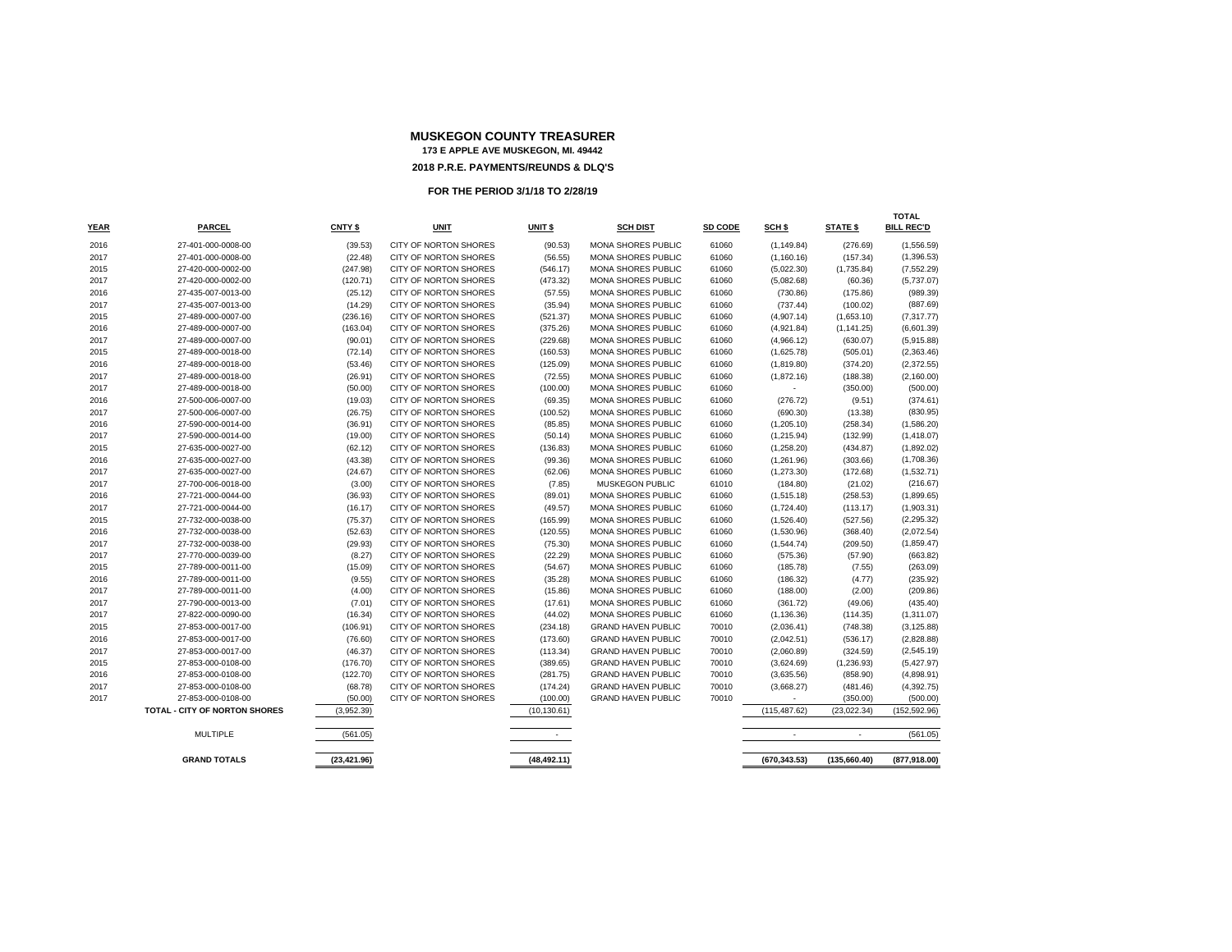# MUSKEGON COUNTY TREASURER

**173 E APPLE AVE MUSKEGON, MI. 49442**

**2018 P.R.E. PAYMENTS/REUNDS & DLQ'S**

**FOR THE PERIOD 3/1/18 TO 2/28/19**

| YEAR | PARCEL | CNTY $ | UNIT | UNIT $ | SCH DIST | SD CODE | SCH $ | STATE $ | TOTAL BILL REC'D |
|---|---|---|---|---|---|---|---|---|---|
| 2016 | 27-401-000-0008-00 | (39.53) | CITY OF NORTON SHORES | (90.53) | MONA SHORES PUBLIC | 61060 | (1,149.84) | (276.69) | (1,556.59) |
| 2017 | 27-401-000-0008-00 | (22.48) | CITY OF NORTON SHORES | (56.55) | MONA SHORES PUBLIC | 61060 | (1,160.16) | (157.34) | (1,396.53) |
| 2015 | 27-420-000-0002-00 | (247.98) | CITY OF NORTON SHORES | (546.17) | MONA SHORES PUBLIC | 61060 | (5,022.30) | (1,735.84) | (7,552.29) |
| 2017 | 27-420-000-0002-00 | (120.71) | CITY OF NORTON SHORES | (473.32) | MONA SHORES PUBLIC | 61060 | (5,082.68) | (60.36) | (5,737.07) |
| 2016 | 27-435-007-0013-00 | (25.12) | CITY OF NORTON SHORES | (57.55) | MONA SHORES PUBLIC | 61060 | (730.86) | (175.86) | (989.39) |
| 2017 | 27-435-007-0013-00 | (14.29) | CITY OF NORTON SHORES | (35.94) | MONA SHORES PUBLIC | 61060 | (737.44) | (100.02) | (887.69) |
| 2015 | 27-489-000-0007-00 | (236.16) | CITY OF NORTON SHORES | (521.37) | MONA SHORES PUBLIC | 61060 | (4,907.14) | (1,653.10) | (7,317.77) |
| 2016 | 27-489-000-0007-00 | (163.04) | CITY OF NORTON SHORES | (375.26) | MONA SHORES PUBLIC | 61060 | (4,921.84) | (1,141.25) | (6,601.39) |
| 2017 | 27-489-000-0007-00 | (90.01) | CITY OF NORTON SHORES | (229.68) | MONA SHORES PUBLIC | 61060 | (4,966.12) | (630.07) | (5,915.88) |
| 2015 | 27-489-000-0018-00 | (72.14) | CITY OF NORTON SHORES | (160.53) | MONA SHORES PUBLIC | 61060 | (1,625.78) | (505.01) | (2,363.46) |
| 2016 | 27-489-000-0018-00 | (53.46) | CITY OF NORTON SHORES | (125.09) | MONA SHORES PUBLIC | 61060 | (1,819.80) | (374.20) | (2,372.55) |
| 2017 | 27-489-000-0018-00 | (26.91) | CITY OF NORTON SHORES | (72.55) | MONA SHORES PUBLIC | 61060 | (1,872.16) | (188.38) | (2,160.00) |
| 2017 | 27-489-000-0018-00 | (50.00) | CITY OF NORTON SHORES | (100.00) | MONA SHORES PUBLIC | 61060 | - | (350.00) | (500.00) |
| 2016 | 27-500-006-0007-00 | (19.03) | CITY OF NORTON SHORES | (69.35) | MONA SHORES PUBLIC | 61060 | (276.72) | (9.51) | (374.61) |
| 2017 | 27-500-006-0007-00 | (26.75) | CITY OF NORTON SHORES | (100.52) | MONA SHORES PUBLIC | 61060 | (690.30) | (13.38) | (830.95) |
| 2016 | 27-590-000-0014-00 | (36.91) | CITY OF NORTON SHORES | (85.85) | MONA SHORES PUBLIC | 61060 | (1,205.10) | (258.34) | (1,586.20) |
| 2017 | 27-590-000-0014-00 | (19.00) | CITY OF NORTON SHORES | (50.14) | MONA SHORES PUBLIC | 61060 | (1,215.94) | (132.99) | (1,418.07) |
| 2015 | 27-635-000-0027-00 | (62.12) | CITY OF NORTON SHORES | (136.83) | MONA SHORES PUBLIC | 61060 | (1,258.20) | (434.87) | (1,892.02) |
| 2016 | 27-635-000-0027-00 | (43.38) | CITY OF NORTON SHORES | (99.36) | MONA SHORES PUBLIC | 61060 | (1,261.96) | (303.66) | (1,708.36) |
| 2017 | 27-635-000-0027-00 | (24.67) | CITY OF NORTON SHORES | (62.06) | MONA SHORES PUBLIC | 61060 | (1,273.30) | (172.68) | (1,532.71) |
| 2017 | 27-700-006-0018-00 | (3.00) | CITY OF NORTON SHORES | (7.85) | MUSKEGON PUBLIC | 61010 | (184.80) | (21.02) | (216.67) |
| 2016 | 27-721-000-0044-00 | (36.93) | CITY OF NORTON SHORES | (89.01) | MONA SHORES PUBLIC | 61060 | (1,515.18) | (258.53) | (1,899.65) |
| 2017 | 27-721-000-0044-00 | (16.17) | CITY OF NORTON SHORES | (49.57) | MONA SHORES PUBLIC | 61060 | (1,724.40) | (113.17) | (1,903.31) |
| 2015 | 27-732-000-0038-00 | (75.37) | CITY OF NORTON SHORES | (165.99) | MONA SHORES PUBLIC | 61060 | (1,526.40) | (527.56) | (2,295.32) |
| 2016 | 27-732-000-0038-00 | (52.63) | CITY OF NORTON SHORES | (120.55) | MONA SHORES PUBLIC | 61060 | (1,530.96) | (368.40) | (2,072.54) |
| 2017 | 27-732-000-0038-00 | (29.93) | CITY OF NORTON SHORES | (75.30) | MONA SHORES PUBLIC | 61060 | (1,544.74) | (209.50) | (1,859.47) |
| 2017 | 27-770-000-0039-00 | (8.27) | CITY OF NORTON SHORES | (22.29) | MONA SHORES PUBLIC | 61060 | (575.36) | (57.90) | (663.82) |
| 2015 | 27-789-000-0011-00 | (15.09) | CITY OF NORTON SHORES | (54.67) | MONA SHORES PUBLIC | 61060 | (185.78) | (7.55) | (263.09) |
| 2016 | 27-789-000-0011-00 | (9.55) | CITY OF NORTON SHORES | (35.28) | MONA SHORES PUBLIC | 61060 | (186.32) | (4.77) | (235.92) |
| 2017 | 27-789-000-0011-00 | (4.00) | CITY OF NORTON SHORES | (15.86) | MONA SHORES PUBLIC | 61060 | (188.00) | (2.00) | (209.86) |
| 2017 | 27-790-000-0013-00 | (7.01) | CITY OF NORTON SHORES | (17.61) | MONA SHORES PUBLIC | 61060 | (361.72) | (49.06) | (435.40) |
| 2017 | 27-822-000-0090-00 | (16.34) | CITY OF NORTON SHORES | (44.02) | MONA SHORES PUBLIC | 61060 | (1,136.36) | (114.35) | (1,311.07) |
| 2015 | 27-853-000-0017-00 | (106.91) | CITY OF NORTON SHORES | (234.18) | GRAND HAVEN PUBLIC | 70010 | (2,036.41) | (748.38) | (3,125.88) |
| 2016 | 27-853-000-0017-00 | (76.60) | CITY OF NORTON SHORES | (173.60) | GRAND HAVEN PUBLIC | 70010 | (2,042.51) | (536.17) | (2,828.88) |
| 2017 | 27-853-000-0017-00 | (46.37) | CITY OF NORTON SHORES | (113.34) | GRAND HAVEN PUBLIC | 70010 | (2,060.89) | (324.59) | (2,545.19) |
| 2015 | 27-853-000-0108-00 | (176.70) | CITY OF NORTON SHORES | (389.65) | GRAND HAVEN PUBLIC | 70010 | (3,624.69) | (1,236.93) | (5,427.97) |
| 2016 | 27-853-000-0108-00 | (122.70) | CITY OF NORTON SHORES | (281.75) | GRAND HAVEN PUBLIC | 70010 | (3,635.56) | (858.90) | (4,898.91) |
| 2017 | 27-853-000-0108-00 | (68.78) | CITY OF NORTON SHORES | (174.24) | GRAND HAVEN PUBLIC | 70010 | (3,668.27) | (481.46) | (4,392.75) |
| 2017 | 27-853-000-0108-00 | (50.00) | CITY OF NORTON SHORES | (100.00) | GRAND HAVEN PUBLIC | 70010 | - | (350.00) | (500.00) |
| | **TOTAL - CITY OF NORTON SHORES** | (3,952.39) | | (10,130.61) | | | (115,487.62) | (23,022.34) | (152,592.96) |
| | MULTIPLE | (561.05) | | - | | | - | - | (561.05) |
| | **GRAND TOTALS** | **(23,421.96)** | | **(48,492.11)** | | | **(670,343.53)** | **(135,660.40)** | **(877,918.00)** |